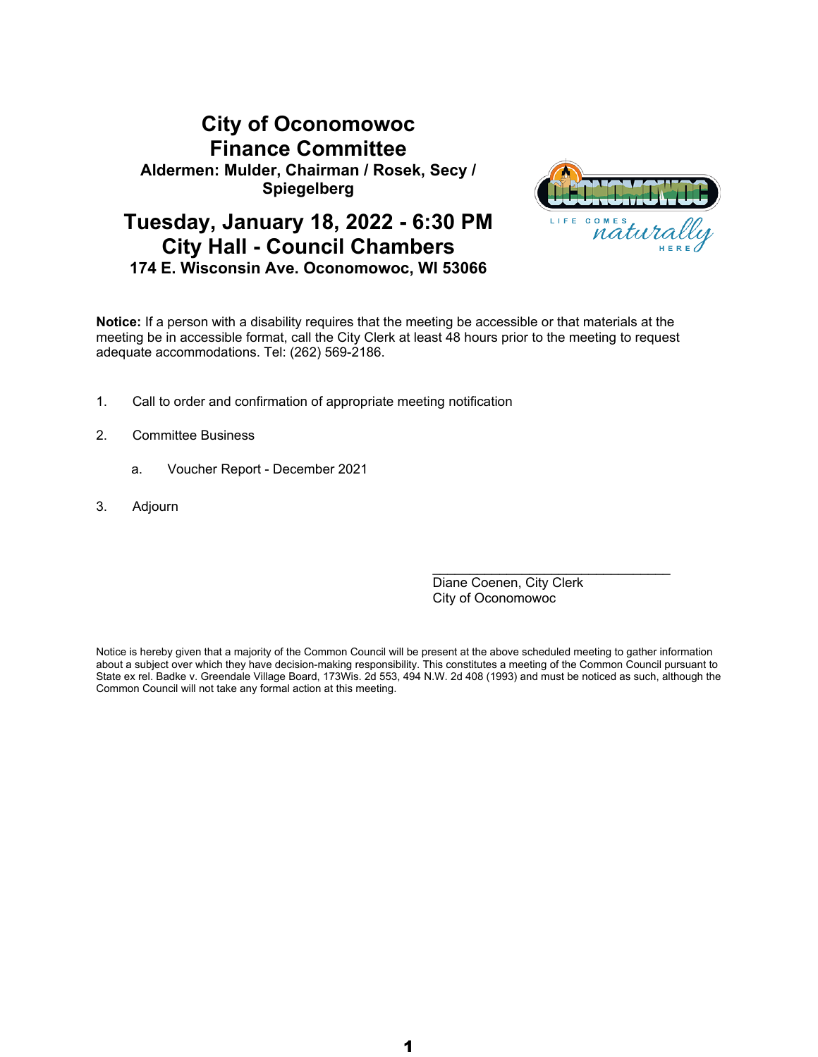# City of Oconomowoc
# Finance Committee

**Aldermen: Mulder, Chairman / Rosek, Secy / Spiegelberg**

## Tuesday, January 18, 2022 - 6:30 PM
## City Hall - Council Chambers

**174 E. Wisconsin Ave. Oconomowoc, WI 53066**

**Notice:** If a person with a disability requires that the meeting be accessible or that materials at the meeting be in accessible format, call the City Clerk at least 48 hours prior to the meeting to request adequate accommodations. Tel: (262) 569-2186.

1. Call to order and confirmation of appropriate meeting notification

2. Committee Business

   a. Voucher Report - December 2021

3. Adjourn

\_\_\_\_\_\_\_\_\_\_\_\_\_\_\_\_\_\_\_\_\_\_\_\_\_\_\_\_\_\_\_\_\_\_

Diane Coenen, City Clerk
City of Oconomowoc

Notice is hereby given that a majority of the Common Council will be present at the above scheduled meeting to gather information about a subject over which they have decision-making responsibility. This constitutes a meeting of the Common Council pursuant to State ex rel. Badke v. Greendale Village Board, 173Wis. 2d 553, 494 N.W. 2d 408 (1993) and must be noticed as such, although the Common Council will not take any formal action at this meeting.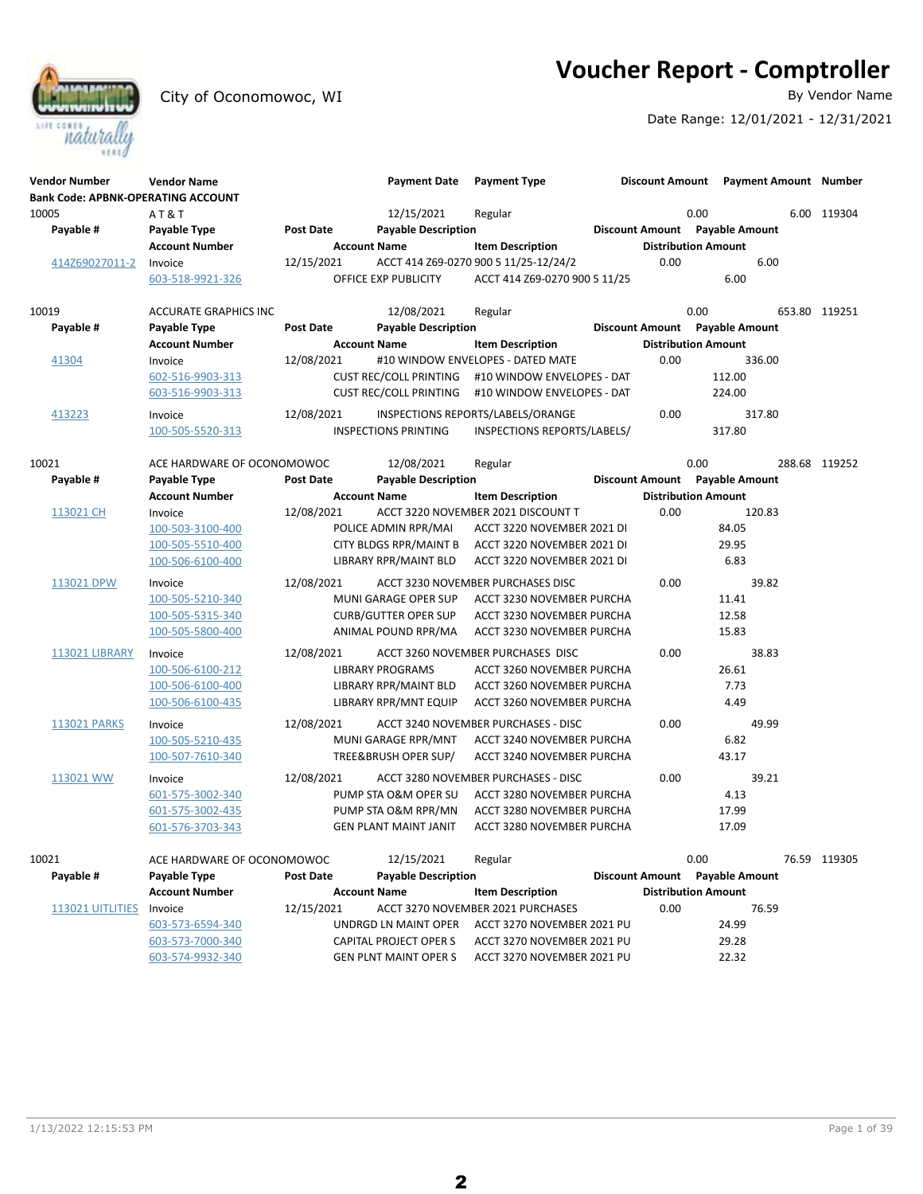# Voucher Report - Comptroller

City of Oconomowoc, WI

By Vendor Name

Date Range: 12/01/2021 - 12/31/2021

| Vendor Number | Vendor Name | | Payment Date | Payment Type | Discount Amount | Payment Amount | Number |
|---|---|---|---|---|---|---|---|
| **Bank Code: APBNK-OPERATING ACCOUNT** | | | | | | | |
| 10005 | A T & T | | 12/15/2021 | Regular | 0.00 | 6.00 | 119304 |
| **Payable #** | **Payable Type** | **Post Date** | **Payable Description** | | **Discount Amount** | **Payable Amount** | |
| | **Account Number** | | **Account Name** | **Item Description** | **Distribution Amount** | | |
| 414Z69027011-2 | Invoice | 12/15/2021 | ACCT 414 Z69-0270 900 5 11/25-12/24/2 | | 0.00 | 6.00 | |
| | 603-518-9921-326 | | OFFICE EXP PUBLICITY | ACCT 414 Z69-0270 900 5 11/25 | 6.00 | | |
| 10019 | ACCURATE GRAPHICS INC | | 12/08/2021 | Regular | 0.00 | 653.80 | 119251 |
| **Payable #** | **Payable Type** | **Post Date** | **Payable Description** | | **Discount Amount** | **Payable Amount** | |
| | **Account Number** | | **Account Name** | **Item Description** | **Distribution Amount** | | |
| 41304 | Invoice | 12/08/2021 | #10 WINDOW ENVELOPES - DATED MATE | | 0.00 | 336.00 | |
| | 602-516-9903-313 | | CUST REC/COLL PRINTING | #10 WINDOW ENVELOPES - DAT | 112.00 | | |
| | 603-516-9903-313 | | CUST REC/COLL PRINTING | #10 WINDOW ENVELOPES - DAT | 224.00 | | |
| 413223 | Invoice | 12/08/2021 | INSPECTIONS REPORTS/LABELS/ORANGE | | 0.00 | 317.80 | |
| | 100-505-5520-313 | | INSPECTIONS PRINTING | INSPECTIONS REPORTS/LABELS/ | 317.80 | | |
| 10021 | ACE HARDWARE OF OCONOMOWOC | | 12/08/2021 | Regular | 0.00 | 288.68 | 119252 |
| **Payable #** | **Payable Type** | **Post Date** | **Payable Description** | | **Discount Amount** | **Payable Amount** | |
| | **Account Number** | | **Account Name** | **Item Description** | **Distribution Amount** | | |
| 113021 CH | Invoice | 12/08/2021 | ACCT 3220 NOVEMBER 2021 DISCOUNT T | | 0.00 | 120.83 | |
| | 100-503-3100-400 | | POLICE ADMIN RPR/MAI | ACCT 3220 NOVEMBER 2021 DI | 84.05 | | |
| | 100-505-5510-400 | | CITY BLDGS RPR/MAINT B | ACCT 3220 NOVEMBER 2021 DI | 29.95 | | |
| | 100-506-6100-400 | | LIBRARY RPR/MAINT BLD | ACCT 3220 NOVEMBER 2021 DI | 6.83 | | |
| 113021 DPW | Invoice | 12/08/2021 | ACCT 3230 NOVEMBER PURCHASES DISC | | 0.00 | 39.82 | |
| | 100-505-5210-340 | | MUNI GARAGE OPER SUP | ACCT 3230 NOVEMBER PURCHA | 11.41 | | |
| | 100-505-5315-340 | | CURB/GUTTER OPER SUP | ACCT 3230 NOVEMBER PURCHA | 12.58 | | |
| | 100-505-5800-400 | | ANIMAL POUND RPR/MA | ACCT 3230 NOVEMBER PURCHA | 15.83 | | |
| 113021 LIBRARY | Invoice | 12/08/2021 | ACCT 3260 NOVEMBER PURCHASES DISC | | 0.00 | 38.83 | |
| | 100-506-6100-212 | | LIBRARY PROGRAMS | ACCT 3260 NOVEMBER PURCHA | 26.61 | | |
| | 100-506-6100-400 | | LIBRARY RPR/MAINT BLD | ACCT 3260 NOVEMBER PURCHA | 7.73 | | |
| | 100-506-6100-435 | | LIBRARY RPR/MNT EQUIP | ACCT 3260 NOVEMBER PURCHA | 4.49 | | |
| 113021 PARKS | Invoice | 12/08/2021 | ACCT 3240 NOVEMBER PURCHASES - DISC | | 0.00 | 49.99 | |
| | 100-505-5210-435 | | MUNI GARAGE RPR/MNT | ACCT 3240 NOVEMBER PURCHA | 6.82 | | |
| | 100-507-7610-340 | | TREE&BRUSH OPER SUP/ | ACCT 3240 NOVEMBER PURCHA | 43.17 | | |
| 113021 WW | Invoice | 12/08/2021 | ACCT 3280 NOVEMBER PURCHASES - DISC | | 0.00 | 39.21 | |
| | 601-575-3002-340 | | PUMP STA O&M OPER SU | ACCT 3280 NOVEMBER PURCHA | 4.13 | | |
| | 601-575-3002-435 | | PUMP STA O&M RPR/MN | ACCT 3280 NOVEMBER PURCHA | 17.99 | | |
| | 601-576-3703-343 | | GEN PLANT MAINT JANIT | ACCT 3280 NOVEMBER PURCHA | 17.09 | | |
| 10021 | ACE HARDWARE OF OCONOMOWOC | | 12/15/2021 | Regular | 0.00 | 76.59 | 119305 |
| **Payable #** | **Payable Type** | **Post Date** | **Payable Description** | | **Discount Amount** | **Payable Amount** | |
| | **Account Number** | | **Account Name** | **Item Description** | **Distribution Amount** | | |
| 113021 UITLITIES | Invoice | 12/15/2021 | ACCT 3270 NOVEMBER 2021 PURCHASES | | 0.00 | 76.59 | |
| | 603-573-6594-340 | | UNDRGD LN MAINT OPER | ACCT 3270 NOVEMBER 2021 PU | 24.99 | | |
| | 603-573-7000-340 | | CAPITAL PROJECT OPER S | ACCT 3270 NOVEMBER 2021 PU | 29.28 | | |
| | 603-574-9932-340 | | GEN PLNT MAINT OPER S | ACCT 3270 NOVEMBER 2021 PU | 22.32 | | |

1/13/2022 12:15:53 PM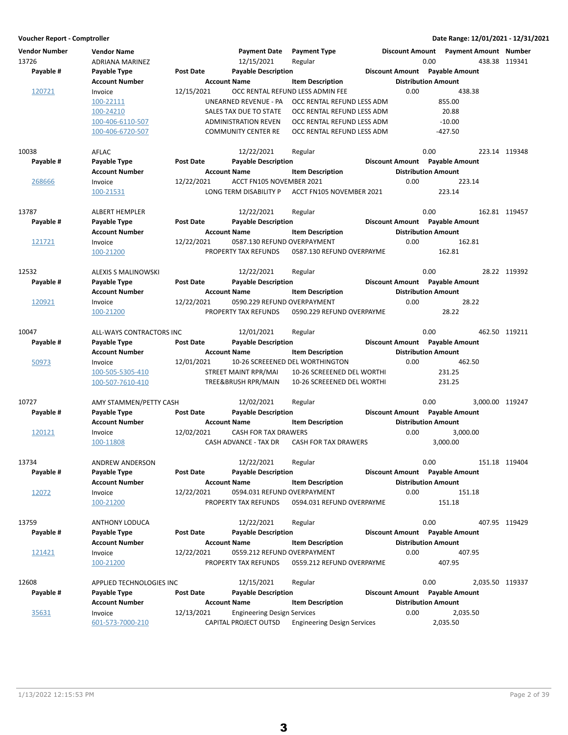**Voucher Report - Comptroller** | **Date Range: 12/01/2021 - 12/31/2021**

| Vendor Number | Vendor Name | Post Date | Payment Date | Payment Type | Discount Amount | Payment Amount | Number |
|---|---|---|---|---|---|---|---|
| **Payable #** | **Payable Type** | **Post Date** | **Payable Description** | | **Discount Amount** | **Payable Amount** | |
| | **Account Number** | | **Account Name** | **Item Description** | **Distribution Amount** | | |
| 13726 | ADRIANA MARINEZ | | 12/15/2021 | Regular | 0.00 | 438.38 | 119341 |
| 120721 | Invoice | 12/15/2021 | OCC RENTAL REFUND LESS ADMIN FEE | | 0.00 | 438.38 | |
| | 100-22111 | | UNEARNED REVENUE - PA | OCC RENTAL REFUND LESS ADM | 855.00 | | |
| | 100-24210 | | SALES TAX DUE TO STATE | OCC RENTAL REFUND LESS ADM | 20.88 | | |
| | 100-406-6110-507 | | ADMINISTRATION REVEN | OCC RENTAL REFUND LESS ADM | -10.00 | | |
| | 100-406-6720-507 | | COMMUNITY CENTER RE | OCC RENTAL REFUND LESS ADM | -427.50 | | |
| 10038 | AFLAC | | 12/22/2021 | Regular | 0.00 | 223.14 | 119348 |
| 268666 | Invoice | 12/22/2021 | ACCT FN105 NOVEMBER 2021 | | 0.00 | 223.14 | |
| | 100-21531 | | LONG TERM DISABILITY P | ACCT FN105 NOVEMBER 2021 | 223.14 | | |
| 13787 | ALBERT HEMPLER | | 12/22/2021 | Regular | 0.00 | 162.81 | 119457 |
| 121721 | Invoice | 12/22/2021 | 0587.130 REFUND OVERPAYMENT | | 0.00 | 162.81 | |
| | 100-21200 | | PROPERTY TAX REFUNDS | 0587.130 REFUND OVERPAYME | 162.81 | | |
| 12532 | ALEXIS S MALINOWSKI | | 12/22/2021 | Regular | 0.00 | 28.22 | 119392 |
| 120921 | Invoice | 12/22/2021 | 0590.229 REFUND OVERPAYMENT | | 0.00 | 28.22 | |
| | 100-21200 | | PROPERTY TAX REFUNDS | 0590.229 REFUND OVERPAYME | 28.22 | | |
| 10047 | ALL-WAYS CONTRACTORS INC | | 12/01/2021 | Regular | 0.00 | 462.50 | 119211 |
| 50973 | Invoice | 12/01/2021 | 10-26 SCREEENED DEL WORTHINGTON | | 0.00 | 462.50 | |
| | 100-505-5305-410 | | STREET MAINT RPR/MAI | 10-26 SCREEENED DEL WORTHI | 231.25 | | |
| | 100-507-7610-410 | | TREE&BRUSH RPR/MAIN | 10-26 SCREEENED DEL WORTHI | 231.25 | | |
| 10727 | AMY STAMMEN/PETTY CASH | | 12/02/2021 | Regular | 0.00 | 3,000.00 | 119247 |
| 120121 | Invoice | 12/02/2021 | CASH FOR TAX DRAWERS | | 0.00 | 3,000.00 | |
| | 100-11808 | | CASH ADVANCE - TAX DR | CASH FOR TAX DRAWERS | 3,000.00 | | |
| 13734 | ANDREW ANDERSON | | 12/22/2021 | Regular | 0.00 | 151.18 | 119404 |
| 12072 | Invoice | 12/22/2021 | 0594.031 REFUND OVERPAYMENT | | 0.00 | 151.18 | |
| | 100-21200 | | PROPERTY TAX REFUNDS | 0594.031 REFUND OVERPAYME | 151.18 | | |
| 13759 | ANTHONY LODUCA | | 12/22/2021 | Regular | 0.00 | 407.95 | 119429 |
| 121421 | Invoice | 12/22/2021 | 0559.212 REFUND OVERPAYMENT | | 0.00 | 407.95 | |
| | 100-21200 | | PROPERTY TAX REFUNDS | 0559.212 REFUND OVERPAYME | 407.95 | | |
| 12608 | APPLIED TECHNOLOGIES INC | | 12/15/2021 | Regular | 0.00 | 2,035.50 | 119337 |
| 35631 | Invoice | 12/13/2021 | Engineering Design Services | | 0.00 | 2,035.50 | |
| | 601-573-7000-210 | | CAPITAL PROJECT OUTSD | Engineering Design Services | 2,035.50 | | |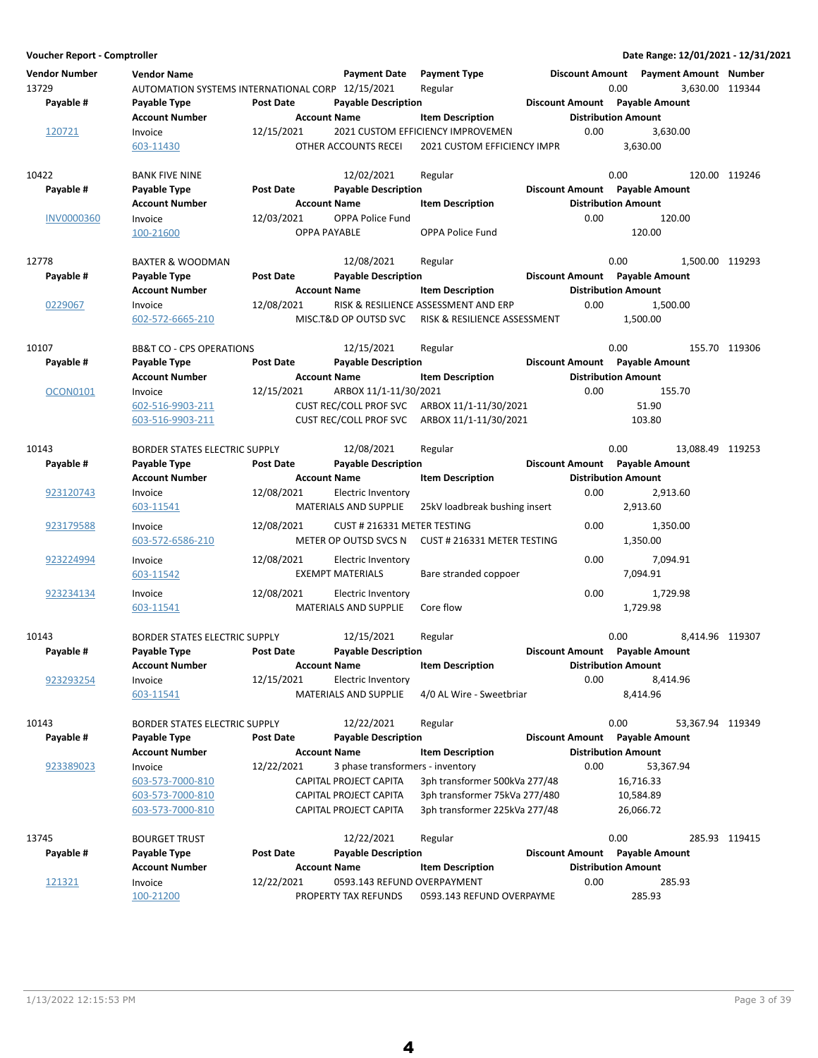**Voucher Report - Comptroller** | **Date Range: 12/01/2021 - 12/31/2021**

| Vendor Number | Vendor Name | | Payment Date | Payment Type | Discount Amount | Payment Amount | Number |
|---|---|---|---|---|---|---|---|
| **Payable #** | **Payable Type** | **Post Date** | **Payable Description** | | **Discount Amount** | **Payable Amount** | |
| | **Account Number** | | **Account Name** | **Item Description** | **Distribution Amount** | | |
| 13729 | AUTOMATION SYSTEMS INTERNATIONAL CORP | | 12/15/2021 | Regular | 0.00 | 3,630.00 | 119344 |
| 120721 | Invoice | 12/15/2021 | 2021 CUSTOM EFFICIENCY IMPROVEMEN | | 0.00 | 3,630.00 | |
| | 603-11430 | | OTHER ACCOUNTS RECEI | 2021 CUSTOM EFFICIENCY IMPR | 3,630.00 | | |
| 10422 | BANK FIVE NINE | | 12/02/2021 | Regular | 0.00 | 120.00 | 119246 |
| INV0000360 | Invoice | 12/03/2021 | OPPA Police Fund | | 0.00 | 120.00 | |
| | 100-21600 | | OPPA PAYABLE | OPPA Police Fund | 120.00 | | |
| 12778 | BAXTER & WOODMAN | | 12/08/2021 | Regular | 0.00 | 1,500.00 | 119293 |
| 0229067 | Invoice | 12/08/2021 | RISK & RESILIENCE ASSESSMENT AND ERP | | 0.00 | 1,500.00 | |
| | 602-572-6665-210 | | MISC.T&D OP OUTSD SVC | RISK & RESILIENCE ASSESSMENT | 1,500.00 | | |
| 10107 | BB&T CO - CPS OPERATIONS | | 12/15/2021 | Regular | 0.00 | 155.70 | 119306 |
| OCON0101 | Invoice | 12/15/2021 | ARBOX 11/1-11/30/2021 | | 0.00 | 155.70 | |
| | 602-516-9903-211 | | CUST REC/COLL PROF SVC | ARBOX 11/1-11/30/2021 | 51.90 | | |
| | 603-516-9903-211 | | CUST REC/COLL PROF SVC | ARBOX 11/1-11/30/2021 | 103.80 | | |
| 10143 | BORDER STATES ELECTRIC SUPPLY | | 12/08/2021 | Regular | 0.00 | 13,088.49 | 119253 |
| 923120743 | Invoice | 12/08/2021 | Electric Inventory | | 0.00 | 2,913.60 | |
| | 603-11541 | | MATERIALS AND SUPPLIE | 25kV loadbreak bushing insert | 2,913.60 | | |
| 923179588 | Invoice | 12/08/2021 | CUST # 216331 METER TESTING | | 0.00 | 1,350.00 | |
| | 603-572-6586-210 | | METER OP OUTSD SVCS N | CUST # 216331 METER TESTING | 1,350.00 | | |
| 923224994 | Invoice | 12/08/2021 | Electric Inventory | | 0.00 | 7,094.91 | |
| | 603-11542 | | EXEMPT MATERIALS | Bare stranded coppoer | 7,094.91 | | |
| 923234134 | Invoice | 12/08/2021 | Electric Inventory | | 0.00 | 1,729.98 | |
| | 603-11541 | | MATERIALS AND SUPPLIE | Core flow | 1,729.98 | | |
| 10143 | BORDER STATES ELECTRIC SUPPLY | | 12/15/2021 | Regular | 0.00 | 8,414.96 | 119307 |
| 923293254 | Invoice | 12/15/2021 | Electric Inventory | | 0.00 | 8,414.96 | |
| | 603-11541 | | MATERIALS AND SUPPLIE | 4/0 AL Wire - Sweetbriar | 8,414.96 | | |
| 10143 | BORDER STATES ELECTRIC SUPPLY | | 12/22/2021 | Regular | 0.00 | 53,367.94 | 119349 |
| 923389023 | Invoice | 12/22/2021 | 3 phase transformers - inventory | | 0.00 | 53,367.94 | |
| | 603-573-7000-810 | | CAPITAL PROJECT CAPITA | 3ph transformer 500kVa 277/48 | 16,716.33 | | |
| | 603-573-7000-810 | | CAPITAL PROJECT CAPITA | 3ph transformer 75kVa 277/480 | 10,584.89 | | |
| | 603-573-7000-810 | | CAPITAL PROJECT CAPITA | 3ph transformer 225kVa 277/48 | 26,066.72 | | |
| 13745 | BOURGET TRUST | | 12/22/2021 | Regular | 0.00 | 285.93 | 119415 |
| 121321 | Invoice | 12/22/2021 | 0593.143 REFUND OVERPAYMENT | | 0.00 | 285.93 | |
| | 100-21200 | | PROPERTY TAX REFUNDS | 0593.143 REFUND OVERPAYME | 285.93 | | |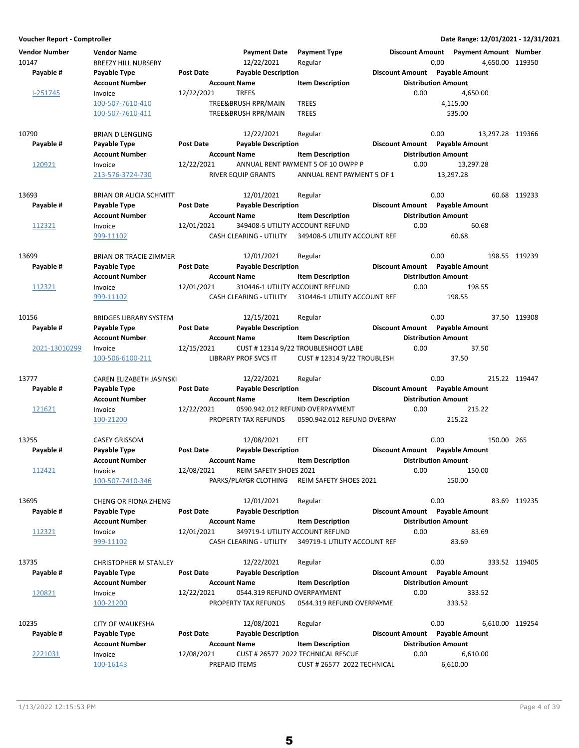**Voucher Report - Comptroller** | **Date Range: 12/01/2021 - 12/31/2021**

| Vendor Number | Vendor Name | | Payment Date | Payment Type | Discount Amount | Payment Amount | Number |
|---|---|---|---|---|---|---|---|
| Payable # | Payable Type | Post Date | Payable Description | | Discount Amount | Payable Amount | |
| | Account Number | | Account Name | Item Description | Distribution Amount | | |
| 10147 | BREEZY HILL NURSERY | | 12/22/2021 | Regular | 0.00 | 4,650.00 | 119350 |
| I-251745 | Invoice | 12/22/2021 | TREES | | 0.00 | 4,650.00 | |
| | 100-507-7610-410 | | TREE&BRUSH RPR/MAIN | TREES | 4,115.00 | | |
| | 100-507-7610-411 | | TREE&BRUSH RPR/MAIN | TREES | 535.00 | | |
| 10790 | BRIAN D LENGLING | | 12/22/2021 | Regular | 0.00 | 13,297.28 | 119366 |
| 120921 | Invoice | 12/22/2021 | ANNUAL RENT PAYMENT 5 OF 10 OWPP P | | 0.00 | 13,297.28 | |
| | 213-576-3724-730 | | RIVER EQUIP GRANTS | ANNUAL RENT PAYMENT 5 OF 1 | 13,297.28 | | |
| 13693 | BRIAN OR ALICIA SCHMITT | | 12/01/2021 | Regular | 0.00 | 60.68 | 119233 |
| 112321 | Invoice | 12/01/2021 | 349408-5 UTILITY ACCOUNT REFUND | | 0.00 | 60.68 | |
| | 999-11102 | | CASH CLEARING - UTILITY | 349408-5 UTILITY ACCOUNT REF | 60.68 | | |
| 13699 | BRIAN OR TRACIE ZIMMER | | 12/01/2021 | Regular | 0.00 | 198.55 | 119239 |
| 112321 | Invoice | 12/01/2021 | 310446-1 UTILITY ACCOUNT REFUND | | 0.00 | 198.55 | |
| | 999-11102 | | CASH CLEARING - UTILITY | 310446-1 UTILITY ACCOUNT REF | 198.55 | | |
| 10156 | BRIDGES LIBRARY SYSTEM | | 12/15/2021 | Regular | 0.00 | 37.50 | 119308 |
| 2021-13010299 | Invoice | 12/15/2021 | CUST # 12314 9/22 TROUBLESHOOT LABE | | 0.00 | 37.50 | |
| | 100-506-6100-211 | | LIBRARY PROF SVCS IT | CUST # 12314 9/22 TROUBLESH | 37.50 | | |
| 13777 | CAREN ELIZABETH JASINSKI | | 12/22/2021 | Regular | 0.00 | 215.22 | 119447 |
| 121621 | Invoice | 12/22/2021 | 0590.942.012 REFUND OVERPAYMENT | | 0.00 | 215.22 | |
| | 100-21200 | | PROPERTY TAX REFUNDS | 0590.942.012 REFUND OVERPAY | 215.22 | | |
| 13255 | CASEY GRISSOM | | 12/08/2021 | EFT | 0.00 | 150.00 | 265 |
| 112421 | Invoice | 12/08/2021 | REIM SAFETY SHOES 2021 | | 0.00 | 150.00 | |
| | 100-507-7410-346 | | PARKS/PLAYGR CLOTHING | REIM SAFETY SHOES 2021 | 150.00 | | |
| 13695 | CHENG OR FIONA ZHENG | | 12/01/2021 | Regular | 0.00 | 83.69 | 119235 |
| 112321 | Invoice | 12/01/2021 | 349719-1 UTILITY ACCOUNT REFUND | | 0.00 | 83.69 | |
| | 999-11102 | | CASH CLEARING - UTILITY | 349719-1 UTILITY ACCOUNT REF | 83.69 | | |
| 13735 | CHRISTOPHER M STANLEY | | 12/22/2021 | Regular | 0.00 | 333.52 | 119405 |
| 120821 | Invoice | 12/22/2021 | 0544.319 REFUND OVERPAYMENT | | 0.00 | 333.52 | |
| | 100-21200 | | PROPERTY TAX REFUNDS | 0544.319 REFUND OVERPAYME | 333.52 | | |
| 10235 | CITY OF WAUKESHA | | 12/08/2021 | Regular | 0.00 | 6,610.00 | 119254 |
| 2221031 | Invoice | 12/08/2021 | CUST # 26577 2022 TECHNICAL RESCUE | | 0.00 | 6,610.00 | |
| | 100-16143 | | PREPAID ITEMS | CUST # 26577 2022 TECHNICAL | 6,610.00 | | |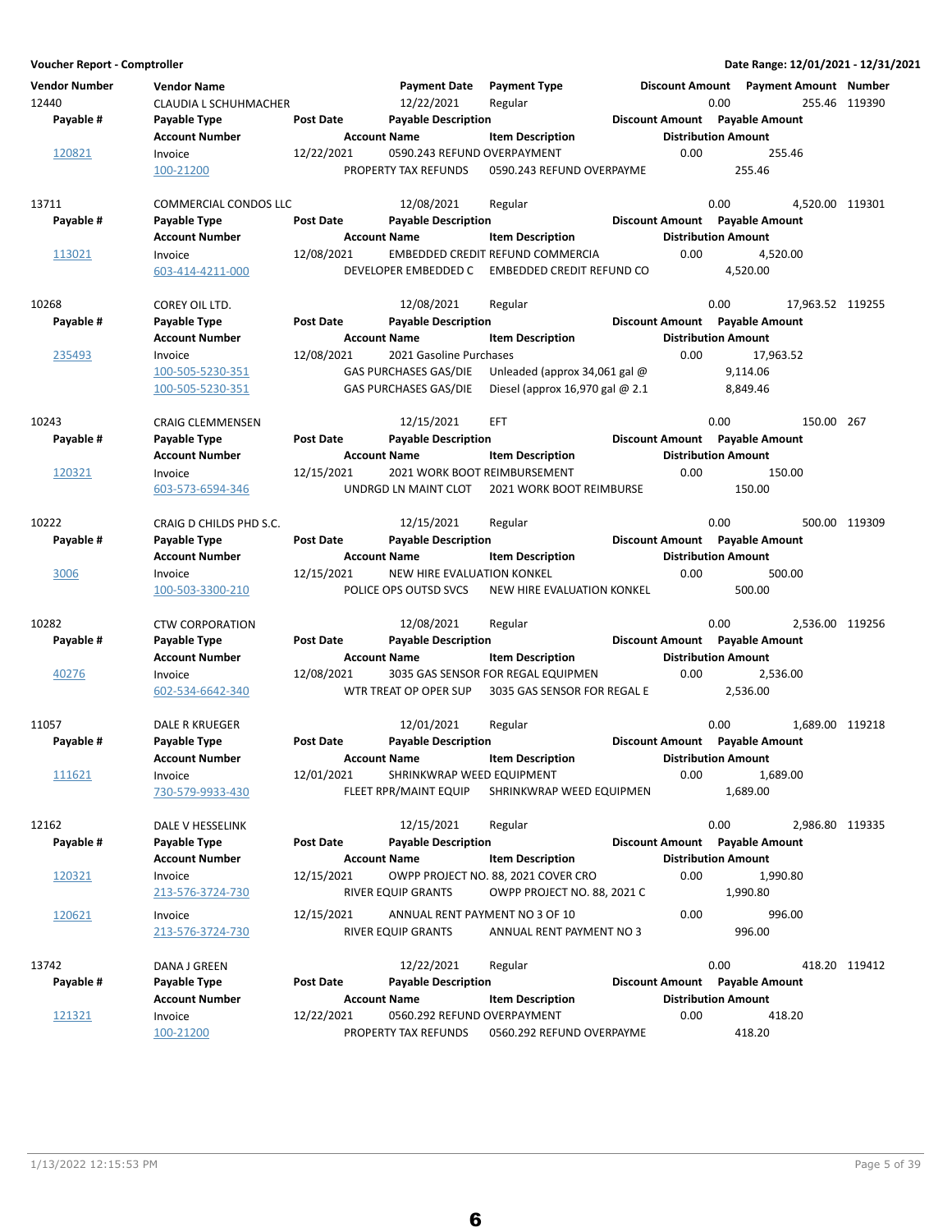**Voucher Report - Comptroller** — Date Range: 12/01/2021 - 12/31/2021

| Vendor Number | Vendor Name | | Payment Date | Payment Type | Discount Amount | Payment Amount | Number |
|---|---|---|---|---|---|---|---|
| **Payable #** | **Payable Type** | **Post Date** | **Payable Description** | | **Discount Amount** | **Payable Amount** | |
| | **Account Number** | | **Account Name** | **Item Description** | **Distribution Amount** | | |
| 12440 | CLAUDIA L SCHUHMACHER | | 12/22/2021 | Regular | 0.00 | 255.46 | 119390 |
| 120821 | Invoice | 12/22/2021 | 0590.243 REFUND OVERPAYMENT | | 0.00 | 255.46 | |
| | 100-21200 | | PROPERTY TAX REFUNDS | 0590.243 REFUND OVERPAYME | 255.46 | | |
| 13711 | COMMERCIAL CONDOS LLC | | 12/08/2021 | Regular | 0.00 | 4,520.00 | 119301 |
| 113021 | Invoice | 12/08/2021 | EMBEDDED CREDIT REFUND COMMERCIA | | 0.00 | 4,520.00 | |
| | 603-414-4211-000 | | DEVELOPER EMBEDDED C | EMBEDDED CREDIT REFUND CO | 4,520.00 | | |
| 10268 | COREY OIL LTD. | | 12/08/2021 | Regular | 0.00 | 17,963.52 | 119255 |
| 235493 | Invoice | 12/08/2021 | 2021 Gasoline Purchases | | 0.00 | 17,963.52 | |
| | 100-505-5230-351 | | GAS PURCHASES GAS/DIE | Unleaded (approx 34,061 gal @ | 9,114.06 | | |
| | 100-505-5230-351 | | GAS PURCHASES GAS/DIE | Diesel (approx 16,970 gal @ 2.1 | 8,849.46 | | |
| 10243 | CRAIG CLEMMENSEN | | 12/15/2021 | EFT | 0.00 | 150.00 | 267 |
| 120321 | Invoice | 12/15/2021 | 2021 WORK BOOT REIMBURSEMENT | | 0.00 | 150.00 | |
| | 603-573-6594-346 | | UNDRGD LN MAINT CLOT | 2021 WORK BOOT REIMBURSE | 150.00 | | |
| 10222 | CRAIG D CHILDS PHD S.C. | | 12/15/2021 | Regular | 0.00 | 500.00 | 119309 |
| 3006 | Invoice | 12/15/2021 | NEW HIRE EVALUATION KONKEL | | 0.00 | 500.00 | |
| | 100-503-3300-210 | | POLICE OPS OUTSD SVCS | NEW HIRE EVALUATION KONKEL | 500.00 | | |
| 10282 | CTW CORPORATION | | 12/08/2021 | Regular | 0.00 | 2,536.00 | 119256 |
| 40276 | Invoice | 12/08/2021 | 3035 GAS SENSOR FOR REGAL EQUIPMEN | | 0.00 | 2,536.00 | |
| | 602-534-6642-340 | | WTR TREAT OP OPER SUP | 3035 GAS SENSOR FOR REGAL E | 2,536.00 | | |
| 11057 | DALE R KRUEGER | | 12/01/2021 | Regular | 0.00 | 1,689.00 | 119218 |
| 111621 | Invoice | 12/01/2021 | SHRINKWRAP WEED EQUIPMENT | | 0.00 | 1,689.00 | |
| | 730-579-9933-430 | | FLEET RPR/MAINT EQUIP | SHRINKWRAP WEED EQUIPMEN | 1,689.00 | | |
| 12162 | DALE V HESSELINK | | 12/15/2021 | Regular | 0.00 | 2,986.80 | 119335 |
| 120321 | Invoice | 12/15/2021 | OWPP PROJECT NO. 88, 2021 COVER CRO | | 0.00 | 1,990.80 | |
| | 213-576-3724-730 | | RIVER EQUIP GRANTS | OWPP PROJECT NO. 88, 2021 C | 1,990.80 | | |
| 120621 | Invoice | 12/15/2021 | ANNUAL RENT PAYMENT NO 3 OF 10 | | 0.00 | 996.00 | |
| | 213-576-3724-730 | | RIVER EQUIP GRANTS | ANNUAL RENT PAYMENT NO 3 | 996.00 | | |
| 13742 | DANA J GREEN | | 12/22/2021 | Regular | 0.00 | 418.20 | 119412 |
| 121321 | Invoice | 12/22/2021 | 0560.292 REFUND OVERPAYMENT | | 0.00 | 418.20 | |
| | 100-21200 | | PROPERTY TAX REFUNDS | 0560.292 REFUND OVERPAYME | 418.20 | | |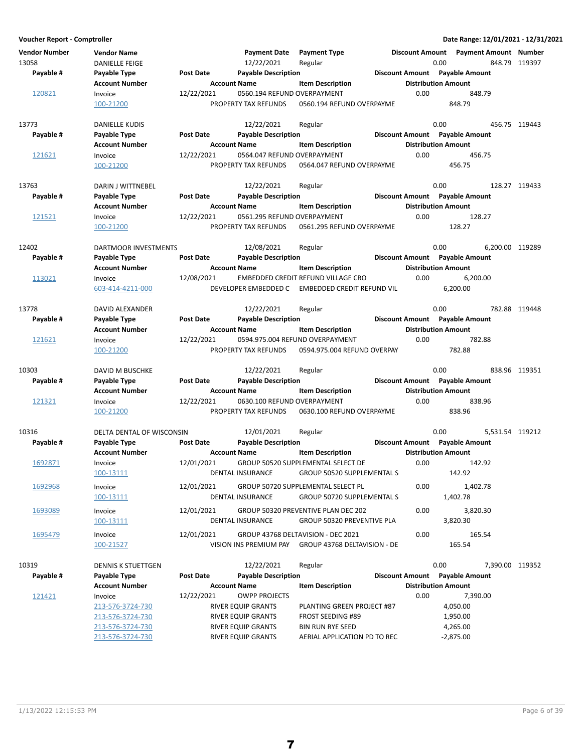**Voucher Report - Comptroller** | **Date Range: 12/01/2021 - 12/31/2021**

| Vendor Number | Vendor Name | | Payment Date | Payment Type | Discount Amount | Payment Amount | Number |
|---|---|---|---|---|---|---|---|
| 13058 | DANIELLE FEIGE | | 12/22/2021 | Regular | 0.00 | 848.79 | 119397 |
| **Payable #** | **Payable Type** | **Post Date** | **Payable Description** | | **Discount Amount** | **Payable Amount** | |
| | **Account Number** | | **Account Name** | **Item Description** | **Distribution Amount** | | |
| 120821 | Invoice | 12/22/2021 | 0560.194 REFUND OVERPAYMENT | | 0.00 | 848.79 | |
| | 100-21200 | | PROPERTY TAX REFUNDS | 0560.194 REFUND OVERPAYME | 848.79 | | |
| 13773 | DANIELLE KUDIS | | 12/22/2021 | Regular | 0.00 | 456.75 | 119443 |
| **Payable #** | **Payable Type** | **Post Date** | **Payable Description** | | **Discount Amount** | **Payable Amount** | |
| | **Account Number** | | **Account Name** | **Item Description** | **Distribution Amount** | | |
| 121621 | Invoice | 12/22/2021 | 0564.047 REFUND OVERPAYMENT | | 0.00 | 456.75 | |
| | 100-21200 | | PROPERTY TAX REFUNDS | 0564.047 REFUND OVERPAYME | 456.75 | | |
| 13763 | DARIN J WITTNEBEL | | 12/22/2021 | Regular | 0.00 | 128.27 | 119433 |
| **Payable #** | **Payable Type** | **Post Date** | **Payable Description** | | **Discount Amount** | **Payable Amount** | |
| | **Account Number** | | **Account Name** | **Item Description** | **Distribution Amount** | | |
| 121521 | Invoice | 12/22/2021 | 0561.295 REFUND OVERPAYMENT | | 0.00 | 128.27 | |
| | 100-21200 | | PROPERTY TAX REFUNDS | 0561.295 REFUND OVERPAYME | 128.27 | | |
| 12402 | DARTMOOR INVESTMENTS | | 12/08/2021 | Regular | 0.00 | 6,200.00 | 119289 |
| **Payable #** | **Payable Type** | **Post Date** | **Payable Description** | | **Discount Amount** | **Payable Amount** | |
| | **Account Number** | | **Account Name** | **Item Description** | **Distribution Amount** | | |
| 113021 | Invoice | 12/08/2021 | EMBEDDED CREDIT REFUND VILLAGE CRO | | 0.00 | 6,200.00 | |
| | 603-414-4211-000 | | DEVELOPER EMBEDDED C | EMBEDDED CREDIT REFUND VIL | 6,200.00 | | |
| 13778 | DAVID ALEXANDER | | 12/22/2021 | Regular | 0.00 | 782.88 | 119448 |
| **Payable #** | **Payable Type** | **Post Date** | **Payable Description** | | **Discount Amount** | **Payable Amount** | |
| | **Account Number** | | **Account Name** | **Item Description** | **Distribution Amount** | | |
| 121621 | Invoice | 12/22/2021 | 0594.975.004 REFUND OVERPAYMENT | | 0.00 | 782.88 | |
| | 100-21200 | | PROPERTY TAX REFUNDS | 0594.975.004 REFUND OVERPAY | 782.88 | | |
| 10303 | DAVID M BUSCHKE | | 12/22/2021 | Regular | 0.00 | 838.96 | 119351 |
| **Payable #** | **Payable Type** | **Post Date** | **Payable Description** | | **Discount Amount** | **Payable Amount** | |
| | **Account Number** | | **Account Name** | **Item Description** | **Distribution Amount** | | |
| 121321 | Invoice | 12/22/2021 | 0630.100 REFUND OVERPAYMENT | | 0.00 | 838.96 | |
| | 100-21200 | | PROPERTY TAX REFUNDS | 0630.100 REFUND OVERPAYME | 838.96 | | |
| 10316 | DELTA DENTAL OF WISCONSIN | | 12/01/2021 | Regular | 0.00 | 5,531.54 | 119212 |
| **Payable #** | **Payable Type** | **Post Date** | **Payable Description** | | **Discount Amount** | **Payable Amount** | |
| | **Account Number** | | **Account Name** | **Item Description** | **Distribution Amount** | | |
| 1692871 | Invoice | 12/01/2021 | GROUP 50520 SUPPLEMENTAL SELECT DE | | 0.00 | 142.92 | |
| | 100-13111 | | DENTAL INSURANCE | GROUP 50520 SUPPLEMENTAL S | 142.92 | | |
| 1692968 | Invoice | 12/01/2021 | GROUP 50720 SUPPLEMENTAL SELECT PL | | 0.00 | 1,402.78 | |
| | 100-13111 | | DENTAL INSURANCE | GROUP 50720 SUPPLEMENTAL S | 1,402.78 | | |
| 1693089 | Invoice | 12/01/2021 | GROUP 50320 PREVENTIVE PLAN DEC 202 | | 0.00 | 3,820.30 | |
| | 100-13111 | | DENTAL INSURANCE | GROUP 50320 PREVENTIVE PLA | 3,820.30 | | |
| 1695479 | Invoice | 12/01/2021 | GROUP 43768 DELTAVISION - DEC 2021 | | 0.00 | 165.54 | |
| | 100-21527 | | VISION INS PREMIUM PAY | GROUP 43768 DELTAVISION - DE | 165.54 | | |
| 10319 | DENNIS K STUETTGEN | | 12/22/2021 | Regular | 0.00 | 7,390.00 | 119352 |
| **Payable #** | **Payable Type** | **Post Date** | **Payable Description** | | **Discount Amount** | **Payable Amount** | |
| | **Account Number** | | **Account Name** | **Item Description** | **Distribution Amount** | | |
| 121421 | Invoice | 12/22/2021 | OWPP PROJECTS | | 0.00 | 7,390.00 | |
| | 213-576-3724-730 | | RIVER EQUIP GRANTS | PLANTING GREEN PROJECT #87 | 4,050.00 | | |
| | 213-576-3724-730 | | RIVER EQUIP GRANTS | FROST SEEDING #89 | 1,950.00 | | |
| | 213-576-3724-730 | | RIVER EQUIP GRANTS | BIN RUN RYE SEED | 4,265.00 | | |
| | 213-576-3724-730 | | RIVER EQUIP GRANTS | AERIAL APPLICATION PD TO REC | -2,875.00 | | |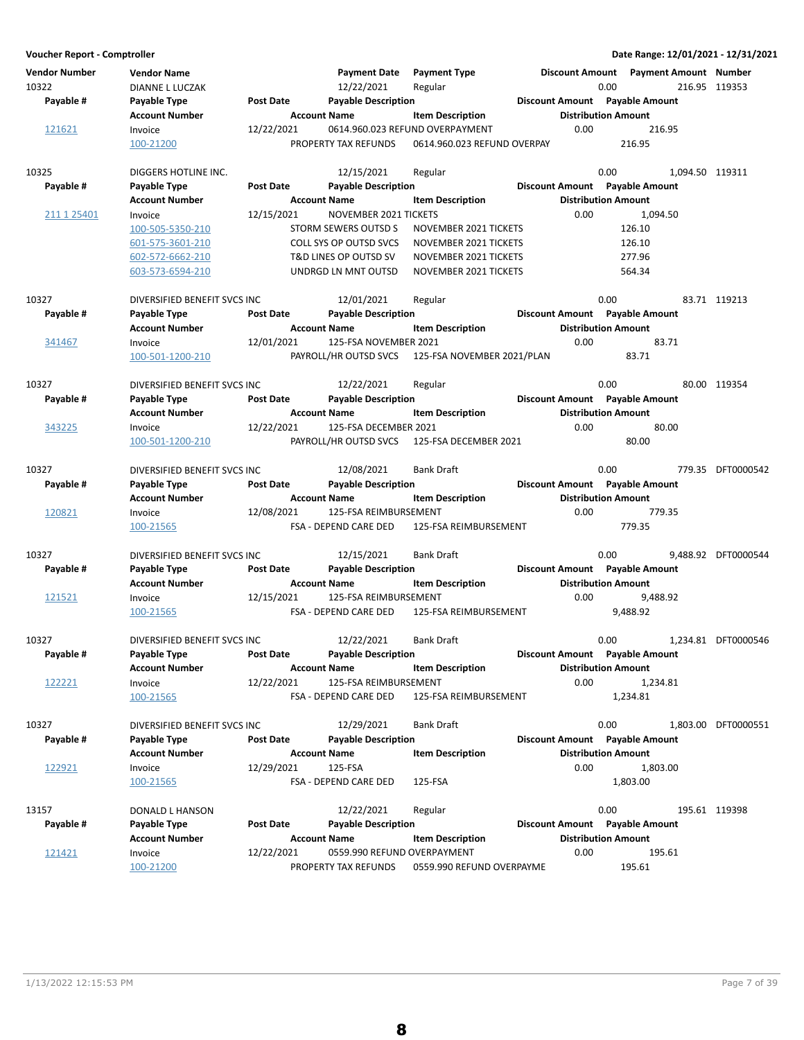**Voucher Report - Comptroller** — Date Range: 12/01/2021 - 12/31/2021

| Vendor Number | Vendor Name | | Payment Date | Payment Type | Discount Amount | Payment Amount | Number |
|---|---|---|---|---|---|---|---|
| **Payable #** | **Payable Type** | **Post Date** | **Payable Description** | | **Discount Amount** | **Payable Amount** | |
| | **Account Number** | | **Account Name** | **Item Description** | **Distribution Amount** | | |
| 10322 | DIANNE L LUCZAK | | 12/22/2021 | Regular | 0.00 | 216.95 | 119353 |
| 121621 | Invoice | 12/22/2021 | 0614.960.023 REFUND OVERPAYMENT | | 0.00 | 216.95 | |
| | 100-21200 | | PROPERTY TAX REFUNDS | 0614.960.023 REFUND OVERPAY | 216.95 | | |
| 10325 | DIGGERS HOTLINE INC. | | 12/15/2021 | Regular | 0.00 | 1,094.50 | 119311 |
| 211 1 25401 | Invoice | 12/15/2021 | NOVEMBER 2021 TICKETS | | 0.00 | 1,094.50 | |
| | 100-505-5350-210 | | STORM SEWERS OUTSD S | NOVEMBER 2021 TICKETS | 126.10 | | |
| | 601-575-3601-210 | | COLL SYS OP OUTSD SVCS | NOVEMBER 2021 TICKETS | 126.10 | | |
| | 602-572-6662-210 | | T&D LINES OP OUTSD SV | NOVEMBER 2021 TICKETS | 277.96 | | |
| | 603-573-6594-210 | | UNDRGD LN MNT OUTSD | NOVEMBER 2021 TICKETS | 564.34 | | |
| 10327 | DIVERSIFIED BENEFIT SVCS INC | | 12/01/2021 | Regular | 0.00 | 83.71 | 119213 |
| 341467 | Invoice | 12/01/2021 | 125-FSA NOVEMBER 2021 | | 0.00 | 83.71 | |
| | 100-501-1200-210 | | PAYROLL/HR OUTSD SVCS | 125-FSA NOVEMBER 2021/PLAN | 83.71 | | |
| 10327 | DIVERSIFIED BENEFIT SVCS INC | | 12/22/2021 | Regular | 0.00 | 80.00 | 119354 |
| 343225 | Invoice | 12/22/2021 | 125-FSA DECEMBER 2021 | | 0.00 | 80.00 | |
| | 100-501-1200-210 | | PAYROLL/HR OUTSD SVCS | 125-FSA DECEMBER 2021 | 80.00 | | |
| 10327 | DIVERSIFIED BENEFIT SVCS INC | | 12/08/2021 | Bank Draft | 0.00 | 779.35 | DFT0000542 |
| 120821 | Invoice | 12/08/2021 | 125-FSA REIMBURSEMENT | | 0.00 | 779.35 | |
| | 100-21565 | | FSA - DEPEND CARE DED | 125-FSA REIMBURSEMENT | 779.35 | | |
| 10327 | DIVERSIFIED BENEFIT SVCS INC | | 12/15/2021 | Bank Draft | 0.00 | 9,488.92 | DFT0000544 |
| 121521 | Invoice | 12/15/2021 | 125-FSA REIMBURSEMENT | | 0.00 | 9,488.92 | |
| | 100-21565 | | FSA - DEPEND CARE DED | 125-FSA REIMBURSEMENT | 9,488.92 | | |
| 10327 | DIVERSIFIED BENEFIT SVCS INC | | 12/22/2021 | Bank Draft | 0.00 | 1,234.81 | DFT0000546 |
| 122221 | Invoice | 12/22/2021 | 125-FSA REIMBURSEMENT | | 0.00 | 1,234.81 | |
| | 100-21565 | | FSA - DEPEND CARE DED | 125-FSA REIMBURSEMENT | 1,234.81 | | |
| 10327 | DIVERSIFIED BENEFIT SVCS INC | | 12/29/2021 | Bank Draft | 0.00 | 1,803.00 | DFT0000551 |
| 122921 | Invoice | 12/29/2021 | 125-FSA | | 0.00 | 1,803.00 | |
| | 100-21565 | | FSA - DEPEND CARE DED | 125-FSA | 1,803.00 | | |
| 13157 | DONALD L HANSON | | 12/22/2021 | Regular | 0.00 | 195.61 | 119398 |
| 121421 | Invoice | 12/22/2021 | 0559.990 REFUND OVERPAYMENT | | 0.00 | 195.61 | |
| | 100-21200 | | PROPERTY TAX REFUNDS | 0559.990 REFUND OVERPAYME | 195.61 | | |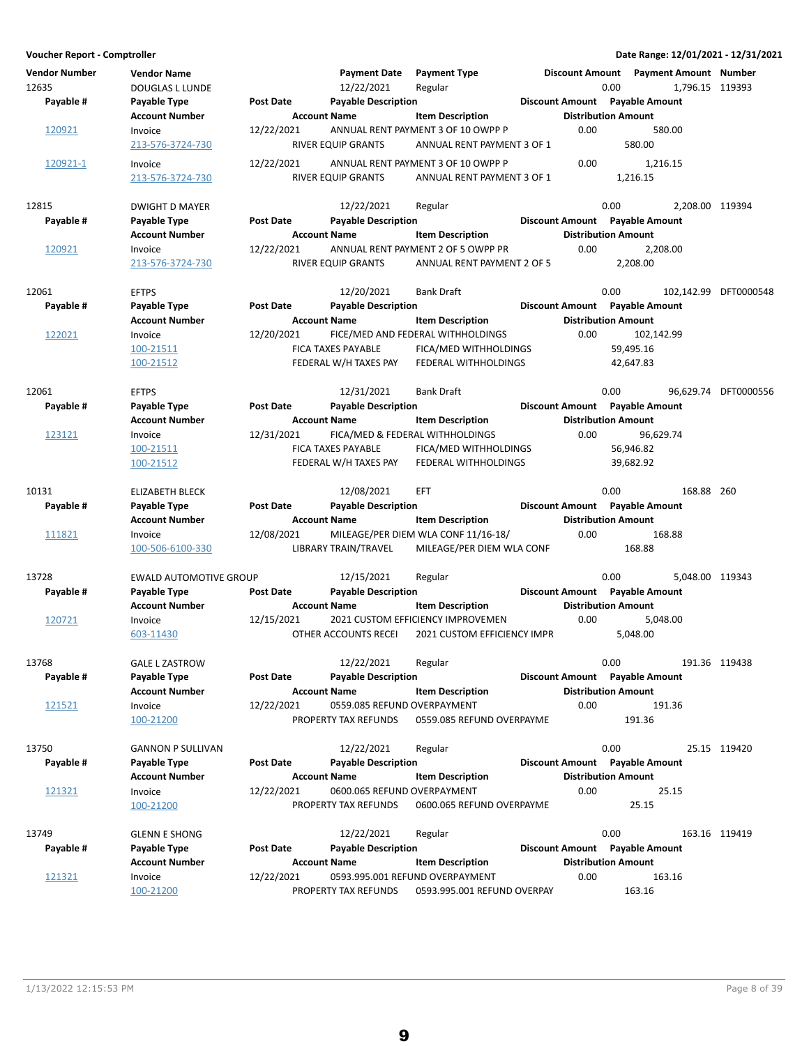**Voucher Report - Comptroller** — Date Range: 12/01/2021 - 12/31/2021

| Vendor Number | Vendor Name | | Payment Date | Payment Type | Discount Amount | Payment Amount | Number |
|---|---|---|---|---|---|---|---|
| **Payable #** | **Payable Type** | **Post Date** | **Payable Description** | | **Discount Amount** | **Payable Amount** | |
| | **Account Number** | | **Account Name** | **Item Description** | **Distribution Amount** | | |
| 12635 | DOUGLAS L LUNDE | | 12/22/2021 | Regular | 0.00 | 1,796.15 | 119393 |
| 120921 | Invoice | 12/22/2021 | ANNUAL RENT PAYMENT 3 OF 10 OWPP P | | 0.00 | 580.00 | |
| | 213-576-3724-730 | | RIVER EQUIP GRANTS | ANNUAL RENT PAYMENT 3 OF 1 | 580.00 | | |
| 120921-1 | Invoice | 12/22/2021 | ANNUAL RENT PAYMENT 3 OF 10 OWPP P | | 0.00 | 1,216.15 | |
| | 213-576-3724-730 | | RIVER EQUIP GRANTS | ANNUAL RENT PAYMENT 3 OF 1 | 1,216.15 | | |
| 12815 | DWIGHT D MAYER | | 12/22/2021 | Regular | 0.00 | 2,208.00 | 119394 |
| 120921 | Invoice | 12/22/2021 | ANNUAL RENT PAYMENT 2 OF 5 OWPP PR | | 0.00 | 2,208.00 | |
| | 213-576-3724-730 | | RIVER EQUIP GRANTS | ANNUAL RENT PAYMENT 2 OF 5 | 2,208.00 | | |
| 12061 | EFTPS | | 12/20/2021 | Bank Draft | 0.00 | 102,142.99 | DFT0000548 |
| 122021 | Invoice | 12/20/2021 | FICE/MED AND FEDERAL WITHHOLDINGS | | 0.00 | 102,142.99 | |
| | 100-21511 | | FICA TAXES PAYABLE | FICA/MED WITHHOLDINGS | 59,495.16 | | |
| | 100-21512 | | FEDERAL W/H TAXES PAY | FEDERAL WITHHOLDINGS | 42,647.83 | | |
| 12061 | EFTPS | | 12/31/2021 | Bank Draft | 0.00 | 96,629.74 | DFT0000556 |
| 123121 | Invoice | 12/31/2021 | FICA/MED & FEDERAL WITHHOLDINGS | | 0.00 | 96,629.74 | |
| | 100-21511 | | FICA TAXES PAYABLE | FICA/MED WITHHOLDINGS | 56,946.82 | | |
| | 100-21512 | | FEDERAL W/H TAXES PAY | FEDERAL WITHHOLDINGS | 39,682.92 | | |
| 10131 | ELIZABETH BLECK | | 12/08/2021 | EFT | 0.00 | 168.88 | 260 |
| 111821 | Invoice | 12/08/2021 | MILEAGE/PER DIEM WLA CONF 11/16-18/ | | 0.00 | 168.88 | |
| | 100-506-6100-330 | | LIBRARY TRAIN/TRAVEL | MILEAGE/PER DIEM WLA CONF | 168.88 | | |
| 13728 | EWALD AUTOMOTIVE GROUP | | 12/15/2021 | Regular | 0.00 | 5,048.00 | 119343 |
| 120721 | Invoice | 12/15/2021 | 2021 CUSTOM EFFICIENCY IMPROVEMEN | | 0.00 | 5,048.00 | |
| | 603-11430 | | OTHER ACCOUNTS RECEI | 2021 CUSTOM EFFICIENCY IMPR | 5,048.00 | | |
| 13768 | GALE L ZASTROW | | 12/22/2021 | Regular | 0.00 | 191.36 | 119438 |
| 121521 | Invoice | 12/22/2021 | 0559.085 REFUND OVERPAYMENT | | 0.00 | 191.36 | |
| | 100-21200 | | PROPERTY TAX REFUNDS | 0559.085 REFUND OVERPAYME | 191.36 | | |
| 13750 | GANNON P SULLIVAN | | 12/22/2021 | Regular | 0.00 | 25.15 | 119420 |
| 121321 | Invoice | 12/22/2021 | 0600.065 REFUND OVERPAYMENT | | 0.00 | 25.15 | |
| | 100-21200 | | PROPERTY TAX REFUNDS | 0600.065 REFUND OVERPAYME | 25.15 | | |
| 13749 | GLENN E SHONG | | 12/22/2021 | Regular | 0.00 | 163.16 | 119419 |
| 121321 | Invoice | 12/22/2021 | 0593.995.001 REFUND OVERPAYMENT | | 0.00 | 163.16 | |
| | 100-21200 | | PROPERTY TAX REFUNDS | 0593.995.001 REFUND OVERPAY | 163.16 | | |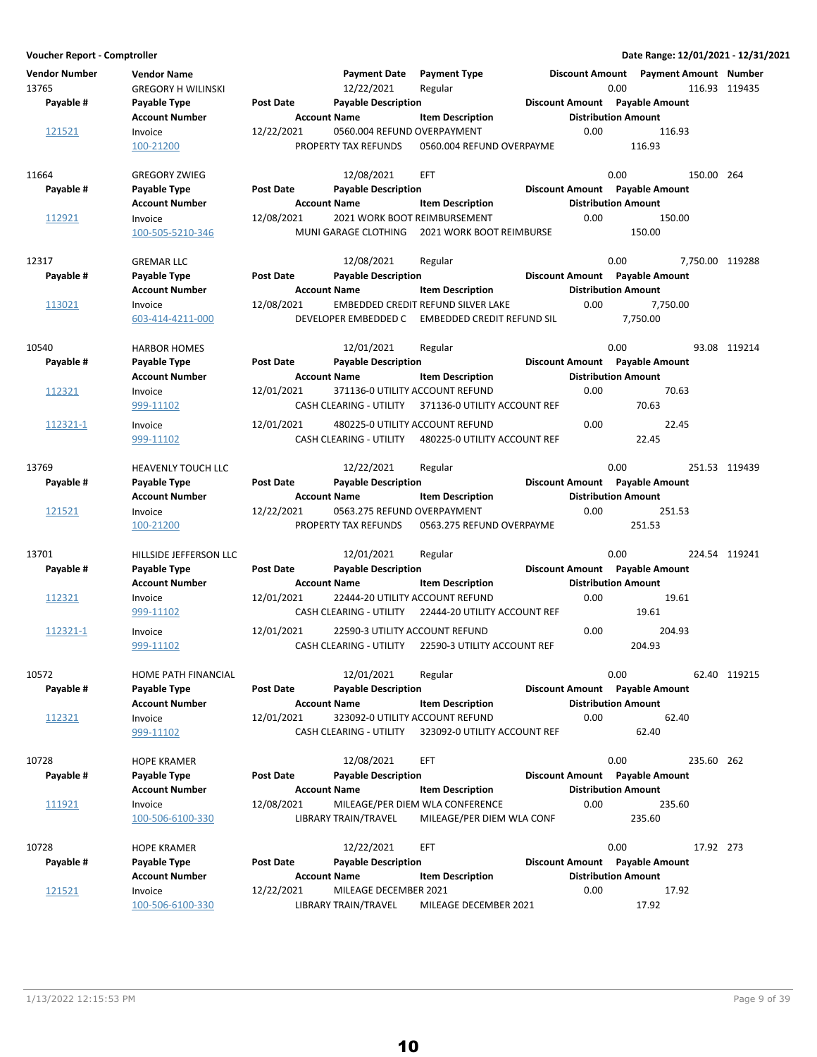**Voucher Report - Comptroller** — Date Range: 12/01/2021 - 12/31/2021

| Vendor Number | Vendor Name | | Payment Date | Payment Type | Discount Amount | Payment Amount | Number |
|---|---|---|---|---|---|---|---|
| **Payable #** | **Payable Type** | **Post Date** | **Payable Description** | | **Discount Amount** | **Payable Amount** | |
| | **Account Number** | | **Account Name** | **Item Description** | | **Distribution Amount** | |
| 13765 | GREGORY H WILINSKI | | 12/22/2021 | Regular | 0.00 | 116.93 | 119435 |
| 121521 | Invoice | 12/22/2021 | 0560.004 REFUND OVERPAYMENT | | 0.00 | 116.93 | |
| | 100-21200 | | PROPERTY TAX REFUNDS | 0560.004 REFUND OVERPAYME | | 116.93 | |
| 11664 | GREGORY ZWIEG | | 12/08/2021 | EFT | 0.00 | 150.00 | 264 |
| 112921 | Invoice | 12/08/2021 | 2021 WORK BOOT REIMBURSEMENT | | 0.00 | 150.00 | |
| | 100-505-5210-346 | | MUNI GARAGE CLOTHING | 2021 WORK BOOT REIMBURSE | | 150.00 | |
| 12317 | GREMAR LLC | | 12/08/2021 | Regular | 0.00 | 7,750.00 | 119288 |
| 113021 | Invoice | 12/08/2021 | EMBEDDED CREDIT REFUND SILVER LAKE | | 0.00 | 7,750.00 | |
| | 603-414-4211-000 | | DEVELOPER EMBEDDED C | EMBEDDED CREDIT REFUND SIL | | 7,750.00 | |
| 10540 | HARBOR HOMES | | 12/01/2021 | Regular | 0.00 | 93.08 | 119214 |
| 112321 | Invoice | 12/01/2021 | 371136-0 UTILITY ACCOUNT REFUND | | 0.00 | 70.63 | |
| | 999-11102 | | CASH CLEARING - UTILITY | 371136-0 UTILITY ACCOUNT REF | | 70.63 | |
| 112321-1 | Invoice | 12/01/2021 | 480225-0 UTILITY ACCOUNT REFUND | | 0.00 | 22.45 | |
| | 999-11102 | | CASH CLEARING - UTILITY | 480225-0 UTILITY ACCOUNT REF | | 22.45 | |
| 13769 | HEAVENLY TOUCH LLC | | 12/22/2021 | Regular | 0.00 | 251.53 | 119439 |
| 121521 | Invoice | 12/22/2021 | 0563.275 REFUND OVERPAYMENT | | 0.00 | 251.53 | |
| | 100-21200 | | PROPERTY TAX REFUNDS | 0563.275 REFUND OVERPAYME | | 251.53 | |
| 13701 | HILLSIDE JEFFERSON LLC | | 12/01/2021 | Regular | 0.00 | 224.54 | 119241 |
| 112321 | Invoice | 12/01/2021 | 22444-20 UTILITY ACCOUNT REFUND | | 0.00 | 19.61 | |
| | 999-11102 | | CASH CLEARING - UTILITY | 22444-20 UTILITY ACCOUNT REF | | 19.61 | |
| 112321-1 | Invoice | 12/01/2021 | 22590-3 UTILITY ACCOUNT REFUND | | 0.00 | 204.93 | |
| | 999-11102 | | CASH CLEARING - UTILITY | 22590-3 UTILITY ACCOUNT REF | | 204.93 | |
| 10572 | HOME PATH FINANCIAL | | 12/01/2021 | Regular | 0.00 | 62.40 | 119215 |
| 112321 | Invoice | 12/01/2021 | 323092-0 UTILITY ACCOUNT REFUND | | 0.00 | 62.40 | |
| | 999-11102 | | CASH CLEARING - UTILITY | 323092-0 UTILITY ACCOUNT REF | | 62.40 | |
| 10728 | HOPE KRAMER | | 12/08/2021 | EFT | 0.00 | 235.60 | 262 |
| 111921 | Invoice | 12/08/2021 | MILEAGE/PER DIEM WLA CONFERENCE | | 0.00 | 235.60 | |
| | 100-506-6100-330 | | LIBRARY TRAIN/TRAVEL | MILEAGE/PER DIEM WLA CONF | | 235.60 | |
| 10728 | HOPE KRAMER | | 12/22/2021 | EFT | 0.00 | 17.92 | 273 |
| 121521 | Invoice | 12/22/2021 | MILEAGE DECEMBER 2021 | | 0.00 | 17.92 | |
| | 100-506-6100-330 | | LIBRARY TRAIN/TRAVEL | MILEAGE DECEMBER 2021 | | 17.92 | |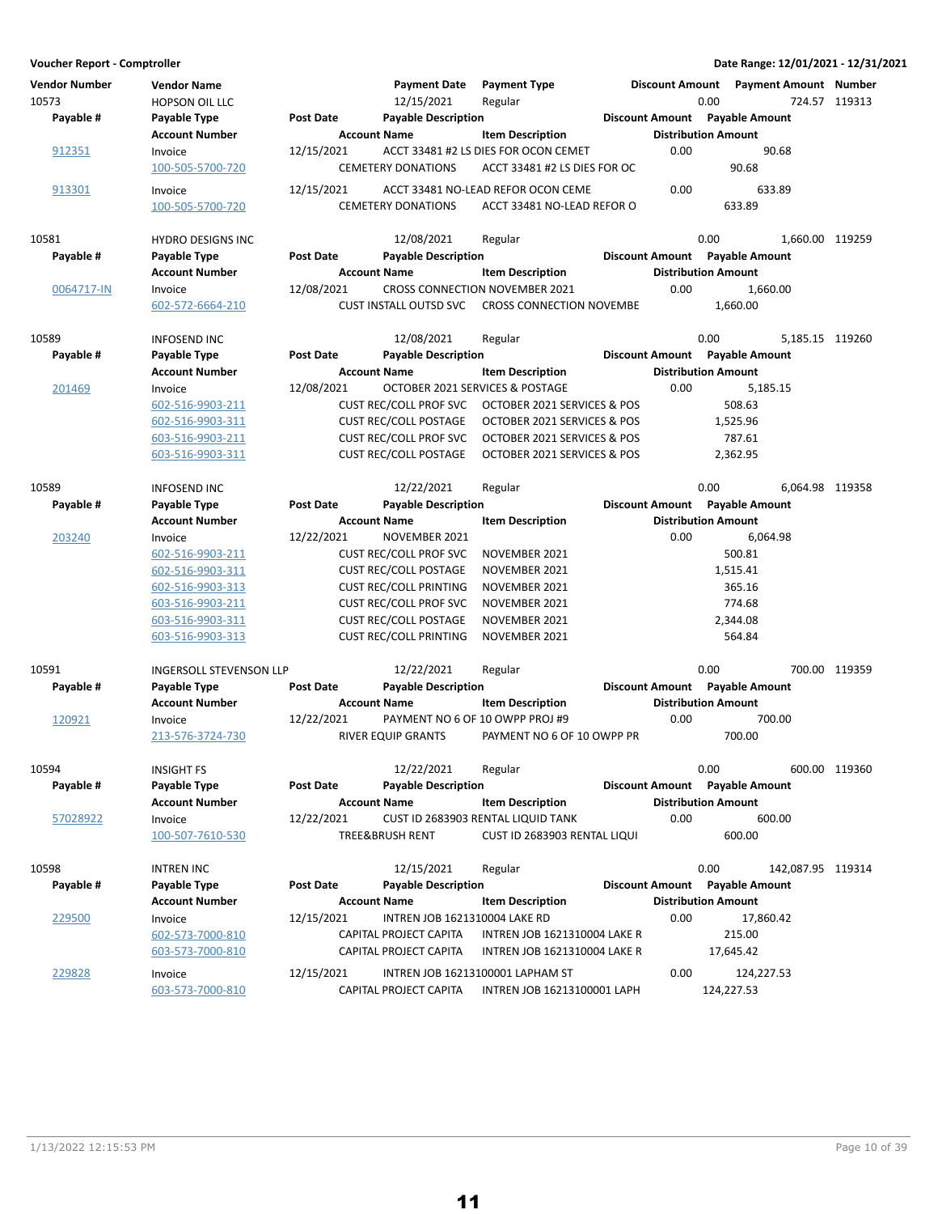**Voucher Report - Comptroller** | **Date Range: 12/01/2021 - 12/31/2021**

| Vendor Number | Vendor Name | | Payment Date | Payment Type | Discount Amount | Payment Amount | Number |
|---|---|---|---|---|---|---|---|
| **Payable #** | **Payable Type** | **Post Date** | **Payable Description** | | **Discount Amount** | **Payable Amount** | |
| | **Account Number** | | **Account Name** | **Item Description** | **Distribution Amount** | | |
| 10573 | HOPSON OIL LLC | | 12/15/2021 | Regular | 0.00 | 724.57 | 119313 |
| 912351 | Invoice | 12/15/2021 | ACCT 33481 #2 LS DIES FOR OCON CEMET | | 0.00 | 90.68 | |
| | 100-505-5700-720 | | CEMETERY DONATIONS | ACCT 33481 #2 LS DIES FOR OC | 90.68 | | |
| 913301 | Invoice | 12/15/2021 | ACCT 33481 NO-LEAD REFOR OCON CEME | | 0.00 | 633.89 | |
| | 100-505-5700-720 | | CEMETERY DONATIONS | ACCT 33481 NO-LEAD REFOR O | 633.89 | | |
| 10581 | HYDRO DESIGNS INC | | 12/08/2021 | Regular | 0.00 | 1,660.00 | 119259 |
| 0064717-IN | Invoice | 12/08/2021 | CROSS CONNECTION NOVEMBER 2021 | | 0.00 | 1,660.00 | |
| | 602-572-6664-210 | | CUST INSTALL OUTSD SVC | CROSS CONNECTION NOVEMBE | 1,660.00 | | |
| 10589 | INFOSEND INC | | 12/08/2021 | Regular | 0.00 | 5,185.15 | 119260 |
| 201469 | Invoice | 12/08/2021 | OCTOBER 2021 SERVICES & POSTAGE | | 0.00 | 5,185.15 | |
| | 602-516-9903-211 | | CUST REC/COLL PROF SVC | OCTOBER 2021 SERVICES & POS | 508.63 | | |
| | 602-516-9903-311 | | CUST REC/COLL POSTAGE | OCTOBER 2021 SERVICES & POS | 1,525.96 | | |
| | 603-516-9903-211 | | CUST REC/COLL PROF SVC | OCTOBER 2021 SERVICES & POS | 787.61 | | |
| | 603-516-9903-311 | | CUST REC/COLL POSTAGE | OCTOBER 2021 SERVICES & POS | 2,362.95 | | |
| 10589 | INFOSEND INC | | 12/22/2021 | Regular | 0.00 | 6,064.98 | 119358 |
| 203240 | Invoice | 12/22/2021 | NOVEMBER 2021 | | 0.00 | 6,064.98 | |
| | 602-516-9903-211 | | CUST REC/COLL PROF SVC | NOVEMBER 2021 | 500.81 | | |
| | 602-516-9903-311 | | CUST REC/COLL POSTAGE | NOVEMBER 2021 | 1,515.41 | | |
| | 602-516-9903-313 | | CUST REC/COLL PRINTING | NOVEMBER 2021 | 365.16 | | |
| | 603-516-9903-211 | | CUST REC/COLL PROF SVC | NOVEMBER 2021 | 774.68 | | |
| | 603-516-9903-311 | | CUST REC/COLL POSTAGE | NOVEMBER 2021 | 2,344.08 | | |
| | 603-516-9903-313 | | CUST REC/COLL PRINTING | NOVEMBER 2021 | 564.84 | | |
| 10591 | INGERSOLL STEVENSON LLP | | 12/22/2021 | Regular | 0.00 | 700.00 | 119359 |
| 120921 | Invoice | 12/22/2021 | PAYMENT NO 6 OF 10 OWPP PROJ #9 | | 0.00 | 700.00 | |
| | 213-576-3724-730 | | RIVER EQUIP GRANTS | PAYMENT NO 6 OF 10 OWPP PR | 700.00 | | |
| 10594 | INSIGHT FS | | 12/22/2021 | Regular | 0.00 | 600.00 | 119360 |
| 57028922 | Invoice | 12/22/2021 | CUST ID 2683903 RENTAL LIQUID TANK | | 0.00 | 600.00 | |
| | 100-507-7610-530 | | TREE&BRUSH RENT | CUST ID 2683903 RENTAL LIQUI | 600.00 | | |
| 10598 | INTREN INC | | 12/15/2021 | Regular | 0.00 | 142,087.95 | 119314 |
| 229500 | Invoice | 12/15/2021 | INTREN JOB 1621310004 LAKE RD | | 0.00 | 17,860.42 | |
| | 602-573-7000-810 | | CAPITAL PROJECT CAPITA | INTREN JOB 1621310004 LAKE R | 215.00 | | |
| | 603-573-7000-810 | | CAPITAL PROJECT CAPITA | INTREN JOB 1621310004 LAKE R | 17,645.42 | | |
| 229828 | Invoice | 12/15/2021 | INTREN JOB 16213100001 LAPHAM ST | | 0.00 | 124,227.53 | |
| | 603-573-7000-810 | | CAPITAL PROJECT CAPITA | INTREN JOB 16213100001 LAPH | 124,227.53 | | |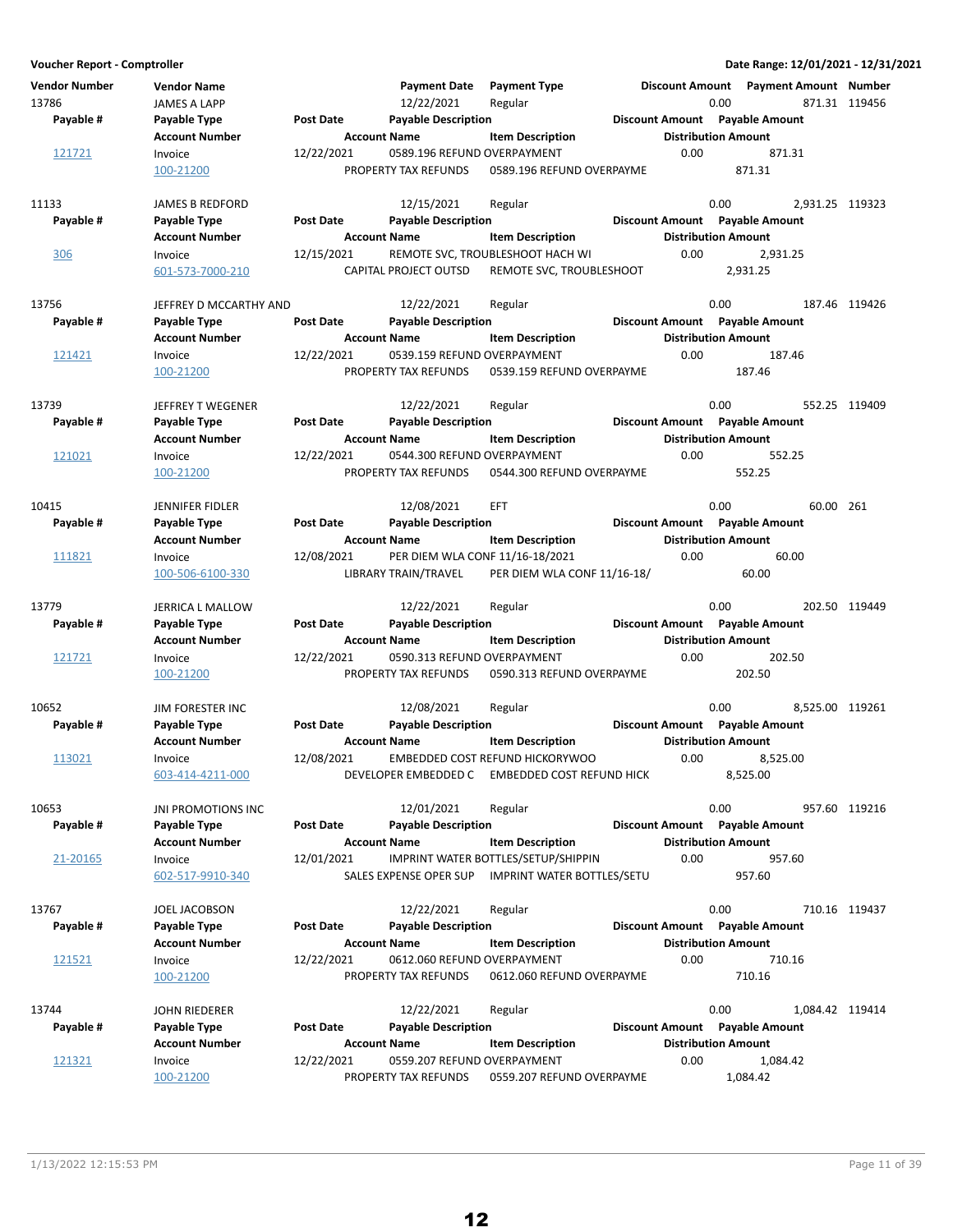**Voucher Report - Comptroller** | **Date Range: 12/01/2021 - 12/31/2021**

| Vendor Number | Vendor Name | | Payment Date | Payment Type | Discount Amount | Payment Amount | Number |
|---|---|---|---|---|---|---|---|
| 13786 | JAMES A LAPP | | 12/22/2021 | Regular | 0.00 | 871.31 | 119456 |
| **Payable #** | **Payable Type** | **Post Date** | **Payable Description** | | **Discount Amount** | **Payable Amount** | |
| | **Account Number** | | **Account Name** | **Item Description** | **Distribution Amount** | | |
| 121721 | Invoice | 12/22/2021 | 0589.196 REFUND OVERPAYMENT | | 0.00 | 871.31 | |
| | 100-21200 | | PROPERTY TAX REFUNDS | 0589.196 REFUND OVERPAYME | 871.31 | | |
| 11133 | JAMES B REDFORD | | 12/15/2021 | Regular | 0.00 | 2,931.25 | 119323 |
| **Payable #** | **Payable Type** | **Post Date** | **Payable Description** | | **Discount Amount** | **Payable Amount** | |
| | **Account Number** | | **Account Name** | **Item Description** | **Distribution Amount** | | |
| 306 | Invoice | 12/15/2021 | REMOTE SVC, TROUBLESHOOT HACH WI | | 0.00 | 2,931.25 | |
| | 601-573-7000-210 | | CAPITAL PROJECT OUTSD | REMOTE SVC, TROUBLESHOOT | 2,931.25 | | |
| 13756 | JEFFREY D MCCARTHY AND | | 12/22/2021 | Regular | 0.00 | 187.46 | 119426 |
| **Payable #** | **Payable Type** | **Post Date** | **Payable Description** | | **Discount Amount** | **Payable Amount** | |
| | **Account Number** | | **Account Name** | **Item Description** | **Distribution Amount** | | |
| 121421 | Invoice | 12/22/2021 | 0539.159 REFUND OVERPAYMENT | | 0.00 | 187.46 | |
| | 100-21200 | | PROPERTY TAX REFUNDS | 0539.159 REFUND OVERPAYME | 187.46 | | |
| 13739 | JEFFREY T WEGENER | | 12/22/2021 | Regular | 0.00 | 552.25 | 119409 |
| **Payable #** | **Payable Type** | **Post Date** | **Payable Description** | | **Discount Amount** | **Payable Amount** | |
| | **Account Number** | | **Account Name** | **Item Description** | **Distribution Amount** | | |
| 121021 | Invoice | 12/22/2021 | 0544.300 REFUND OVERPAYMENT | | 0.00 | 552.25 | |
| | 100-21200 | | PROPERTY TAX REFUNDS | 0544.300 REFUND OVERPAYME | 552.25 | | |
| 10415 | JENNIFER FIDLER | | 12/08/2021 | EFT | 0.00 | 60.00 | 261 |
| **Payable #** | **Payable Type** | **Post Date** | **Payable Description** | | **Discount Amount** | **Payable Amount** | |
| | **Account Number** | | **Account Name** | **Item Description** | **Distribution Amount** | | |
| 111821 | Invoice | 12/08/2021 | PER DIEM WLA CONF 11/16-18/2021 | | 0.00 | 60.00 | |
| | 100-506-6100-330 | | LIBRARY TRAIN/TRAVEL | PER DIEM WLA CONF 11/16-18/ | 60.00 | | |
| 13779 | JERRICA L MALLOW | | 12/22/2021 | Regular | 0.00 | 202.50 | 119449 |
| **Payable #** | **Payable Type** | **Post Date** | **Payable Description** | | **Discount Amount** | **Payable Amount** | |
| | **Account Number** | | **Account Name** | **Item Description** | **Distribution Amount** | | |
| 121721 | Invoice | 12/22/2021 | 0590.313 REFUND OVERPAYMENT | | 0.00 | 202.50 | |
| | 100-21200 | | PROPERTY TAX REFUNDS | 0590.313 REFUND OVERPAYME | 202.50 | | |
| 10652 | JIM FORESTER INC | | 12/08/2021 | Regular | 0.00 | 8,525.00 | 119261 |
| **Payable #** | **Payable Type** | **Post Date** | **Payable Description** | | **Discount Amount** | **Payable Amount** | |
| | **Account Number** | | **Account Name** | **Item Description** | **Distribution Amount** | | |
| 113021 | Invoice | 12/08/2021 | EMBEDDED COST REFUND HICKORYWOO | | 0.00 | 8,525.00 | |
| | 603-414-4211-000 | | DEVELOPER EMBEDDED C | EMBEDDED COST REFUND HICK | 8,525.00 | | |
| 10653 | JNI PROMOTIONS INC | | 12/01/2021 | Regular | 0.00 | 957.60 | 119216 |
| **Payable #** | **Payable Type** | **Post Date** | **Payable Description** | | **Discount Amount** | **Payable Amount** | |
| | **Account Number** | | **Account Name** | **Item Description** | **Distribution Amount** | | |
| 21-20165 | Invoice | 12/01/2021 | IMPRINT WATER BOTTLES/SETUP/SHIPPIN | | 0.00 | 957.60 | |
| | 602-517-9910-340 | | SALES EXPENSE OPER SUP | IMPRINT WATER BOTTLES/SETU | 957.60 | | |
| 13767 | JOEL JACOBSON | | 12/22/2021 | Regular | 0.00 | 710.16 | 119437 |
| **Payable #** | **Payable Type** | **Post Date** | **Payable Description** | | **Discount Amount** | **Payable Amount** | |
| | **Account Number** | | **Account Name** | **Item Description** | **Distribution Amount** | | |
| 121521 | Invoice | 12/22/2021 | 0612.060 REFUND OVERPAYMENT | | 0.00 | 710.16 | |
| | 100-21200 | | PROPERTY TAX REFUNDS | 0612.060 REFUND OVERPAYME | 710.16 | | |
| 13744 | JOHN RIEDERER | | 12/22/2021 | Regular | 0.00 | 1,084.42 | 119414 |
| **Payable #** | **Payable Type** | **Post Date** | **Payable Description** | | **Discount Amount** | **Payable Amount** | |
| | **Account Number** | | **Account Name** | **Item Description** | **Distribution Amount** | | |
| 121321 | Invoice | 12/22/2021 | 0559.207 REFUND OVERPAYMENT | | 0.00 | 1,084.42 | |
| | 100-21200 | | PROPERTY TAX REFUNDS | 0559.207 REFUND OVERPAYME | 1,084.42 | | |

1/13/2022 12:15:53 PM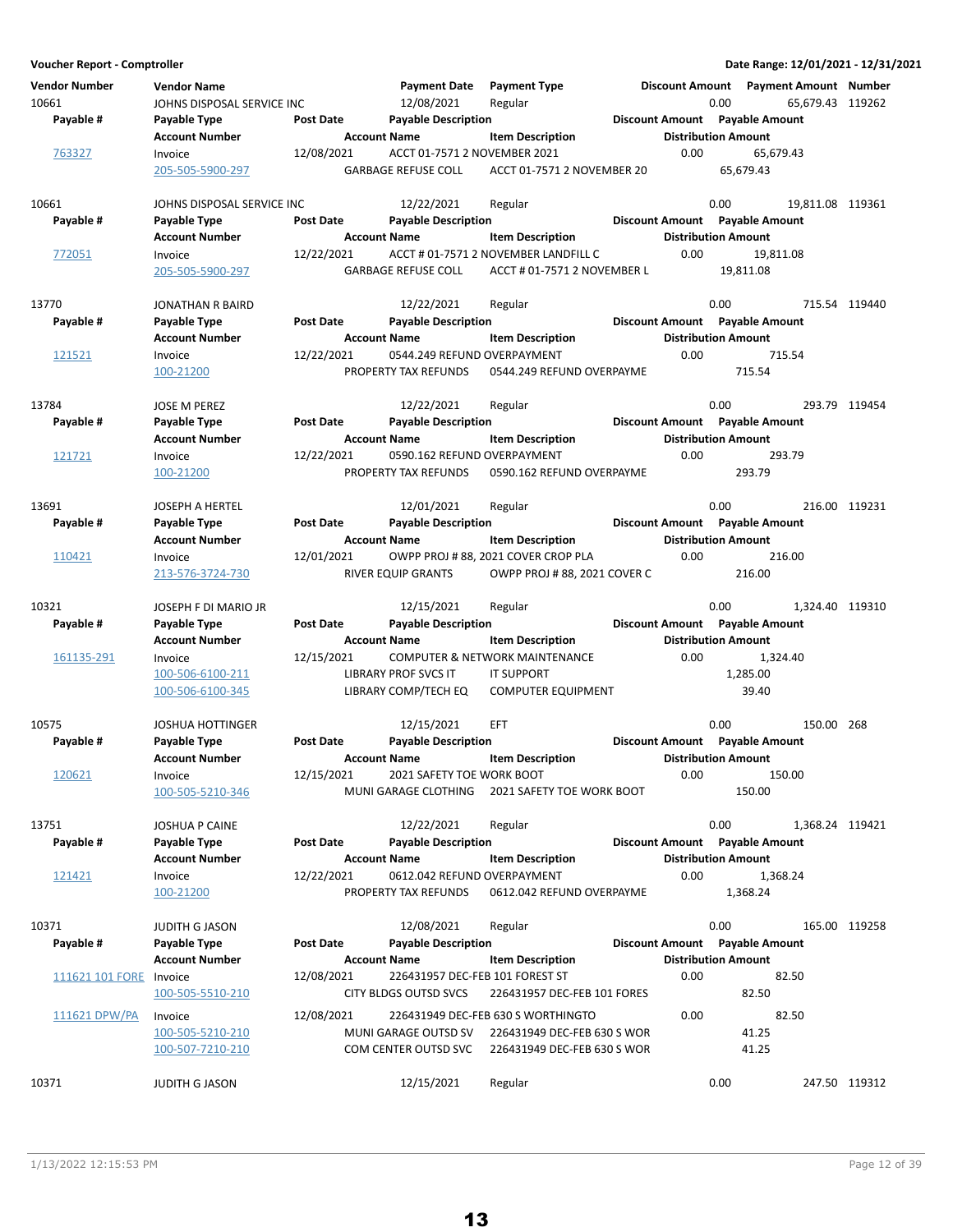**Voucher Report - Comptroller** | **Date Range: 12/01/2021 - 12/31/2021**

| Vendor Number | Vendor Name | | Payment Date | Payment Type | Discount Amount | Payment Amount | Number |
|---|---|---|---|---|---|---|---|
| **Payable #** | **Payable Type** | **Post Date** | **Payable Description** | | **Discount Amount** | **Payable Amount** | |
| | **Account Number** | | **Account Name** | **Item Description** | **Distribution Amount** | | |
| 10661 | JOHNS DISPOSAL SERVICE INC | | 12/08/2021 | Regular | 0.00 | 65,679.43 | 119262 |
| 763327 | Invoice | 12/08/2021 | ACCT 01-7571 2 NOVEMBER 2021 | | 0.00 | 65,679.43 | |
| | 205-505-5900-297 | | GARBAGE REFUSE COLL | ACCT 01-7571 2 NOVEMBER 20 | 65,679.43 | | |
| 10661 | JOHNS DISPOSAL SERVICE INC | | 12/22/2021 | Regular | 0.00 | 19,811.08 | 119361 |
| 772051 | Invoice | 12/22/2021 | ACCT # 01-7571 2 NOVEMBER LANDFILL C | | 0.00 | 19,811.08 | |
| | 205-505-5900-297 | | GARBAGE REFUSE COLL | ACCT # 01-7571 2 NOVEMBER L | 19,811.08 | | |
| 13770 | JONATHAN R BAIRD | | 12/22/2021 | Regular | 0.00 | 715.54 | 119440 |
| 121521 | Invoice | 12/22/2021 | 0544.249 REFUND OVERPAYMENT | | 0.00 | 715.54 | |
| | 100-21200 | | PROPERTY TAX REFUNDS | 0544.249 REFUND OVERPAYME | 715.54 | | |
| 13784 | JOSE M PEREZ | | 12/22/2021 | Regular | 0.00 | 293.79 | 119454 |
| 121721 | Invoice | 12/22/2021 | 0590.162 REFUND OVERPAYMENT | | 0.00 | 293.79 | |
| | 100-21200 | | PROPERTY TAX REFUNDS | 0590.162 REFUND OVERPAYME | 293.79 | | |
| 13691 | JOSEPH A HERTEL | | 12/01/2021 | Regular | 0.00 | 216.00 | 119231 |
| 110421 | Invoice | 12/01/2021 | OWPP PROJ # 88, 2021 COVER CROP PLA | | 0.00 | 216.00 | |
| | 213-576-3724-730 | | RIVER EQUIP GRANTS | OWPP PROJ # 88, 2021 COVER C | 216.00 | | |
| 10321 | JOSEPH F DI MARIO JR | | 12/15/2021 | Regular | 0.00 | 1,324.40 | 119310 |
| 161135-291 | Invoice | 12/15/2021 | COMPUTER & NETWORK MAINTENANCE | | 0.00 | 1,324.40 | |
| | 100-506-6100-211 | | LIBRARY PROF SVCS IT | IT SUPPORT | 1,285.00 | | |
| | 100-506-6100-345 | | LIBRARY COMP/TECH EQ | COMPUTER EQUIPMENT | 39.40 | | |
| 10575 | JOSHUA HOTTINGER | | 12/15/2021 | EFT | 0.00 | 150.00 | 268 |
| 120621 | Invoice | 12/15/2021 | 2021 SAFETY TOE WORK BOOT | | 0.00 | 150.00 | |
| | 100-505-5210-346 | | MUNI GARAGE CLOTHING | 2021 SAFETY TOE WORK BOOT | 150.00 | | |
| 13751 | JOSHUA P CAINE | | 12/22/2021 | Regular | 0.00 | 1,368.24 | 119421 |
| 121421 | Invoice | 12/22/2021 | 0612.042 REFUND OVERPAYMENT | | 0.00 | 1,368.24 | |
| | 100-21200 | | PROPERTY TAX REFUNDS | 0612.042 REFUND OVERPAYME | 1,368.24 | | |
| 10371 | JUDITH G JASON | | 12/08/2021 | Regular | 0.00 | 165.00 | 119258 |
| 111621 101 FORE | Invoice | 12/08/2021 | 226431957 DEC-FEB 101 FOREST ST | | 0.00 | 82.50 | |
| | 100-505-5510-210 | | CITY BLDGS OUTSD SVCS | 226431957 DEC-FEB 101 FORES | 82.50 | | |
| 111621 DPW/PA | Invoice | 12/08/2021 | 226431949 DEC-FEB 630 S WORTHINGTO | | 0.00 | 82.50 | |
| | 100-505-5210-210 | | MUNI GARAGE OUTSD SV | 226431949 DEC-FEB 630 S WOR | 41.25 | | |
| | 100-507-7210-210 | | COM CENTER OUTSD SVC | 226431949 DEC-FEB 630 S WOR | 41.25 | | |
| 10371 | JUDITH G JASON | | 12/15/2021 | Regular | 0.00 | 247.50 | 119312 |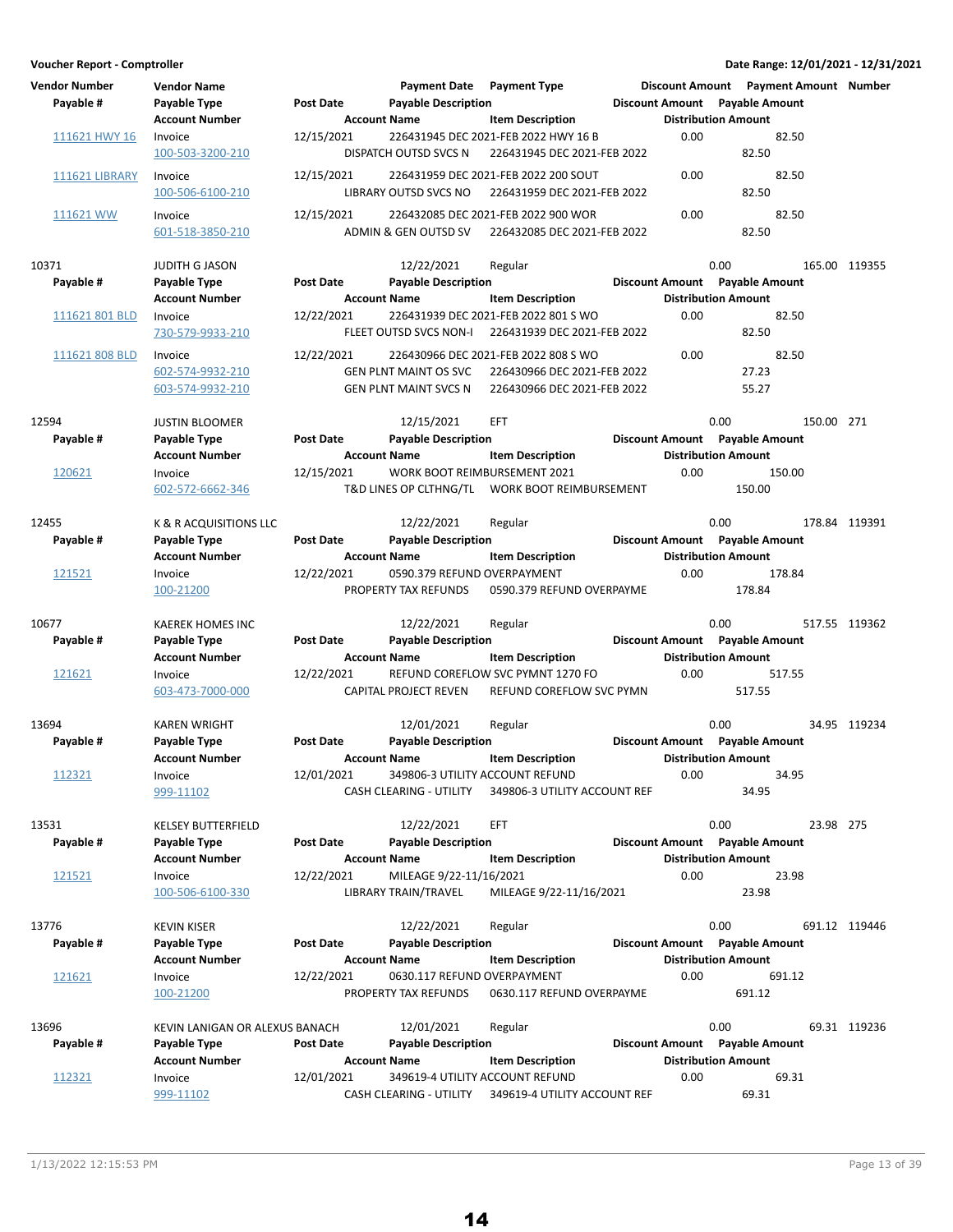**Voucher Report - Comptroller** — Date Range: 12/01/2021 - 12/31/2021

| Vendor Number | Vendor Name | | Payment Date | Payment Type | Discount Amount | Payment Amount | Number |
|---|---|---|---|---|---|---|---|
| **Payable #** | **Payable Type** | **Post Date** | **Payable Description** | | **Discount Amount** | **Payable Amount** | |
| | **Account Number** | | **Account Name** | **Item Description** | **Distribution Amount** | | |
| 111621 HWY 16 | Invoice | 12/15/2021 | 226431945 DEC 2021-FEB 2022 HWY 16 B | | 0.00 | 82.50 | |
| | 100-503-3200-210 | | DISPATCH OUTSD SVCS N | 226431945 DEC 2021-FEB 2022 | 82.50 | | |
| 111621 LIBRARY | Invoice | 12/15/2021 | 226431959 DEC 2021-FEB 2022 200 SOUT | | 0.00 | 82.50 | |
| | 100-506-6100-210 | | LIBRARY OUTSD SVCS NO | 226431959 DEC 2021-FEB 2022 | 82.50 | | |
| 111621 WW | Invoice | 12/15/2021 | 226432085 DEC 2021-FEB 2022 900 WOR | | 0.00 | 82.50 | |
| | 601-518-3850-210 | | ADMIN & GEN OUTSD SV | 226432085 DEC 2021-FEB 2022 | 82.50 | | |
| 10371 | JUDITH G JASON | | 12/22/2021 | Regular | 0.00 | 165.00 | 119355 |
| **Payable #** | **Payable Type** | **Post Date** | **Payable Description** | | **Discount Amount** | **Payable Amount** | |
| | **Account Number** | | **Account Name** | **Item Description** | **Distribution Amount** | | |
| 111621 801 BLD | Invoice | 12/22/2021 | 226431939 DEC 2021-FEB 2022 801 S WO | | 0.00 | 82.50 | |
| | 730-579-9933-210 | | FLEET OUTSD SVCS NON-I | 226431939 DEC 2021-FEB 2022 | 82.50 | | |
| 111621 808 BLD | Invoice | 12/22/2021 | 226430966 DEC 2021-FEB 2022 808 S WO | | 0.00 | 82.50 | |
| | 602-574-9932-210 | | GEN PLNT MAINT OS SVC | 226430966 DEC 2021-FEB 2022 | 27.23 | | |
| | 603-574-9932-210 | | GEN PLNT MAINT SVCS N | 226430966 DEC 2021-FEB 2022 | 55.27 | | |
| 12594 | JUSTIN BLOOMER | | 12/15/2021 | EFT | 0.00 | 150.00 | 271 |
| **Payable #** | **Payable Type** | **Post Date** | **Payable Description** | | **Discount Amount** | **Payable Amount** | |
| | **Account Number** | | **Account Name** | **Item Description** | **Distribution Amount** | | |
| 120621 | Invoice | 12/15/2021 | WORK BOOT REIMBURSEMENT 2021 | | 0.00 | 150.00 | |
| | 602-572-6662-346 | | T&D LINES OP CLTHNG/TL | WORK BOOT REIMBURSEMENT | 150.00 | | |
| 12455 | K & R ACQUISITIONS LLC | | 12/22/2021 | Regular | 0.00 | 178.84 | 119391 |
| **Payable #** | **Payable Type** | **Post Date** | **Payable Description** | | **Discount Amount** | **Payable Amount** | |
| | **Account Number** | | **Account Name** | **Item Description** | **Distribution Amount** | | |
| 121521 | Invoice | 12/22/2021 | 0590.379 REFUND OVERPAYMENT | | 0.00 | 178.84 | |
| | 100-21200 | | PROPERTY TAX REFUNDS | 0590.379 REFUND OVERPAYME | 178.84 | | |
| 10677 | KAEREK HOMES INC | | 12/22/2021 | Regular | 0.00 | 517.55 | 119362 |
| **Payable #** | **Payable Type** | **Post Date** | **Payable Description** | | **Discount Amount** | **Payable Amount** | |
| | **Account Number** | | **Account Name** | **Item Description** | **Distribution Amount** | | |
| 121621 | Invoice | 12/22/2021 | REFUND COREFLOW SVC PYMNT 1270 FO | | 0.00 | 517.55 | |
| | 603-473-7000-000 | | CAPITAL PROJECT REVEN | REFUND COREFLOW SVC PYMN | 517.55 | | |
| 13694 | KAREN WRIGHT | | 12/01/2021 | Regular | 0.00 | 34.95 | 119234 |
| **Payable #** | **Payable Type** | **Post Date** | **Payable Description** | | **Discount Amount** | **Payable Amount** | |
| | **Account Number** | | **Account Name** | **Item Description** | **Distribution Amount** | | |
| 112321 | Invoice | 12/01/2021 | 349806-3 UTILITY ACCOUNT REFUND | | 0.00 | 34.95 | |
| | 999-11102 | | CASH CLEARING - UTILITY | 349806-3 UTILITY ACCOUNT REF | 34.95 | | |
| 13531 | KELSEY BUTTERFIELD | | 12/22/2021 | EFT | 0.00 | 23.98 | 275 |
| **Payable #** | **Payable Type** | **Post Date** | **Payable Description** | | **Discount Amount** | **Payable Amount** | |
| | **Account Number** | | **Account Name** | **Item Description** | **Distribution Amount** | | |
| 121521 | Invoice | 12/22/2021 | MILEAGE 9/22-11/16/2021 | | 0.00 | 23.98 | |
| | 100-506-6100-330 | | LIBRARY TRAIN/TRAVEL | MILEAGE 9/22-11/16/2021 | 23.98 | | |
| 13776 | KEVIN KISER | | 12/22/2021 | Regular | 0.00 | 691.12 | 119446 |
| **Payable #** | **Payable Type** | **Post Date** | **Payable Description** | | **Discount Amount** | **Payable Amount** | |
| | **Account Number** | | **Account Name** | **Item Description** | **Distribution Amount** | | |
| 121621 | Invoice | 12/22/2021 | 0630.117 REFUND OVERPAYMENT | | 0.00 | 691.12 | |
| | 100-21200 | | PROPERTY TAX REFUNDS | 0630.117 REFUND OVERPAYME | 691.12 | | |
| 13696 | KEVIN LANIGAN OR ALEXUS BANACH | | 12/01/2021 | Regular | 0.00 | 69.31 | 119236 |
| **Payable #** | **Payable Type** | **Post Date** | **Payable Description** | | **Discount Amount** | **Payable Amount** | |
| | **Account Number** | | **Account Name** | **Item Description** | **Distribution Amount** | | |
| 112321 | Invoice | 12/01/2021 | 349619-4 UTILITY ACCOUNT REFUND | | 0.00 | 69.31 | |
| | 999-11102 | | CASH CLEARING - UTILITY | 349619-4 UTILITY ACCOUNT REF | 69.31 | | |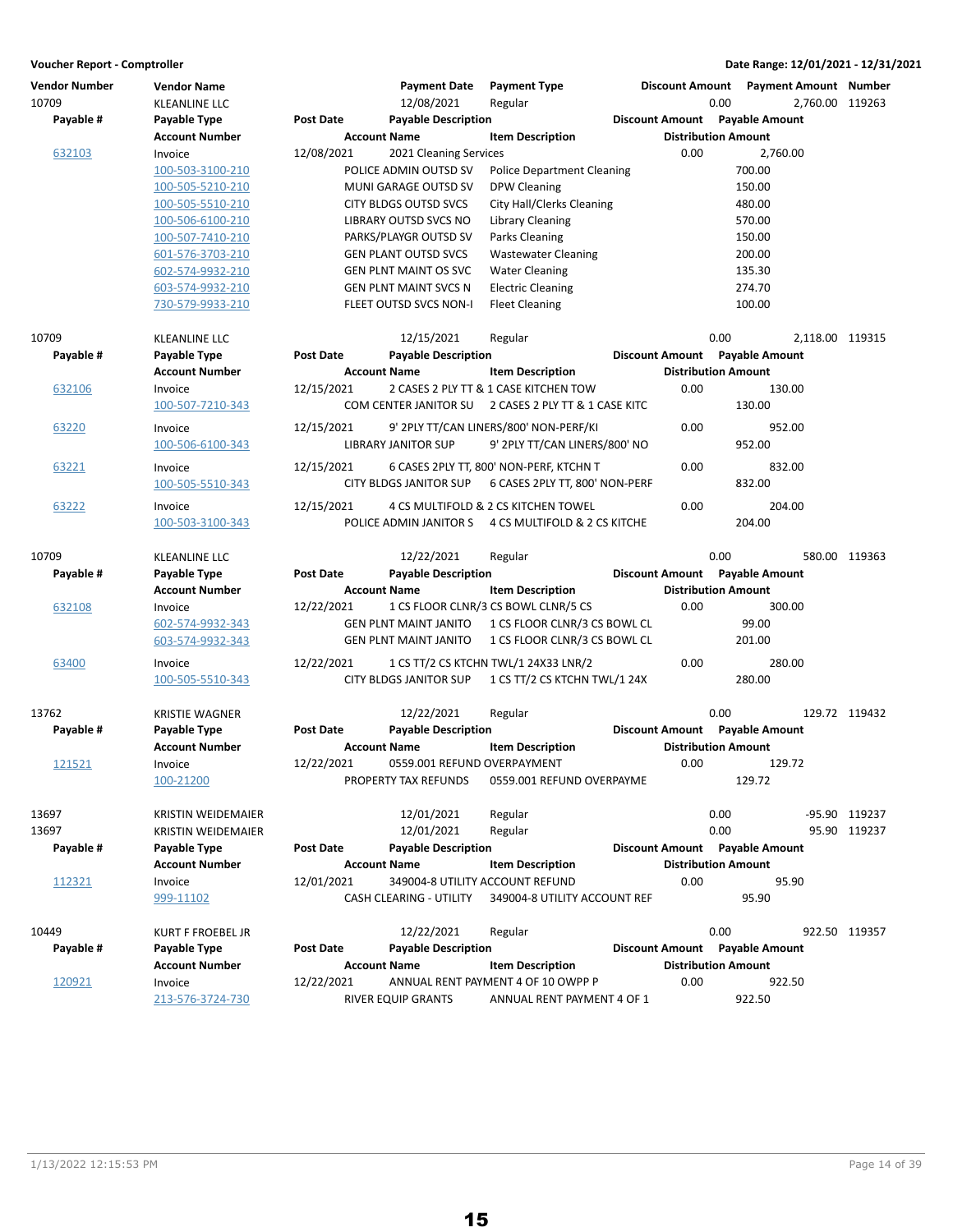**Voucher Report - Comptroller** | **Date Range: 12/01/2021 - 12/31/2021**

| Vendor Number | Vendor Name | | Payment Date | Payment Type | Discount Amount | Payment Amount | Number |
|---|---|---|---|---|---|---|---|
| 10709 | KLEANLINE LLC | | 12/08/2021 | Regular | 0.00 | 2,760.00 | 119263 |

| Payable # | Payable Type / Account Number | Post Date / Account Name | Payable Description / Item Description | Discount Amount | Payable Amount / Distribution Amount |
|---|---|---|---|---|---|
| 632103 | Invoice | 12/08/2021 | 2021 Cleaning Services | 0.00 | 2,760.00 |
| | 100-503-3100-210 | POLICE ADMIN OUTSD SV | Police Department Cleaning | | 700.00 |
| | 100-505-5210-210 | MUNI GARAGE OUTSD SV | DPW Cleaning | | 150.00 |
| | 100-505-5510-210 | CITY BLDGS OUTSD SVCS | City Hall/Clerks Cleaning | | 480.00 |
| | 100-506-6100-210 | LIBRARY OUTSD SVCS NO | Library Cleaning | | 570.00 |
| | 100-507-7410-210 | PARKS/PLAYGR OUTSD SV | Parks Cleaning | | 150.00 |
| | 601-576-3703-210 | GEN PLANT OUTSD SVCS | Wastewater Cleaning | | 200.00 |
| | 602-574-9932-210 | GEN PLNT MAINT OS SVC | Water Cleaning | | 135.30 |
| | 603-574-9932-210 | GEN PLNT MAINT SVCS N | Electric Cleaning | | 274.70 |
| | 730-579-9933-210 | FLEET OUTSD SVCS NON-I | Fleet Cleaning | | 100.00 |

| Vendor Number | Vendor Name | | Payment Date | Payment Type | Discount Amount | Payment Amount | Number |
|---|---|---|---|---|---|---|---|
| 10709 | KLEANLINE LLC | | 12/15/2021 | Regular | 0.00 | 2,118.00 | 119315 |

| Payable # | Payable Type / Account Number | Post Date / Account Name | Payable Description / Item Description | Discount Amount | Payable Amount / Distribution Amount |
|---|---|---|---|---|---|
| 632106 | Invoice | 12/15/2021 | 2 CASES 2 PLY TT & 1 CASE KITCHEN TOW | 0.00 | 130.00 |
| | 100-507-7210-343 | COM CENTER JANITOR SU | 2 CASES 2 PLY TT & 1 CASE KITC | | 130.00 |
| 63220 | Invoice | 12/15/2021 | 9' 2PLY TT/CAN LINERS/800' NON-PERF/KI | 0.00 | 952.00 |
| | 100-506-6100-343 | LIBRARY JANITOR SUP | 9' 2PLY TT/CAN LINERS/800' NO | | 952.00 |
| 63221 | Invoice | 12/15/2021 | 6 CASES 2PLY TT, 800' NON-PERF, KTCHN T | 0.00 | 832.00 |
| | 100-505-5510-343 | CITY BLDGS JANITOR SUP | 6 CASES 2PLY TT, 800' NON-PERF | | 832.00 |
| 63222 | Invoice | 12/15/2021 | 4 CS MULTIFOLD & 2 CS KITCHEN TOWEL | 0.00 | 204.00 |
| | 100-503-3100-343 | POLICE ADMIN JANITOR S | 4 CS MULTIFOLD & 2 CS KITCHE | | 204.00 |

| Vendor Number | Vendor Name | | Payment Date | Payment Type | Discount Amount | Payment Amount | Number |
|---|---|---|---|---|---|---|---|
| 10709 | KLEANLINE LLC | | 12/22/2021 | Regular | 0.00 | 580.00 | 119363 |

| Payable # | Payable Type / Account Number | Post Date / Account Name | Payable Description / Item Description | Discount Amount | Payable Amount / Distribution Amount |
|---|---|---|---|---|---|
| 632108 | Invoice | 12/22/2021 | 1 CS FLOOR CLNR/3 CS BOWL CLNR/5 CS | 0.00 | 300.00 |
| | 602-574-9932-343 | GEN PLNT MAINT JANITO | 1 CS FLOOR CLNR/3 CS BOWL CL | | 99.00 |
| | 603-574-9932-343 | GEN PLNT MAINT JANITO | 1 CS FLOOR CLNR/3 CS BOWL CL | | 201.00 |
| 63400 | Invoice | 12/22/2021 | 1 CS TT/2 CS KTCHN TWL/1 24X33 LNR/2 | 0.00 | 280.00 |
| | 100-505-5510-343 | CITY BLDGS JANITOR SUP | 1 CS TT/2 CS KTCHN TWL/1 24X | | 280.00 |

| Vendor Number | Vendor Name | | Payment Date | Payment Type | Discount Amount | Payment Amount | Number |
|---|---|---|---|---|---|---|---|
| 13762 | KRISTIE WAGNER | | 12/22/2021 | Regular | 0.00 | 129.72 | 119432 |

| Payable # | Payable Type / Account Number | Post Date / Account Name | Payable Description / Item Description | Discount Amount | Payable Amount / Distribution Amount |
|---|---|---|---|---|---|
| 121521 | Invoice | 12/22/2021 | 0559.001 REFUND OVERPAYMENT | 0.00 | 129.72 |
| | 100-21200 | PROPERTY TAX REFUNDS | 0559.001 REFUND OVERPAYME | | 129.72 |

| Vendor Number | Vendor Name | | Payment Date | Payment Type | Discount Amount | Payment Amount | Number |
|---|---|---|---|---|---|---|---|
| 13697 | KRISTIN WEIDEMAIER | | 12/01/2021 | Regular | 0.00 | -95.90 | 119237 |
| 13697 | KRISTIN WEIDEMAIER | | 12/01/2021 | Regular | 0.00 | 95.90 | 119237 |

| Payable # | Payable Type / Account Number | Post Date / Account Name | Payable Description / Item Description | Discount Amount | Payable Amount / Distribution Amount |
|---|---|---|---|---|---|
| 112321 | Invoice | 12/01/2021 | 349004-8 UTILITY ACCOUNT REFUND | 0.00 | 95.90 |
| | 999-11102 | CASH CLEARING - UTILITY | 349004-8 UTILITY ACCOUNT REF | | 95.90 |

| Vendor Number | Vendor Name | | Payment Date | Payment Type | Discount Amount | Payment Amount | Number |
|---|---|---|---|---|---|---|---|
| 10449 | KURT F FROEBEL JR | | 12/22/2021 | Regular | 0.00 | 922.50 | 119357 |

| Payable # | Payable Type / Account Number | Post Date / Account Name | Payable Description / Item Description | Discount Amount | Payable Amount / Distribution Amount |
|---|---|---|---|---|---|
| 120921 | Invoice | 12/22/2021 | ANNUAL RENT PAYMENT 4 OF 10 OWPP P | 0.00 | 922.50 |
| | 213-576-3724-730 | RIVER EQUIP GRANTS | ANNUAL RENT PAYMENT 4 OF 1 | | 922.50 |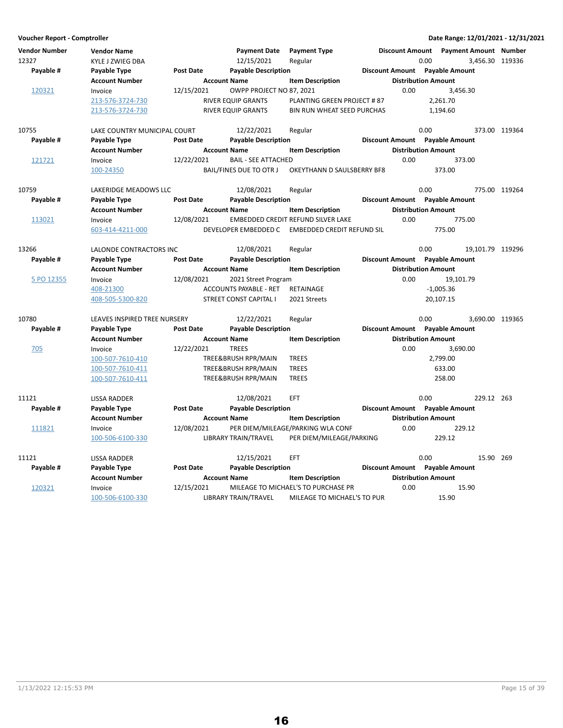| Vendor Number | Vendor Name | | Payment Date | Payment Type | Discount Amount | Payment Amount | Number |
|---|---|---|---|---|---|---|---|
| 12327 | KYLE J ZWIEG DBA | | 12/15/2021 | Regular | 0.00 | 3,456.30 | 119336 |
| **Payable #** | **Payable Type** | **Post Date** | **Payable Description** | | **Discount Amount** | **Payable Amount** | |
| | **Account Number** | | **Account Name** | **Item Description** | | **Distribution Amount** | |
| 120321 | Invoice | 12/15/2021 | OWPP PROJECT NO 87, 2021 | | 0.00 | 3,456.30 | |
| | 213-576-3724-730 | | RIVER EQUIP GRANTS | PLANTING GREEN PROJECT # 87 | | 2,261.70 | |
| | 213-576-3724-730 | | RIVER EQUIP GRANTS | BIN RUN WHEAT SEED PURCHAS | | 1,194.60 | |
| 10755 | LAKE COUNTRY MUNICIPAL COURT | | 12/22/2021 | Regular | 0.00 | 373.00 | 119364 |
| **Payable #** | **Payable Type** | **Post Date** | **Payable Description** | | **Discount Amount** | **Payable Amount** | |
| | **Account Number** | | **Account Name** | **Item Description** | | **Distribution Amount** | |
| 121721 | Invoice | 12/22/2021 | BAIL - SEE ATTACHED | | 0.00 | 373.00 | |
| | 100-24350 | | BAIL/FINES DUE TO OTR J | OKEYTHANN D SAULSBERRY BF8 | | 373.00 | |
| 10759 | LAKERIDGE MEADOWS LLC | | 12/08/2021 | Regular | 0.00 | 775.00 | 119264 |
| **Payable #** | **Payable Type** | **Post Date** | **Payable Description** | | **Discount Amount** | **Payable Amount** | |
| | **Account Number** | | **Account Name** | **Item Description** | | **Distribution Amount** | |
| 113021 | Invoice | 12/08/2021 | EMBEDDED CREDIT REFUND SILVER LAKE | | 0.00 | 775.00 | |
| | 603-414-4211-000 | | DEVELOPER EMBEDDED C | EMBEDDED CREDIT REFUND SIL | | 775.00 | |
| 13266 | LALONDE CONTRACTORS INC | | 12/08/2021 | Regular | 0.00 | 19,101.79 | 119296 |
| **Payable #** | **Payable Type** | **Post Date** | **Payable Description** | | **Discount Amount** | **Payable Amount** | |
| | **Account Number** | | **Account Name** | **Item Description** | | **Distribution Amount** | |
| 5 PO 12355 | Invoice | 12/08/2021 | 2021 Street Program | | 0.00 | 19,101.79 | |
| | 408-21300 | | ACCOUNTS PAYABLE - RET | RETAINAGE | | -1,005.36 | |
| | 408-505-5300-820 | | STREET CONST CAPITAL I | 2021 Streets | | 20,107.15 | |
| 10780 | LEAVES INSPIRED TREE NURSERY | | 12/22/2021 | Regular | 0.00 | 3,690.00 | 119365 |
| **Payable #** | **Payable Type** | **Post Date** | **Payable Description** | | **Discount Amount** | **Payable Amount** | |
| | **Account Number** | | **Account Name** | **Item Description** | | **Distribution Amount** | |
| 705 | Invoice | 12/22/2021 | TREES | | 0.00 | 3,690.00 | |
| | 100-507-7610-410 | | TREE&BRUSH RPR/MAIN | TREES | | 2,799.00 | |
| | 100-507-7610-411 | | TREE&BRUSH RPR/MAIN | TREES | | 633.00 | |
| | 100-507-7610-411 | | TREE&BRUSH RPR/MAIN | TREES | | 258.00 | |
| 11121 | LISSA RADDER | | 12/08/2021 | EFT | 0.00 | 229.12 | 263 |
| **Payable #** | **Payable Type** | **Post Date** | **Payable Description** | | **Discount Amount** | **Payable Amount** | |
| | **Account Number** | | **Account Name** | **Item Description** | | **Distribution Amount** | |
| 111821 | Invoice | 12/08/2021 | PER DIEM/MILEAGE/PARKING WLA CONF | | 0.00 | 229.12 | |
| | 100-506-6100-330 | | LIBRARY TRAIN/TRAVEL | PER DIEM/MILEAGE/PARKING | | 229.12 | |
| 11121 | LISSA RADDER | | 12/15/2021 | EFT | 0.00 | 15.90 | 269 |
| **Payable #** | **Payable Type** | **Post Date** | **Payable Description** | | **Discount Amount** | **Payable Amount** | |
| | **Account Number** | | **Account Name** | **Item Description** | | **Distribution Amount** | |
| 120321 | Invoice | 12/15/2021 | MILEAGE TO MICHAEL'S TO PURCHASE PR | | 0.00 | 15.90 | |
| | 100-506-6100-330 | | LIBRARY TRAIN/TRAVEL | MILEAGE TO MICHAEL'S TO PUR | | 15.90 | |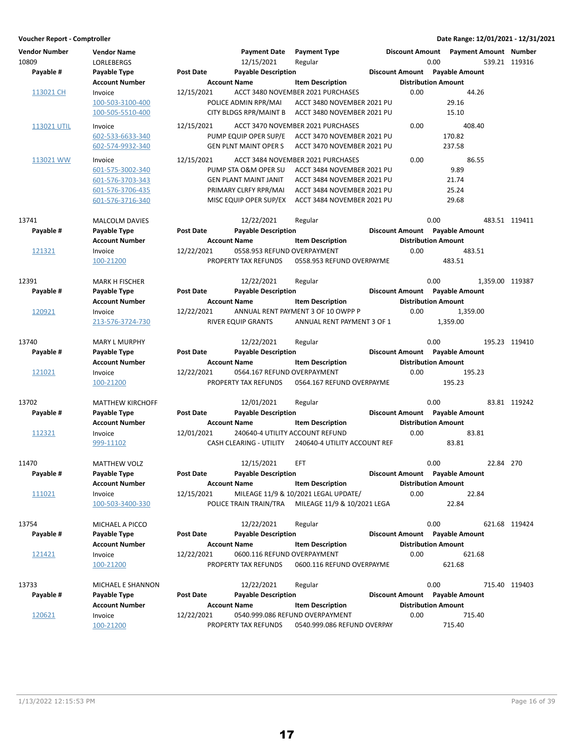**Voucher Report - Comptroller** | **Date Range: 12/01/2021 - 12/31/2021**

| Vendor Number | Vendor Name | | Payment Date | Payment Type | Discount Amount | Payment Amount | Number |
|---|---|---|---|---|---|---|---|
| 10809 | LORLEBERGS | | 12/15/2021 | Regular | 0.00 | 539.21 | 119316 |

| Payable # | Payable Type / Account Number | Post Date | Payable Description / Account Name | Item Description | Discount Amount | Payable Amount / Distribution Amount |
|---|---|---|---|---|---|---|
| 113021 CH | Invoice | 12/15/2021 | ACCT 3480 NOVEMBER 2021 PURCHASES | | 0.00 | 44.26 |
| | 100-503-3100-400 | | POLICE ADMIN RPR/MAI | ACCT 3480 NOVEMBER 2021 PU | | 29.16 |
| | 100-505-5510-400 | | CITY BLDGS RPR/MAINT B | ACCT 3480 NOVEMBER 2021 PU | | 15.10 |
| 113021 UTIL | Invoice | 12/15/2021 | ACCT 3470 NOVEMBER 2021 PURCHASES | | 0.00 | 408.40 |
| | 602-533-6633-340 | | PUMP EQUIP OPER SUP/E | ACCT 3470 NOVEMBER 2021 PU | | 170.82 |
| | 602-574-9932-340 | | GEN PLNT MAINT OPER S | ACCT 3470 NOVEMBER 2021 PU | | 237.58 |
| 113021 WW | Invoice | 12/15/2021 | ACCT 3484 NOVEMBER 2021 PURCHASES | | 0.00 | 86.55 |
| | 601-575-3002-340 | | PUMP STA O&M OPER SU | ACCT 3484 NOVEMBER 2021 PU | | 9.89 |
| | 601-576-3703-343 | | GEN PLANT MAINT JANIT | ACCT 3484 NOVEMBER 2021 PU | | 21.74 |
| | 601-576-3706-435 | | PRIMARY CLRFY RPR/MAI | ACCT 3484 NOVEMBER 2021 PU | | 25.24 |
| | 601-576-3716-340 | | MISC EQUIP OPER SUP/EX | ACCT 3484 NOVEMBER 2021 PU | | 29.68 |

| Vendor Number | Vendor Name | | Payment Date | Payment Type | Discount Amount | Payment Amount | Number |
|---|---|---|---|---|---|---|---|
| 13741 | MALCOLM DAVIES | | 12/22/2021 | Regular | 0.00 | 483.51 | 119411 |

| Payable # | Payable Type / Account Number | Post Date | Payable Description / Account Name | Item Description | Discount Amount | Payable Amount / Distribution Amount |
|---|---|---|---|---|---|---|
| 121321 | Invoice | 12/22/2021 | 0558.953 REFUND OVERPAYMENT | | 0.00 | 483.51 |
| | 100-21200 | | PROPERTY TAX REFUNDS | 0558.953 REFUND OVERPAYME | | 483.51 |

| Vendor Number | Vendor Name | | Payment Date | Payment Type | Discount Amount | Payment Amount | Number |
|---|---|---|---|---|---|---|---|
| 12391 | MARK H FISCHER | | 12/22/2021 | Regular | 0.00 | 1,359.00 | 119387 |

| Payable # | Payable Type / Account Number | Post Date | Payable Description / Account Name | Item Description | Discount Amount | Payable Amount / Distribution Amount |
|---|---|---|---|---|---|---|
| 120921 | Invoice | 12/22/2021 | ANNUAL RENT PAYMENT 3 OF 10 OWPP P | | 0.00 | 1,359.00 |
| | 213-576-3724-730 | | RIVER EQUIP GRANTS | ANNUAL RENT PAYMENT 3 OF 1 | | 1,359.00 |

| Vendor Number | Vendor Name | | Payment Date | Payment Type | Discount Amount | Payment Amount | Number |
|---|---|---|---|---|---|---|---|
| 13740 | MARY L MURPHY | | 12/22/2021 | Regular | 0.00 | 195.23 | 119410 |

| Payable # | Payable Type / Account Number | Post Date | Payable Description / Account Name | Item Description | Discount Amount | Payable Amount / Distribution Amount |
|---|---|---|---|---|---|---|
| 121021 | Invoice | 12/22/2021 | 0564.167 REFUND OVERPAYMENT | | 0.00 | 195.23 |
| | 100-21200 | | PROPERTY TAX REFUNDS | 0564.167 REFUND OVERPAYME | | 195.23 |

| Vendor Number | Vendor Name | | Payment Date | Payment Type | Discount Amount | Payment Amount | Number |
|---|---|---|---|---|---|---|---|
| 13702 | MATTHEW KIRCHOFF | | 12/01/2021 | Regular | 0.00 | 83.81 | 119242 |

| Payable # | Payable Type / Account Number | Post Date | Payable Description / Account Name | Item Description | Discount Amount | Payable Amount / Distribution Amount |
|---|---|---|---|---|---|---|
| 112321 | Invoice | 12/01/2021 | 240640-4 UTILITY ACCOUNT REFUND | | 0.00 | 83.81 |
| | 999-11102 | | CASH CLEARING - UTILITY | 240640-4 UTILITY ACCOUNT REF | | 83.81 |

| Vendor Number | Vendor Name | | Payment Date | Payment Type | Discount Amount | Payment Amount | Number |
|---|---|---|---|---|---|---|---|
| 11470 | MATTHEW VOLZ | | 12/15/2021 | EFT | 0.00 | 22.84 | 270 |

| Payable # | Payable Type / Account Number | Post Date | Payable Description / Account Name | Item Description | Discount Amount | Payable Amount / Distribution Amount |
|---|---|---|---|---|---|---|
| 111021 | Invoice | 12/15/2021 | MILEAGE 11/9 & 10/2021 LEGAL UPDATE/ | | 0.00 | 22.84 |
| | 100-503-3400-330 | | POLICE TRAIN TRAIN/TRA | MILEAGE 11/9 & 10/2021 LEGA | | 22.84 |

| Vendor Number | Vendor Name | | Payment Date | Payment Type | Discount Amount | Payment Amount | Number |
|---|---|---|---|---|---|---|---|
| 13754 | MICHAEL A PICCO | | 12/22/2021 | Regular | 0.00 | 621.68 | 119424 |

| Payable # | Payable Type / Account Number | Post Date | Payable Description / Account Name | Item Description | Discount Amount | Payable Amount / Distribution Amount |
|---|---|---|---|---|---|---|
| 121421 | Invoice | 12/22/2021 | 0600.116 REFUND OVERPAYMENT | | 0.00 | 621.68 |
| | 100-21200 | | PROPERTY TAX REFUNDS | 0600.116 REFUND OVERPAYME | | 621.68 |

| Vendor Number | Vendor Name | | Payment Date | Payment Type | Discount Amount | Payment Amount | Number |
|---|---|---|---|---|---|---|---|
| 13733 | MICHAEL E SHANNON | | 12/22/2021 | Regular | 0.00 | 715.40 | 119403 |

| Payable # | Payable Type / Account Number | Post Date | Payable Description / Account Name | Item Description | Discount Amount | Payable Amount / Distribution Amount |
|---|---|---|---|---|---|---|
| 120621 | Invoice | 12/22/2021 | 0540.999.086 REFUND OVERPAYMENT | | 0.00 | 715.40 |
| | 100-21200 | | PROPERTY TAX REFUNDS | 0540.999.086 REFUND OVERPAY | | 715.40 |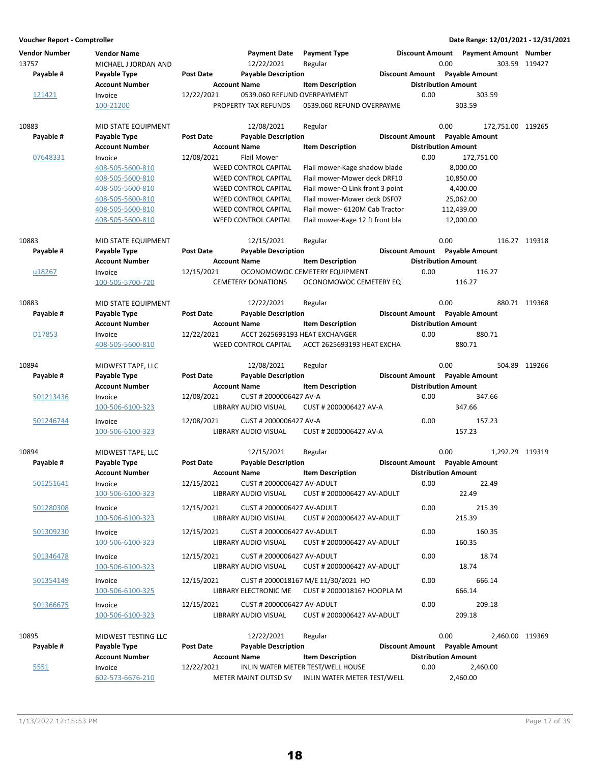**Voucher Report - Comptroller** | **Date Range: 12/01/2021 - 12/31/2021**

| Vendor Number | Vendor Name | | Payment Date | Payment Type | Discount Amount | Payment Amount | Number |
|---|---|---|---|---|---|---|---|
| **Payable #** | **Payable Type** | **Post Date** | **Payable Description** | | **Discount Amount** | **Payable Amount** | |
| | **Account Number** | | **Account Name** | **Item Description** | | **Distribution Amount** | |
| 13757 | MICHAEL J JORDAN AND | | 12/22/2021 | Regular | 0.00 | 303.59 | 119427 |
| 121421 | Invoice | 12/22/2021 | 0539.060 REFUND OVERPAYMENT | | 0.00 | 303.59 | |
| | 100-21200 | | PROPERTY TAX REFUNDS | 0539.060 REFUND OVERPAYME | | 303.59 | |
| 10883 | MID STATE EQUIPMENT | | 12/08/2021 | Regular | 0.00 | 172,751.00 | 119265 |
| 07648331 | Invoice | 12/08/2021 | Flail Mower | | 0.00 | 172,751.00 | |
| | 408-505-5600-810 | | WEED CONTROL CAPITAL | Flail mower-Kage shadow blade | | 8,000.00 | |
| | 408-505-5600-810 | | WEED CONTROL CAPITAL | Flail mower-Mower deck DRF10 | | 10,850.00 | |
| | 408-505-5600-810 | | WEED CONTROL CAPITAL | Flail mower-Q Link front 3 point | | 4,400.00 | |
| | 408-505-5600-810 | | WEED CONTROL CAPITAL | Flail mower-Mower deck DSF07 | | 25,062.00 | |
| | 408-505-5600-810 | | WEED CONTROL CAPITAL | Flail mower- 6120M Cab Tractor | | 112,439.00 | |
| | 408-505-5600-810 | | WEED CONTROL CAPITAL | Flail mower-Kage 12 ft front bla | | 12,000.00 | |
| 10883 | MID STATE EQUIPMENT | | 12/15/2021 | Regular | 0.00 | 116.27 | 119318 |
| u18267 | Invoice | 12/15/2021 | OCONOMOWOC CEMETERY EQUIPMENT | | 0.00 | 116.27 | |
| | 100-505-5700-720 | | CEMETERY DONATIONS | OCONOMOWOC CEMETERY EQ | | 116.27 | |
| 10883 | MID STATE EQUIPMENT | | 12/22/2021 | Regular | 0.00 | 880.71 | 119368 |
| D17853 | Invoice | 12/22/2021 | ACCT 2625693193 HEAT EXCHANGER | | 0.00 | 880.71 | |
| | 408-505-5600-810 | | WEED CONTROL CAPITAL | ACCT 2625693193 HEAT EXCHA | | 880.71 | |
| 10894 | MIDWEST TAPE, LLC | | 12/08/2021 | Regular | 0.00 | 504.89 | 119266 |
| 501213436 | Invoice | 12/08/2021 | CUST # 2000006427 AV-A | | 0.00 | 347.66 | |
| | 100-506-6100-323 | | LIBRARY AUDIO VISUAL | CUST # 2000006427 AV-A | | 347.66 | |
| 501246744 | Invoice | 12/08/2021 | CUST # 2000006427 AV-A | | 0.00 | 157.23 | |
| | 100-506-6100-323 | | LIBRARY AUDIO VISUAL | CUST # 2000006427 AV-A | | 157.23 | |
| 10894 | MIDWEST TAPE, LLC | | 12/15/2021 | Regular | 0.00 | 1,292.29 | 119319 |
| 501251641 | Invoice | 12/15/2021 | CUST # 2000006427 AV-ADULT | | 0.00 | 22.49 | |
| | 100-506-6100-323 | | LIBRARY AUDIO VISUAL | CUST # 2000006427 AV-ADULT | | 22.49 | |
| 501280308 | Invoice | 12/15/2021 | CUST # 2000006427 AV-ADULT | | 0.00 | 215.39 | |
| | 100-506-6100-323 | | LIBRARY AUDIO VISUAL | CUST # 2000006427 AV-ADULT | | 215.39 | |
| 501309230 | Invoice | 12/15/2021 | CUST # 2000006427 AV-ADULT | | 0.00 | 160.35 | |
| | 100-506-6100-323 | | LIBRARY AUDIO VISUAL | CUST # 2000006427 AV-ADULT | | 160.35 | |
| 501346478 | Invoice | 12/15/2021 | CUST # 2000006427 AV-ADULT | | 0.00 | 18.74 | |
| | 100-506-6100-323 | | LIBRARY AUDIO VISUAL | CUST # 2000006427 AV-ADULT | | 18.74 | |
| 501354149 | Invoice | 12/15/2021 | CUST # 2000018167 M/E 11/30/2021 HO | | 0.00 | 666.14 | |
| | 100-506-6100-325 | | LIBRARY ELECTRONIC ME | CUST # 2000018167 HOOPLA M | | 666.14 | |
| 501366675 | Invoice | 12/15/2021 | CUST # 2000006427 AV-ADULT | | 0.00 | 209.18 | |
| | 100-506-6100-323 | | LIBRARY AUDIO VISUAL | CUST # 2000006427 AV-ADULT | | 209.18 | |
| 10895 | MIDWEST TESTING LLC | | 12/22/2021 | Regular | 0.00 | 2,460.00 | 119369 |
| 5551 | Invoice | 12/22/2021 | INLIN WATER METER TEST/WELL HOUSE | | 0.00 | 2,460.00 | |
| | 602-573-6676-210 | | METER MAINT OUTSD SV | INLIN WATER METER TEST/WELL | | 2,460.00 | |

1/13/2022 12:15:53 PM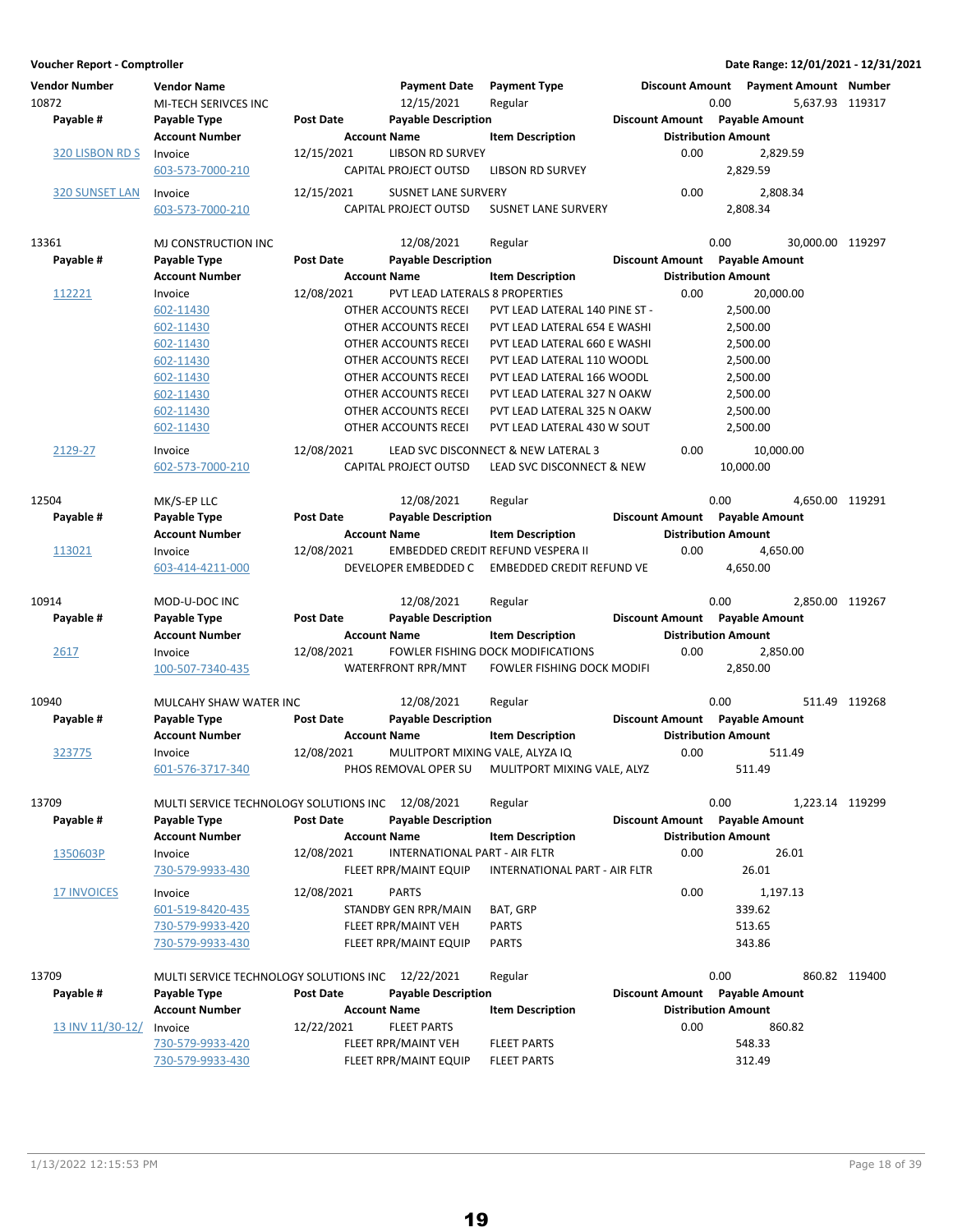**Voucher Report - Comptroller** — Date Range: 12/01/2021 - 12/31/2021

| Vendor Number | Vendor Name | | Payment Date | Payment Type | Discount Amount | Payment Amount | Number |
|---|---|---|---|---|---|---|---|
| **Payable #** | **Payable Type** | **Post Date** | **Payable Description** | | **Discount Amount** | **Payable Amount** | |
| | **Account Number** | | **Account Name** | **Item Description** | **Distribution Amount** | | |
| 10872 | MI-TECH SERIVCES INC | | 12/15/2021 | Regular | 0.00 | 5,637.93 | 119317 |
| 320 LISBON RD S | Invoice | 12/15/2021 | LIBSON RD SURVEY | | 0.00 | 2,829.59 | |
| | 603-573-7000-210 | | CAPITAL PROJECT OUTSD | LIBSON RD SURVEY | 2,829.59 | | |
| 320 SUNSET LAN | Invoice | 12/15/2021 | SUSNET LANE SURVERY | | 0.00 | 2,808.34 | |
| | 603-573-7000-210 | | CAPITAL PROJECT OUTSD | SUSNET LANE SURVERY | 2,808.34 | | |
| 13361 | MJ CONSTRUCTION INC | | 12/08/2021 | Regular | 0.00 | 30,000.00 | 119297 |
| 112221 | Invoice | 12/08/2021 | PVT LEAD LATERALS 8 PROPERTIES | | 0.00 | 20,000.00 | |
| | 602-11430 | | OTHER ACCOUNTS RECEI | PVT LEAD LATERAL 140 PINE ST - | 2,500.00 | | |
| | 602-11430 | | OTHER ACCOUNTS RECEI | PVT LEAD LATERAL 654 E WASHI | 2,500.00 | | |
| | 602-11430 | | OTHER ACCOUNTS RECEI | PVT LEAD LATERAL 660 E WASHI | 2,500.00 | | |
| | 602-11430 | | OTHER ACCOUNTS RECEI | PVT LEAD LATERAL 110 WOODL | 2,500.00 | | |
| | 602-11430 | | OTHER ACCOUNTS RECEI | PVT LEAD LATERAL 166 WOODL | 2,500.00 | | |
| | 602-11430 | | OTHER ACCOUNTS RECEI | PVT LEAD LATERAL 327 N OAKW | 2,500.00 | | |
| | 602-11430 | | OTHER ACCOUNTS RECEI | PVT LEAD LATERAL 325 N OAKW | 2,500.00 | | |
| | 602-11430 | | OTHER ACCOUNTS RECEI | PVT LEAD LATERAL 430 W SOUT | 2,500.00 | | |
| 2129-27 | Invoice | 12/08/2021 | LEAD SVC DISCONNECT & NEW LATERAL 3 | | 0.00 | 10,000.00 | |
| | 602-573-7000-210 | | CAPITAL PROJECT OUTSD | LEAD SVC DISCONNECT & NEW | 10,000.00 | | |
| 12504 | MK/S-EP LLC | | 12/08/2021 | Regular | 0.00 | 4,650.00 | 119291 |
| 113021 | Invoice | 12/08/2021 | EMBEDDED CREDIT REFUND VESPERA II | | 0.00 | 4,650.00 | |
| | 603-414-4211-000 | | DEVELOPER EMBEDDED C | EMBEDDED CREDIT REFUND VE | 4,650.00 | | |
| 10914 | MOD-U-DOC INC | | 12/08/2021 | Regular | 0.00 | 2,850.00 | 119267 |
| 2617 | Invoice | 12/08/2021 | FOWLER FISHING DOCK MODIFICATIONS | | 0.00 | 2,850.00 | |
| | 100-507-7340-435 | | WATERFRONT RPR/MNT | FOWLER FISHING DOCK MODIFI | 2,850.00 | | |
| 10940 | MULCAHY SHAW WATER INC | | 12/08/2021 | Regular | 0.00 | 511.49 | 119268 |
| 323775 | Invoice | 12/08/2021 | MULITPORT MIXING VALE, ALYZA IQ | | 0.00 | 511.49 | |
| | 601-576-3717-340 | | PHOS REMOVAL OPER SU | MULITPORT MIXING VALE, ALYZ | 511.49 | | |
| 13709 | MULTI SERVICE TECHNOLOGY SOLUTIONS INC | | 12/08/2021 | Regular | 0.00 | 1,223.14 | 119299 |
| 1350603P | Invoice | 12/08/2021 | INTERNATIONAL PART - AIR FLTR | | 0.00 | 26.01 | |
| | 730-579-9933-430 | | FLEET RPR/MAINT EQUIP | INTERNATIONAL PART - AIR FLTR | 26.01 | | |
| 17 INVOICES | Invoice | 12/08/2021 | PARTS | | 0.00 | 1,197.13 | |
| | 601-519-8420-435 | | STANDBY GEN RPR/MAIN | BAT, GRP | 339.62 | | |
| | 730-579-9933-420 | | FLEET RPR/MAINT VEH | PARTS | 513.65 | | |
| | 730-579-9933-430 | | FLEET RPR/MAINT EQUIP | PARTS | 343.86 | | |
| 13709 | MULTI SERVICE TECHNOLOGY SOLUTIONS INC | | 12/22/2021 | Regular | 0.00 | 860.82 | 119400 |
| 13 INV 11/30-12/ | Invoice | 12/22/2021 | FLEET PARTS | | 0.00 | 860.82 | |
| | 730-579-9933-420 | | FLEET RPR/MAINT VEH | FLEET PARTS | 548.33 | | |
| | 730-579-9933-430 | | FLEET RPR/MAINT EQUIP | FLEET PARTS | 312.49 | | |

1/13/2022 12:15:53 PM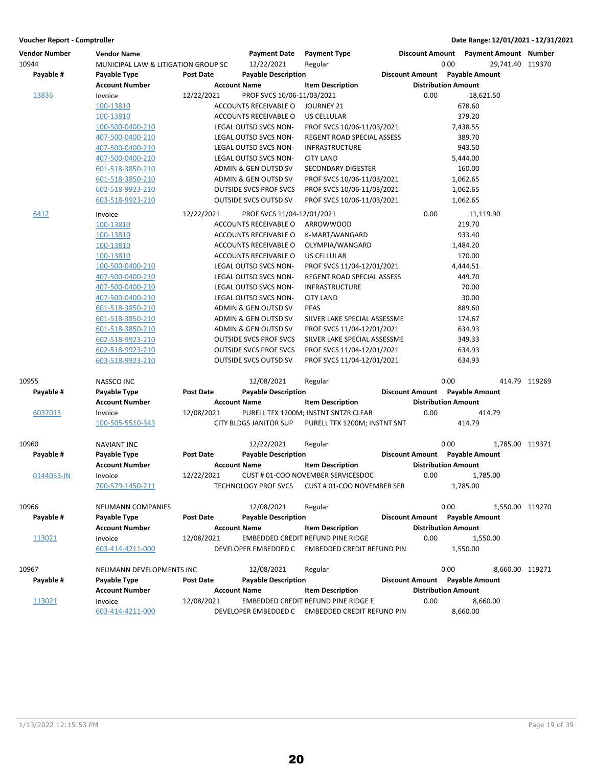**Voucher Report - Comptroller** — **Date Range: 12/01/2021 - 12/31/2021**

| Vendor Number | Vendor Name | | Payment Date | Payment Type | Discount Amount | Payment Amount | Number |
|---|---|---|---|---|---|---|---|
| **Payable #** | **Payable Type** | **Post Date** | **Payable Description** | | **Discount Amount** | **Payable Amount** | |
| | **Account Number** | | **Account Name** | **Item Description** | **Distribution Amount** | | |
| 10944 | MUNICIPAL LAW & LITIGATION GROUP SC | | 12/22/2021 | Regular | 0.00 | 29,741.40 | 119370 |
| 13836 | Invoice | 12/22/2021 | PROF SVCS 10/06-11/03/2021 | | 0.00 | 18,621.50 | |
| | 100-13810 | | ACCOUNTS RECEIVABLE O | JOURNEY 21 | 678.60 | | |
| | 100-13810 | | ACCOUNTS RECEIVABLE O | US CELLULAR | 379.20 | | |
| | 100-500-0400-210 | | LEGAL OUTSD SVCS NON- | PROF SVCS 10/06-11/03/2021 | 7,438.55 | | |
| | 407-500-0400-210 | | LEGAL OUTSD SVCS NON- | REGENT ROAD SPECIAL ASSESS | 389.70 | | |
| | 407-500-0400-210 | | LEGAL OUTSD SVCS NON- | INFRASTRUCTURE | 943.50 | | |
| | 407-500-0400-210 | | LEGAL OUTSD SVCS NON- | CITY LAND | 5,444.00 | | |
| | 601-518-3850-210 | | ADMIN & GEN OUTSD SV | SECONDARY DIGESTER | 160.00 | | |
| | 601-518-3850-210 | | ADMIN & GEN OUTSD SV | PROF SVCS 10/06-11/03/2021 | 1,062.65 | | |
| | 602-518-9923-210 | | OUTSIDE SVCS PROF SVCS | PROF SVCS 10/06-11/03/2021 | 1,062.65 | | |
| | 603-518-9923-210 | | OUTSIDE SVCS OUTSD SV | PROF SVCS 10/06-11/03/2021 | 1,062.65 | | |
| 6412 | Invoice | 12/22/2021 | PROF SVCS 11/04-12/01/2021 | | 0.00 | 11,119.90 | |
| | 100-13810 | | ACCOUNTS RECEIVABLE O | ARROWWOOD | 219.70 | | |
| | 100-13810 | | ACCOUNTS RECEIVABLE O | K-MART/WANGARD | 933.40 | | |
| | 100-13810 | | ACCOUNTS RECEIVABLE O | OLYMPIA/WANGARD | 1,484.20 | | |
| | 100-13810 | | ACCOUNTS RECEIVABLE O | US CELLULAR | 170.00 | | |
| | 100-500-0400-210 | | LEGAL OUTSD SVCS NON- | PROF SVCS 11/04-12/01/2021 | 4,444.51 | | |
| | 407-500-0400-210 | | LEGAL OUTSD SVCS NON- | REGENT ROAD SPECIAL ASSESS | 449.70 | | |
| | 407-500-0400-210 | | LEGAL OUTSD SVCS NON- | INFRASTRUCTURE | 70.00 | | |
| | 407-500-0400-210 | | LEGAL OUTSD SVCS NON- | CITY LAND | 30.00 | | |
| | 601-518-3850-210 | | ADMIN & GEN OUTSD SV | PFAS | 889.60 | | |
| | 601-518-3850-210 | | ADMIN & GEN OUTSD SV | SILVER LAKE SPECIAL ASSESSME | 174.67 | | |
| | 601-518-3850-210 | | ADMIN & GEN OUTSD SV | PROF SVCS 11/04-12/01/2021 | 634.93 | | |
| | 602-518-9923-210 | | OUTSIDE SVCS PROF SVCS | SILVER LAKE SPECIAL ASSESSME | 349.33 | | |
| | 602-518-9923-210 | | OUTSIDE SVCS PROF SVCS | PROF SVCS 11/04-12/01/2021 | 634.93 | | |
| | 603-518-9923-210 | | OUTSIDE SVCS OUTSD SV | PROF SVCS 11/04-12/01/2021 | 634.93 | | |
| 10955 | NASSCO INC | | 12/08/2021 | Regular | 0.00 | 414.79 | 119269 |
| 6037013 | Invoice | 12/08/2021 | PURELL TFX 1200M; INSTNT SNTZR CLEAR | | 0.00 | 414.79 | |
| | 100-505-5510-343 | | CITY BLDGS JANITOR SUP | PURELL TFX 1200M; INSTNT SNT | 414.79 | | |
| 10960 | NAVIANT INC | | 12/22/2021 | Regular | 0.00 | 1,785.00 | 119371 |
| 0144053-IN | Invoice | 12/22/2021 | CUST # 01-COO NOVEMBER SERVICESDOC | | 0.00 | 1,785.00 | |
| | 700-579-1450-211 | | TECHNOLOGY PROF SVCS | CUST # 01-COO NOVEMBER SER | 1,785.00 | | |
| 10966 | NEUMANN COMPANIES | | 12/08/2021 | Regular | 0.00 | 1,550.00 | 119270 |
| 113021 | Invoice | 12/08/2021 | EMBEDDED CREDIT REFUND PINE RIDGE | | 0.00 | 1,550.00 | |
| | 603-414-4211-000 | | DEVELOPER EMBEDDED C | EMBEDDED CREDIT REFUND PIN | 1,550.00 | | |
| 10967 | NEUMANN DEVELOPMENTS INC | | 12/08/2021 | Regular | 0.00 | 8,660.00 | 119271 |
| 113021 | Invoice | 12/08/2021 | EMBEDDED CREDIT REFUND PINE RIDGE E | | 0.00 | 8,660.00 | |
| | 603-414-4211-000 | | DEVELOPER EMBEDDED C | EMBEDDED CREDIT REFUND PIN | 8,660.00 | | |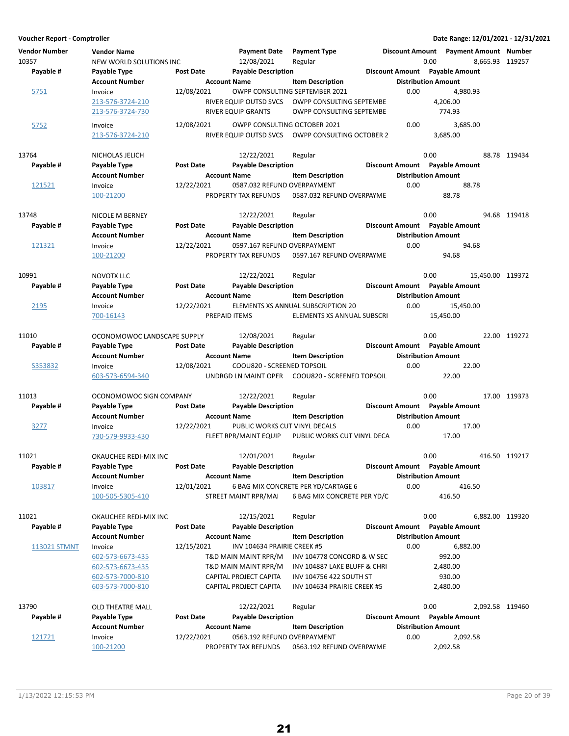**Voucher Report - Comptroller**

**Date Range: 12/01/2021 - 12/31/2021**

| Vendor Number | Vendor Name | | Payment Date | Payment Type | Discount Amount | Payment Amount | Number |
|---|---|---|---|---|---|---|---|
| **Payable #** | **Payable Type** | **Post Date** | **Payable Description** | | **Discount Amount** | **Payable Amount** | |
| | **Account Number** | | **Account Name** | **Item Description** | **Distribution Amount** | | |
| 10357 | NEW WORLD SOLUTIONS INC | | 12/08/2021 | Regular | 0.00 | 8,665.93 | 119257 |
| 5751 | Invoice | 12/08/2021 | OWPP CONSULTING SEPTEMBER 2021 | | 0.00 | 4,980.93 | |
| | 213-576-3724-210 | | RIVER EQUIP OUTSD SVCS | OWPP CONSULTING SEPTEMBE | 4,206.00 | | |
| | 213-576-3724-730 | | RIVER EQUIP GRANTS | OWPP CONSULTING SEPTEMBE | 774.93 | | |
| 5752 | Invoice | 12/08/2021 | OWPP CONSULTING OCTOBER 2021 | | 0.00 | 3,685.00 | |
| | 213-576-3724-210 | | RIVER EQUIP OUTSD SVCS | OWPP CONSULTING OCTOBER 2 | 3,685.00 | | |
| 13764 | NICHOLAS JELICH | | 12/22/2021 | Regular | 0.00 | 88.78 | 119434 |
| 121521 | Invoice | 12/22/2021 | 0587.032 REFUND OVERPAYMENT | | 0.00 | 88.78 | |
| | 100-21200 | | PROPERTY TAX REFUNDS | 0587.032 REFUND OVERPAYME | 88.78 | | |
| 13748 | NICOLE M BERNEY | | 12/22/2021 | Regular | 0.00 | 94.68 | 119418 |
| 121321 | Invoice | 12/22/2021 | 0597.167 REFUND OVERPAYMENT | | 0.00 | 94.68 | |
| | 100-21200 | | PROPERTY TAX REFUNDS | 0597.167 REFUND OVERPAYME | 94.68 | | |
| 10991 | NOVOTX LLC | | 12/22/2021 | Regular | 0.00 | 15,450.00 | 119372 |
| 2195 | Invoice | 12/22/2021 | ELEMENTS XS ANNUAL SUBSCRIPTION 20 | | 0.00 | 15,450.00 | |
| | 700-16143 | | PREPAID ITEMS | ELEMENTS XS ANNUAL SUBSCRI | 15,450.00 | | |
| 11010 | OCONOMOWOC LANDSCAPE SUPPLY | | 12/08/2021 | Regular | 0.00 | 22.00 | 119272 |
| S353832 | Invoice | 12/08/2021 | COOU820 - SCREENED TOPSOIL | | 0.00 | 22.00 | |
| | 603-573-6594-340 | | UNDRGD LN MAINT OPER | COOU820 - SCREENED TOPSOIL | 22.00 | | |
| 11013 | OCONOMOWOC SIGN COMPANY | | 12/22/2021 | Regular | 0.00 | 17.00 | 119373 |
| 3277 | Invoice | 12/22/2021 | PUBLIC WORKS CUT VINYL DECALS | | 0.00 | 17.00 | |
| | 730-579-9933-430 | | FLEET RPR/MAINT EQUIP | PUBLIC WORKS CUT VINYL DECA | 17.00 | | |
| 11021 | OKAUCHEE REDI-MIX INC | | 12/01/2021 | Regular | 0.00 | 416.50 | 119217 |
| 103817 | Invoice | 12/01/2021 | 6 BAG MIX CONCRETE PER YD/CARTAGE 6 | | 0.00 | 416.50 | |
| | 100-505-5305-410 | | STREET MAINT RPR/MAI | 6 BAG MIX CONCRETE PER YD/C | 416.50 | | |
| 11021 | OKAUCHEE REDI-MIX INC | | 12/15/2021 | Regular | 0.00 | 6,882.00 | 119320 |
| 113021 STMNT | Invoice | 12/15/2021 | INV 104634 PRAIRIE CREEK #5 | | 0.00 | 6,882.00 | |
| | 602-573-6673-435 | | T&D MAIN MAINT RPR/M | INV 104778 CONCORD & W SEC | 992.00 | | |
| | 602-573-6673-435 | | T&D MAIN MAINT RPR/M | INV 104887 LAKE BLUFF & CHRI | 2,480.00 | | |
| | 602-573-7000-810 | | CAPITAL PROJECT CAPITA | INV 104756 422 SOUTH ST | 930.00 | | |
| | 603-573-7000-810 | | CAPITAL PROJECT CAPITA | INV 104634 PRAIRIE CREEK #5 | 2,480.00 | | |
| 13790 | OLD THEATRE MALL | | 12/22/2021 | Regular | 0.00 | 2,092.58 | 119460 |
| 121721 | Invoice | 12/22/2021 | 0563.192 REFUND OVERPAYMENT | | 0.00 | 2,092.58 | |
| | 100-21200 | | PROPERTY TAX REFUNDS | 0563.192 REFUND OVERPAYME | 2,092.58 | | |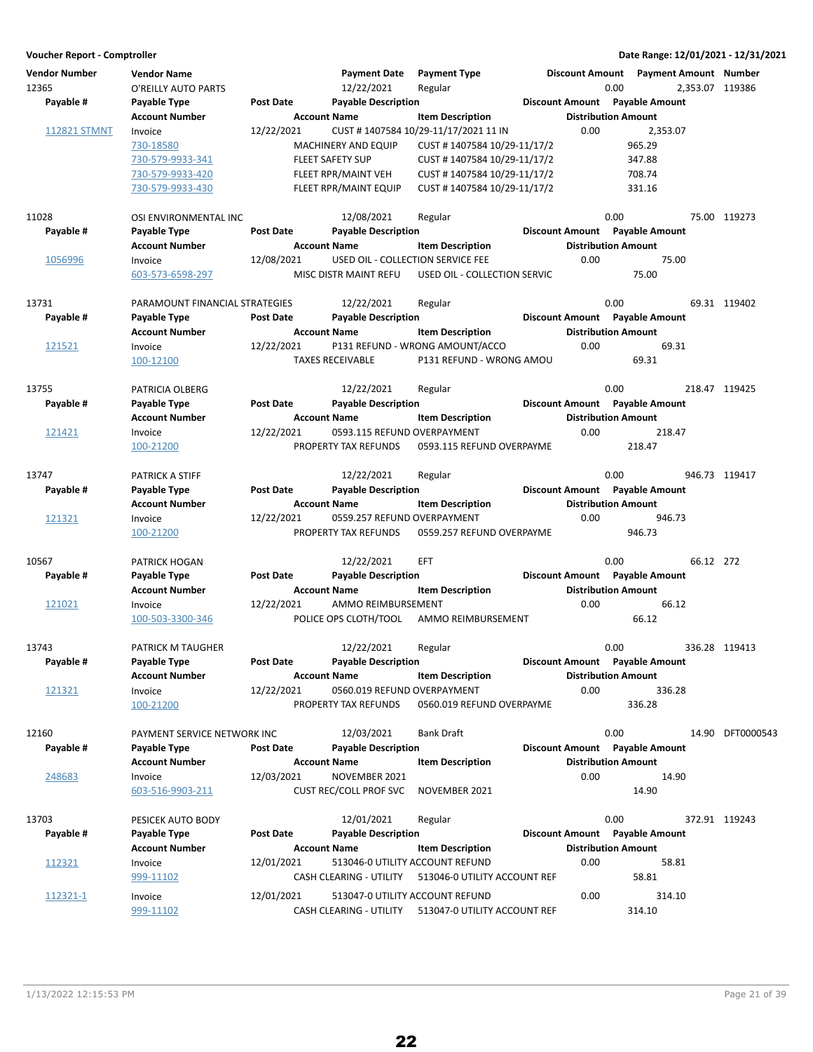**Voucher Report - Comptroller** | **Date Range: 12/01/2021 - 12/31/2021**

| Vendor Number | Vendor Name | | Payment Date | Payment Type | Discount Amount | Payment Amount | Number |
|---|---|---|---|---|---|---|---|
| 12365 | O'REILLY AUTO PARTS | | 12/22/2021 | Regular | 0.00 | 2,353.07 | 119386 |
| **Payable #** | **Payable Type** | **Post Date** | **Payable Description** | | **Discount Amount** | **Payable Amount** | |
| | **Account Number** | | **Account Name** | **Item Description** | **Distribution Amount** | | |
| 112821 STMNT | Invoice | 12/22/2021 | CUST # 1407584 10/29-11/17/2021 11 IN | | 0.00 | 2,353.07 | |
| | 730-18580 | | MACHINERY AND EQUIP | CUST # 1407584 10/29-11/17/2 | 965.29 | | |
| | 730-579-9933-341 | | FLEET SAFETY SUP | CUST # 1407584 10/29-11/17/2 | 347.88 | | |
| | 730-579-9933-420 | | FLEET RPR/MAINT VEH | CUST # 1407584 10/29-11/17/2 | 708.74 | | |
| | 730-579-9933-430 | | FLEET RPR/MAINT EQUIP | CUST # 1407584 10/29-11/17/2 | 331.16 | | |
| 11028 | OSI ENVIRONMENTAL INC | | 12/08/2021 | Regular | 0.00 | 75.00 | 119273 |
| **Payable #** | **Payable Type** | **Post Date** | **Payable Description** | | **Discount Amount** | **Payable Amount** | |
| | **Account Number** | | **Account Name** | **Item Description** | **Distribution Amount** | | |
| 1056996 | Invoice | 12/08/2021 | USED OIL - COLLECTION SERVICE FEE | | 0.00 | 75.00 | |
| | 603-573-6598-297 | | MISC DISTR MAINT REFU | USED OIL - COLLECTION SERVIC | 75.00 | | |
| 13731 | PARAMOUNT FINANCIAL STRATEGIES | | 12/22/2021 | Regular | 0.00 | 69.31 | 119402 |
| **Payable #** | **Payable Type** | **Post Date** | **Payable Description** | | **Discount Amount** | **Payable Amount** | |
| | **Account Number** | | **Account Name** | **Item Description** | **Distribution Amount** | | |
| 121521 | Invoice | 12/22/2021 | P131 REFUND - WRONG AMOUNT/ACCO | | 0.00 | 69.31 | |
| | 100-12100 | | TAXES RECEIVABLE | P131 REFUND - WRONG AMOU | 69.31 | | |
| 13755 | PATRICIA OLBERG | | 12/22/2021 | Regular | 0.00 | 218.47 | 119425 |
| **Payable #** | **Payable Type** | **Post Date** | **Payable Description** | | **Discount Amount** | **Payable Amount** | |
| | **Account Number** | | **Account Name** | **Item Description** | **Distribution Amount** | | |
| 121421 | Invoice | 12/22/2021 | 0593.115 REFUND OVERPAYMENT | | 0.00 | 218.47 | |
| | 100-21200 | | PROPERTY TAX REFUNDS | 0593.115 REFUND OVERPAYME | 218.47 | | |
| 13747 | PATRICK A STIFF | | 12/22/2021 | Regular | 0.00 | 946.73 | 119417 |
| **Payable #** | **Payable Type** | **Post Date** | **Payable Description** | | **Discount Amount** | **Payable Amount** | |
| | **Account Number** | | **Account Name** | **Item Description** | **Distribution Amount** | | |
| 121321 | Invoice | 12/22/2021 | 0559.257 REFUND OVERPAYMENT | | 0.00 | 946.73 | |
| | 100-21200 | | PROPERTY TAX REFUNDS | 0559.257 REFUND OVERPAYME | 946.73 | | |
| 10567 | PATRICK HOGAN | | 12/22/2021 | EFT | 0.00 | 66.12 | 272 |
| **Payable #** | **Payable Type** | **Post Date** | **Payable Description** | | **Discount Amount** | **Payable Amount** | |
| | **Account Number** | | **Account Name** | **Item Description** | **Distribution Amount** | | |
| 121021 | Invoice | 12/22/2021 | AMMO REIMBURSEMENT | | 0.00 | 66.12 | |
| | 100-503-3300-346 | | POLICE OPS CLOTH/TOOL | AMMO REIMBURSEMENT | 66.12 | | |
| 13743 | PATRICK M TAUGHER | | 12/22/2021 | Regular | 0.00 | 336.28 | 119413 |
| **Payable #** | **Payable Type** | **Post Date** | **Payable Description** | | **Discount Amount** | **Payable Amount** | |
| | **Account Number** | | **Account Name** | **Item Description** | **Distribution Amount** | | |
| 121321 | Invoice | 12/22/2021 | 0560.019 REFUND OVERPAYMENT | | 0.00 | 336.28 | |
| | 100-21200 | | PROPERTY TAX REFUNDS | 0560.019 REFUND OVERPAYME | 336.28 | | |
| 12160 | PAYMENT SERVICE NETWORK INC | | 12/03/2021 | Bank Draft | 0.00 | 14.90 | DFT0000543 |
| **Payable #** | **Payable Type** | **Post Date** | **Payable Description** | | **Discount Amount** | **Payable Amount** | |
| | **Account Number** | | **Account Name** | **Item Description** | **Distribution Amount** | | |
| 248683 | Invoice | 12/03/2021 | NOVEMBER 2021 | | 0.00 | 14.90 | |
| | 603-516-9903-211 | | CUST REC/COLL PROF SVC | NOVEMBER 2021 | 14.90 | | |
| 13703 | PESICEK AUTO BODY | | 12/01/2021 | Regular | 0.00 | 372.91 | 119243 |
| **Payable #** | **Payable Type** | **Post Date** | **Payable Description** | | **Discount Amount** | **Payable Amount** | |
| | **Account Number** | | **Account Name** | **Item Description** | **Distribution Amount** | | |
| 112321 | Invoice | 12/01/2021 | 513046-0 UTILITY ACCOUNT REFUND | | 0.00 | 58.81 | |
| | 999-11102 | | CASH CLEARING - UTILITY | 513046-0 UTILITY ACCOUNT REF | 58.81 | | |
| 112321-1 | Invoice | 12/01/2021 | 513047-0 UTILITY ACCOUNT REFUND | | 0.00 | 314.10 | |
| | 999-11102 | | CASH CLEARING - UTILITY | 513047-0 UTILITY ACCOUNT REF | 314.10 | | |

1/13/2022 12:15:53 PM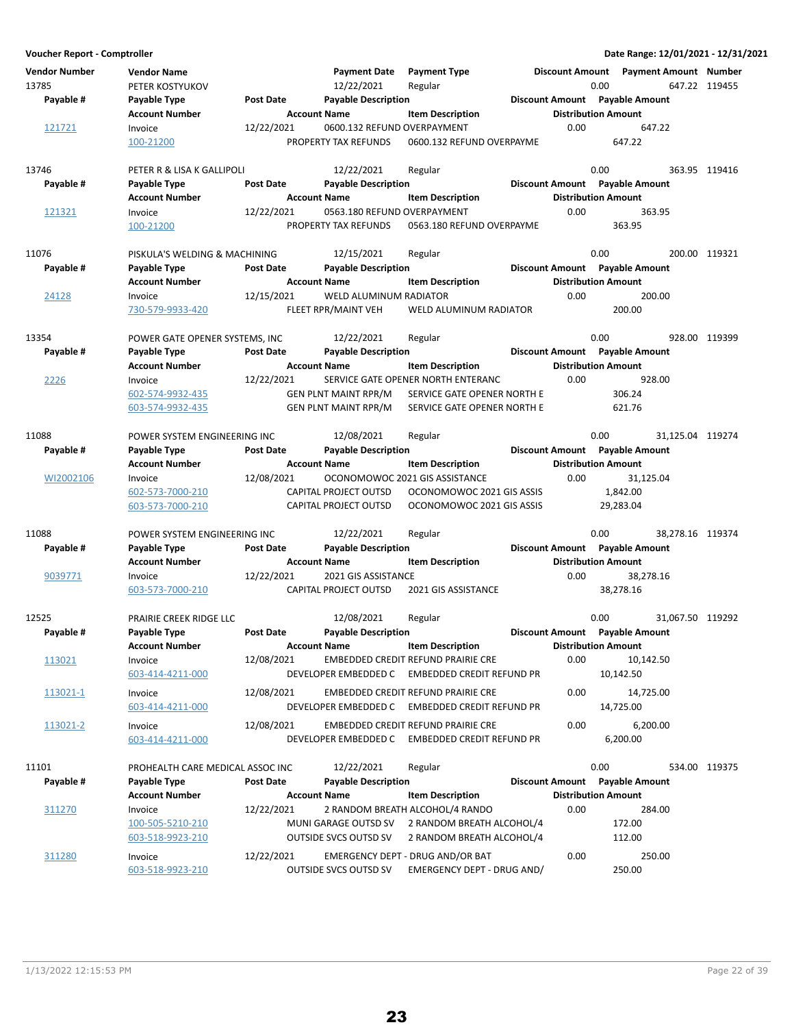**Voucher Report - Comptroller** — Date Range: 12/01/2021 - 12/31/2021

| Vendor Number | Vendor Name | Post Date | Payment Date | Payment Type | Discount Amount | Payment Amount | Number |
|---|---|---|---|---|---|---|---|
| Payable # | Payable Type | Post Date | Payable Description | | Discount Amount | Payable Amount | |
| | Account Number | | Account Name | Item Description | | Distribution Amount | |
| 13785 | PETER KOSTYUKOV | | 12/22/2021 | Regular | 0.00 | 647.22 | 119455 |
| 121721 | Invoice | 12/22/2021 | 0600.132 REFUND OVERPAYMENT | | 0.00 | 647.22 | |
| | 100-21200 | | PROPERTY TAX REFUNDS | 0600.132 REFUND OVERPAYME | | 647.22 | |
| 13746 | PETER R & LISA K GALLIPOLI | | 12/22/2021 | Regular | 0.00 | 363.95 | 119416 |
| 121321 | Invoice | 12/22/2021 | 0563.180 REFUND OVERPAYMENT | | 0.00 | 363.95 | |
| | 100-21200 | | PROPERTY TAX REFUNDS | 0563.180 REFUND OVERPAYME | | 363.95 | |
| 11076 | PISKULA'S WELDING & MACHINING | | 12/15/2021 | Regular | 0.00 | 200.00 | 119321 |
| 24128 | Invoice | 12/15/2021 | WELD ALUMINUM RADIATOR | | 0.00 | 200.00 | |
| | 730-579-9933-420 | | FLEET RPR/MAINT VEH | WELD ALUMINUM RADIATOR | | 200.00 | |
| 13354 | POWER GATE OPENER SYSTEMS, INC | | 12/22/2021 | Regular | 0.00 | 928.00 | 119399 |
| 2226 | Invoice | 12/22/2021 | SERVICE GATE OPENER NORTH ENTERANC | | 0.00 | 928.00 | |
| | 602-574-9932-435 | | GEN PLNT MAINT RPR/M | SERVICE GATE OPENER NORTH E | | 306.24 | |
| | 603-574-9932-435 | | GEN PLNT MAINT RPR/M | SERVICE GATE OPENER NORTH E | | 621.76 | |
| 11088 | POWER SYSTEM ENGINEERING INC | | 12/08/2021 | Regular | 0.00 | 31,125.04 | 119274 |
| WI2002106 | Invoice | 12/08/2021 | OCONOMOWOC 2021 GIS ASSISTANCE | | 0.00 | 31,125.04 | |
| | 602-573-7000-210 | | CAPITAL PROJECT OUTSD | OCONOMOWOC 2021 GIS ASSIS | | 1,842.00 | |
| | 603-573-7000-210 | | CAPITAL PROJECT OUTSD | OCONOMOWOC 2021 GIS ASSIS | | 29,283.04 | |
| 11088 | POWER SYSTEM ENGINEERING INC | | 12/22/2021 | Regular | 0.00 | 38,278.16 | 119374 |
| 9039771 | Invoice | 12/22/2021 | 2021 GIS ASSISTANCE | | 0.00 | 38,278.16 | |
| | 603-573-7000-210 | | CAPITAL PROJECT OUTSD | 2021 GIS ASSISTANCE | | 38,278.16 | |
| 12525 | PRAIRIE CREEK RIDGE LLC | | 12/08/2021 | Regular | 0.00 | 31,067.50 | 119292 |
| 113021 | Invoice | 12/08/2021 | EMBEDDED CREDIT REFUND PRAIRIE CRE | | 0.00 | 10,142.50 | |
| | 603-414-4211-000 | | DEVELOPER EMBEDDED C | EMBEDDED CREDIT REFUND PR | | 10,142.50 | |
| 113021-1 | Invoice | 12/08/2021 | EMBEDDED CREDIT REFUND PRAIRIE CRE | | 0.00 | 14,725.00 | |
| | 603-414-4211-000 | | DEVELOPER EMBEDDED C | EMBEDDED CREDIT REFUND PR | | 14,725.00 | |
| 113021-2 | Invoice | 12/08/2021 | EMBEDDED CREDIT REFUND PRAIRIE CRE | | 0.00 | 6,200.00 | |
| | 603-414-4211-000 | | DEVELOPER EMBEDDED C | EMBEDDED CREDIT REFUND PR | | 6,200.00 | |
| 11101 | PROHEALTH CARE MEDICAL ASSOC INC | | 12/22/2021 | Regular | 0.00 | 534.00 | 119375 |
| 311270 | Invoice | 12/22/2021 | 2 RANDOM BREATH ALCOHOL/4 RANDO | | 0.00 | 284.00 | |
| | 100-505-5210-210 | | MUNI GARAGE OUTSD SV | 2 RANDOM BREATH ALCOHOL/4 | | 172.00 | |
| | 603-518-9923-210 | | OUTSIDE SVCS OUTSD SV | 2 RANDOM BREATH ALCOHOL/4 | | 112.00 | |
| 311280 | Invoice | 12/22/2021 | EMERGENCY DEPT - DRUG AND/OR BAT | | 0.00 | 250.00 | |
| | 603-518-9923-210 | | OUTSIDE SVCS OUTSD SV | EMERGENCY DEPT - DRUG AND/ | | 250.00 | |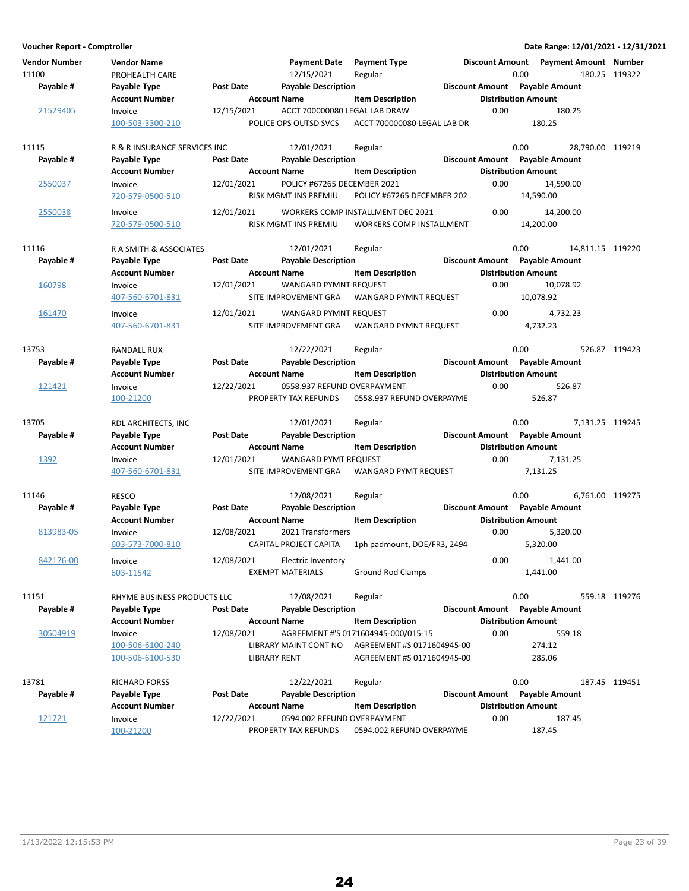**Voucher Report - Comptroller** — Date Range: 12/01/2021 - 12/31/2021

| Vendor Number | Vendor Name | | Payment Date | Payment Type | Discount Amount | Payment Amount | Number |
|---|---|---|---|---|---|---|---|
| **Payable #** | **Payable Type** | **Post Date** | **Payable Description** | | **Discount Amount** | **Payable Amount** | |
| | **Account Number** | | **Account Name** | **Item Description** | **Distribution Amount** | | |
| 11100 | PROHEALTH CARE | | 12/15/2021 | Regular | 0.00 | 180.25 | 119322 |
| 21529405 | Invoice | 12/15/2021 | ACCT 700000080 LEGAL LAB DRAW | | 0.00 | 180.25 | |
| | 100-503-3300-210 | | POLICE OPS OUTSD SVCS | ACCT 700000080 LEGAL LAB DR | 180.25 | | |
| 11115 | R & R INSURANCE SERVICES INC | | 12/01/2021 | Regular | 0.00 | 28,790.00 | 119219 |
| 2550037 | Invoice | 12/01/2021 | POLICY #67265 DECEMBER 2021 | | 0.00 | 14,590.00 | |
| | 720-579-0500-510 | | RISK MGMT INS PREMIU | POLICY #67265 DECEMBER 202 | 14,590.00 | | |
| 2550038 | Invoice | 12/01/2021 | WORKERS COMP INSTALLMENT DEC 2021 | | 0.00 | 14,200.00 | |
| | 720-579-0500-510 | | RISK MGMT INS PREMIU | WORKERS COMP INSTALLMENT | 14,200.00 | | |
| 11116 | R A SMITH & ASSOCIATES | | 12/01/2021 | Regular | 0.00 | 14,811.15 | 119220 |
| 160798 | Invoice | 12/01/2021 | WANGARD PYMNT REQUEST | | 0.00 | 10,078.92 | |
| | 407-560-6701-831 | | SITE IMPROVEMENT GRA | WANGARD PYMNT REQUEST | 10,078.92 | | |
| 161470 | Invoice | 12/01/2021 | WANGARD PYMNT REQUEST | | 0.00 | 4,732.23 | |
| | 407-560-6701-831 | | SITE IMPROVEMENT GRA | WANGARD PYMNT REQUEST | 4,732.23 | | |
| 13753 | RANDALL RUX | | 12/22/2021 | Regular | 0.00 | 526.87 | 119423 |
| 121421 | Invoice | 12/22/2021 | 0558.937 REFUND OVERPAYMENT | | 0.00 | 526.87 | |
| | 100-21200 | | PROPERTY TAX REFUNDS | 0558.937 REFUND OVERPAYME | 526.87 | | |
| 13705 | RDL ARCHITECTS, INC | | 12/01/2021 | Regular | 0.00 | 7,131.25 | 119245 |
| 1392 | Invoice | 12/01/2021 | WANGARD PYMT REQUEST | | 0.00 | 7,131.25 | |
| | 407-560-6701-831 | | SITE IMPROVEMENT GRA | WANGARD PYMT REQUEST | 7,131.25 | | |
| 11146 | RESCO | | 12/08/2021 | Regular | 0.00 | 6,761.00 | 119275 |
| 813983-05 | Invoice | 12/08/2021 | 2021 Transformers | | 0.00 | 5,320.00 | |
| | 603-573-7000-810 | | CAPITAL PROJECT CAPITA | 1ph padmount, DOE/FR3, 2494 | 5,320.00 | | |
| 842176-00 | Invoice | 12/08/2021 | Electric Inventory | | 0.00 | 1,441.00 | |
| | 603-11542 | | EXEMPT MATERIALS | Ground Rod Clamps | 1,441.00 | | |
| 11151 | RHYME BUSINESS PRODUCTS LLC | | 12/08/2021 | Regular | 0.00 | 559.18 | 119276 |
| 30504919 | Invoice | 12/08/2021 | AGREEMENT #'S 0171604945-000/015-15 | | 0.00 | 559.18 | |
| | 100-506-6100-240 | | LIBRARY MAINT CONT NO | AGREEMENT #S 0171604945-00 | 274.12 | | |
| | 100-506-6100-530 | | LIBRARY RENT | AGREEMENT #S 0171604945-00 | 285.06 | | |
| 13781 | RICHARD FORSS | | 12/22/2021 | Regular | 0.00 | 187.45 | 119451 |
| 121721 | Invoice | 12/22/2021 | 0594.002 REFUND OVERPAYMENT | | 0.00 | 187.45 | |
| | 100-21200 | | PROPERTY TAX REFUNDS | 0594.002 REFUND OVERPAYME | 187.45 | | |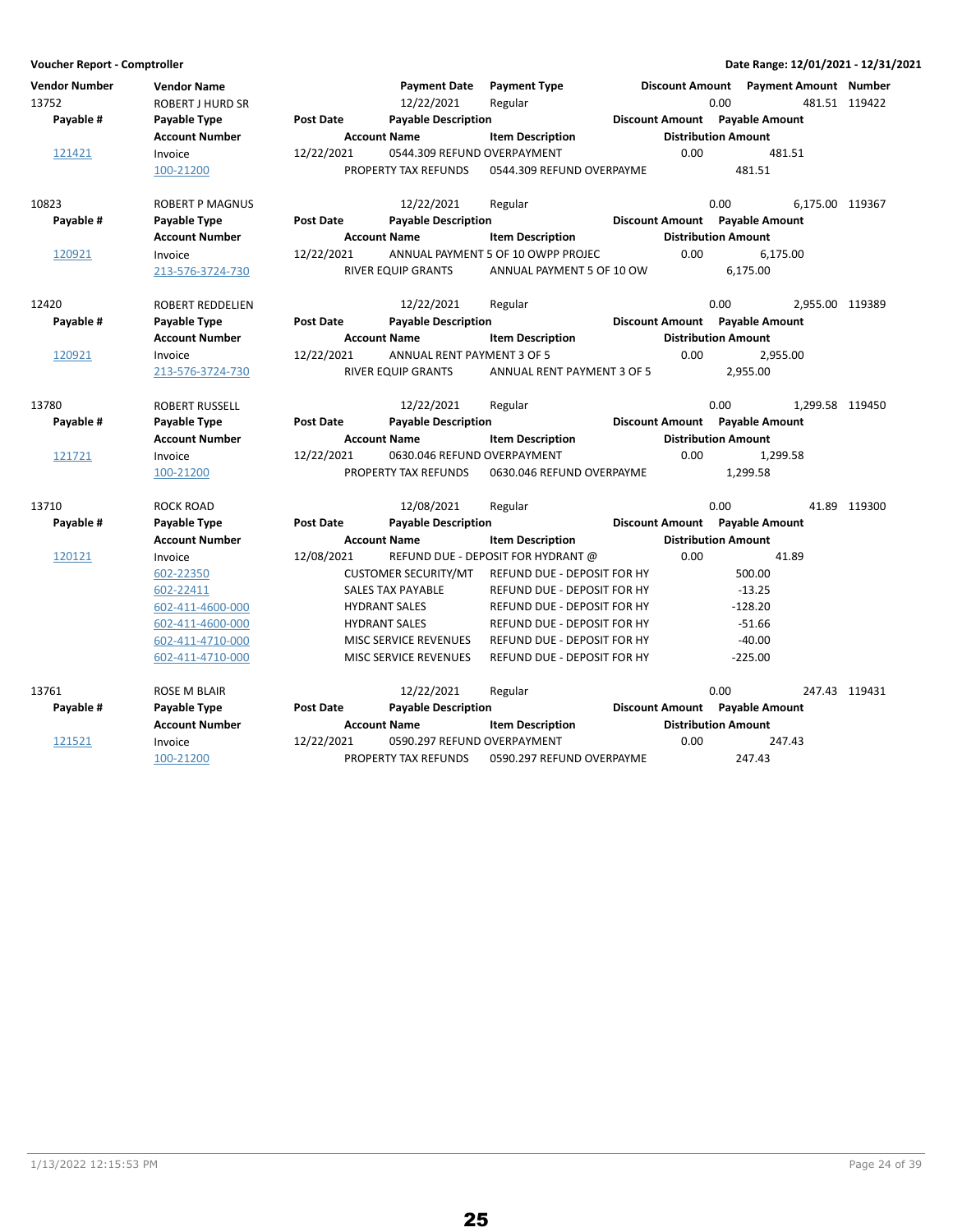**Voucher Report - Comptroller** | **Date Range: 12/01/2021 - 12/31/2021**

| Vendor Number | Vendor Name | | Payment Date | Payment Type | Discount Amount | Payment Amount | Number |
|---|---|---|---|---|---|---|---|
| 13752 | ROBERT J HURD SR | | 12/22/2021 | Regular | 0.00 | 481.51 | 119422 |
| **Payable #** | **Payable Type** | **Post Date** | **Payable Description** | | **Discount Amount** | **Payable Amount** | |
| | **Account Number** | | **Account Name** | **Item Description** | **Distribution Amount** | | |
| 121421 | Invoice | 12/22/2021 | 0544.309 REFUND OVERPAYMENT | | 0.00 | 481.51 | |
| | 100-21200 | | PROPERTY TAX REFUNDS | 0544.309 REFUND OVERPAYME | 481.51 | | |
| 10823 | ROBERT P MAGNUS | | 12/22/2021 | Regular | 0.00 | 6,175.00 | 119367 |
| **Payable #** | **Payable Type** | **Post Date** | **Payable Description** | | **Discount Amount** | **Payable Amount** | |
| | **Account Number** | | **Account Name** | **Item Description** | **Distribution Amount** | | |
| 120921 | Invoice | 12/22/2021 | ANNUAL PAYMENT 5 OF 10 OWPP PROJEC | | 0.00 | 6,175.00 | |
| | 213-576-3724-730 | | RIVER EQUIP GRANTS | ANNUAL PAYMENT 5 OF 10 OW | 6,175.00 | | |
| 12420 | ROBERT REDDELIEN | | 12/22/2021 | Regular | 0.00 | 2,955.00 | 119389 |
| **Payable #** | **Payable Type** | **Post Date** | **Payable Description** | | **Discount Amount** | **Payable Amount** | |
| | **Account Number** | | **Account Name** | **Item Description** | **Distribution Amount** | | |
| 120921 | Invoice | 12/22/2021 | ANNUAL RENT PAYMENT 3 OF 5 | | 0.00 | 2,955.00 | |
| | 213-576-3724-730 | | RIVER EQUIP GRANTS | ANNUAL RENT PAYMENT 3 OF 5 | 2,955.00 | | |
| 13780 | ROBERT RUSSELL | | 12/22/2021 | Regular | 0.00 | 1,299.58 | 119450 |
| **Payable #** | **Payable Type** | **Post Date** | **Payable Description** | | **Discount Amount** | **Payable Amount** | |
| | **Account Number** | | **Account Name** | **Item Description** | **Distribution Amount** | | |
| 121721 | Invoice | 12/22/2021 | 0630.046 REFUND OVERPAYMENT | | 0.00 | 1,299.58 | |
| | 100-21200 | | PROPERTY TAX REFUNDS | 0630.046 REFUND OVERPAYME | 1,299.58 | | |
| 13710 | ROCK ROAD | | 12/08/2021 | Regular | 0.00 | 41.89 | 119300 |
| **Payable #** | **Payable Type** | **Post Date** | **Payable Description** | | **Discount Amount** | **Payable Amount** | |
| | **Account Number** | | **Account Name** | **Item Description** | **Distribution Amount** | | |
| 120121 | Invoice | 12/08/2021 | REFUND DUE - DEPOSIT FOR HYDRANT @ | | 0.00 | 41.89 | |
| | 602-22350 | | CUSTOMER SECURITY/MT | REFUND DUE - DEPOSIT FOR HY | 500.00 | | |
| | 602-22411 | | SALES TAX PAYABLE | REFUND DUE - DEPOSIT FOR HY | -13.25 | | |
| | 602-411-4600-000 | | HYDRANT SALES | REFUND DUE - DEPOSIT FOR HY | -128.20 | | |
| | 602-411-4600-000 | | HYDRANT SALES | REFUND DUE - DEPOSIT FOR HY | -51.66 | | |
| | 602-411-4710-000 | | MISC SERVICE REVENUES | REFUND DUE - DEPOSIT FOR HY | -40.00 | | |
| | 602-411-4710-000 | | MISC SERVICE REVENUES | REFUND DUE - DEPOSIT FOR HY | -225.00 | | |
| 13761 | ROSE M BLAIR | | 12/22/2021 | Regular | 0.00 | 247.43 | 119431 |
| **Payable #** | **Payable Type** | **Post Date** | **Payable Description** | | **Discount Amount** | **Payable Amount** | |
| | **Account Number** | | **Account Name** | **Item Description** | **Distribution Amount** | | |
| 121521 | Invoice | 12/22/2021 | 0590.297 REFUND OVERPAYMENT | | 0.00 | 247.43 | |
| | 100-21200 | | PROPERTY TAX REFUNDS | 0590.297 REFUND OVERPAYME | 247.43 | | |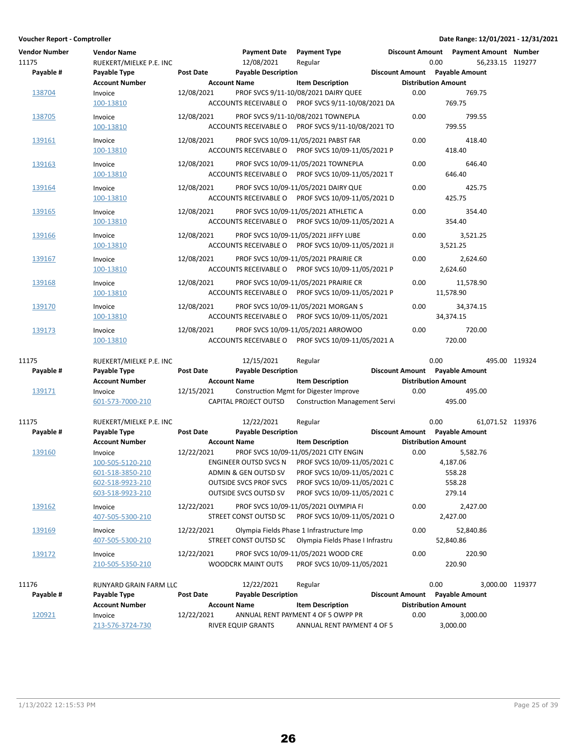**Voucher Report - Comptroller**

**Date Range: 12/01/2021 - 12/31/2021**

| Vendor Number | Vendor Name | | Payment Date | Payment Type | Discount Amount | Payment Amount | Number |
|---|---|---|---|---|---|---|---|
| 11175 | RUEKERT/MIELKE P.E. INC | | 12/08/2021 | Regular | 0.00 | 56,233.15 | 119277 |
| **Payable #** | **Payable Type** | **Post Date** | **Payable Description** | | **Discount Amount** | **Payable Amount** | |
| | **Account Number** | | **Account Name** | **Item Description** | | **Distribution Amount** | |
| 138704 | Invoice | 12/08/2021 | PROF SVCS 9/11-10/08/2021 DAIRY QUEE | | 0.00 | 769.75 | |
| | 100-13810 | | ACCOUNTS RECEIVABLE O | PROF SVCS 9/11-10/08/2021 DA | | 769.75 | |
| 138705 | Invoice | 12/08/2021 | PROF SVCS 9/11-10/08/2021 TOWNEPLA | | 0.00 | 799.55 | |
| | 100-13810 | | ACCOUNTS RECEIVABLE O | PROF SVCS 9/11-10/08/2021 TO | | 799.55 | |
| 139161 | Invoice | 12/08/2021 | PROF SVCS 10/09-11/05/2021 PABST FAR | | 0.00 | 418.40 | |
| | 100-13810 | | ACCOUNTS RECEIVABLE O | PROF SVCS 10/09-11/05/2021 P | | 418.40 | |
| 139163 | Invoice | 12/08/2021 | PROF SVCS 10/09-11/05/2021 TOWNEPLA | | 0.00 | 646.40 | |
| | 100-13810 | | ACCOUNTS RECEIVABLE O | PROF SVCS 10/09-11/05/2021 T | | 646.40 | |
| 139164 | Invoice | 12/08/2021 | PROF SVCS 10/09-11/05/2021 DAIRY QUE | | 0.00 | 425.75 | |
| | 100-13810 | | ACCOUNTS RECEIVABLE O | PROF SVCS 10/09-11/05/2021 D | | 425.75 | |
| 139165 | Invoice | 12/08/2021 | PROF SVCS 10/09-11/05/2021 ATHLETIC A | | 0.00 | 354.40 | |
| | 100-13810 | | ACCOUNTS RECEIVABLE O | PROF SVCS 10/09-11/05/2021 A | | 354.40 | |
| 139166 | Invoice | 12/08/2021 | PROF SVCS 10/09-11/05/2021 JIFFY LUBE | | 0.00 | 3,521.25 | |
| | 100-13810 | | ACCOUNTS RECEIVABLE O | PROF SVCS 10/09-11/05/2021 JI | | 3,521.25 | |
| 139167 | Invoice | 12/08/2021 | PROF SVCS 10/09-11/05/2021 PRAIRIE CR | | 0.00 | 2,624.60 | |
| | 100-13810 | | ACCOUNTS RECEIVABLE O | PROF SVCS 10/09-11/05/2021 P | | 2,624.60 | |
| 139168 | Invoice | 12/08/2021 | PROF SVCS 10/09-11/05/2021 PRAIRIE CR | | 0.00 | 11,578.90 | |
| | 100-13810 | | ACCOUNTS RECEIVABLE O | PROF SVCS 10/09-11/05/2021 P | | 11,578.90 | |
| 139170 | Invoice | 12/08/2021 | PROF SVCS 10/09-11/05/2021 MORGAN S | | 0.00 | 34,374.15 | |
| | 100-13810 | | ACCOUNTS RECEIVABLE O | PROF SVCS 10/09-11/05/2021 | | 34,374.15 | |
| 139173 | Invoice | 12/08/2021 | PROF SVCS 10/09-11/05/2021 ARROWOO | | 0.00 | 720.00 | |
| | 100-13810 | | ACCOUNTS RECEIVABLE O | PROF SVCS 10/09-11/05/2021 A | | 720.00 | |
| 11175 | RUEKERT/MIELKE P.E. INC | | 12/15/2021 | Regular | 0.00 | 495.00 | 119324 |
| **Payable #** | **Payable Type** | **Post Date** | **Payable Description** | | **Discount Amount** | **Payable Amount** | |
| | **Account Number** | | **Account Name** | **Item Description** | | **Distribution Amount** | |
| 139171 | Invoice | 12/15/2021 | Construction Mgmt for Digester Improve | | 0.00 | 495.00 | |
| | 601-573-7000-210 | | CAPITAL PROJECT OUTSD | Construction Management Servi | | 495.00 | |
| 11175 | RUEKERT/MIELKE P.E. INC | | 12/22/2021 | Regular | 0.00 | 61,071.52 | 119376 |
| **Payable #** | **Payable Type** | **Post Date** | **Payable Description** | | **Discount Amount** | **Payable Amount** | |
| | **Account Number** | | **Account Name** | **Item Description** | | **Distribution Amount** | |
| 139160 | Invoice | 12/22/2021 | PROF SVCS 10/09-11/05/2021 CITY ENGIN | | 0.00 | 5,582.76 | |
| | 100-505-5120-210 | | ENGINEER OUTSD SVCS N | PROF SVCS 10/09-11/05/2021 C | | 4,187.06 | |
| | 601-518-3850-210 | | ADMIN & GEN OUTSD SV | PROF SVCS 10/09-11/05/2021 C | | 558.28 | |
| | 602-518-9923-210 | | OUTSIDE SVCS PROF SVCS | PROF SVCS 10/09-11/05/2021 C | | 558.28 | |
| | 603-518-9923-210 | | OUTSIDE SVCS OUTSD SV | PROF SVCS 10/09-11/05/2021 C | | 279.14 | |
| 139162 | Invoice | 12/22/2021 | PROF SVCS 10/09-11/05/2021 OLYMPIA FI | | 0.00 | 2,427.00 | |
| | 407-505-5300-210 | | STREET CONST OUTSD SC | PROF SVCS 10/09-11/05/2021 O | | 2,427.00 | |
| 139169 | Invoice | 12/22/2021 | Olympia Fields Phase 1 Infrastructure Imp | | 0.00 | 52,840.86 | |
| | 407-505-5300-210 | | STREET CONST OUTSD SC | Olympia Fields Phase I Infrastru | | 52,840.86 | |
| 139172 | Invoice | 12/22/2021 | PROF SVCS 10/09-11/05/2021 WOOD CRE | | 0.00 | 220.90 | |
| | 210-505-5350-210 | | WOODCRK MAINT OUTS | PROF SVCS 10/09-11/05/2021 | | 220.90 | |
| 11176 | RUNYARD GRAIN FARM LLC | | 12/22/2021 | Regular | 0.00 | 3,000.00 | 119377 |
| **Payable #** | **Payable Type** | **Post Date** | **Payable Description** | | **Discount Amount** | **Payable Amount** | |
| | **Account Number** | | **Account Name** | **Item Description** | | **Distribution Amount** | |
| 120921 | Invoice | 12/22/2021 | ANNUAL RENT PAYMENT 4 OF 5 OWPP PR | | 0.00 | 3,000.00 | |
| | 213-576-3724-730 | | RIVER EQUIP GRANTS | ANNUAL RENT PAYMENT 4 OF 5 | | 3,000.00 | |

1/13/2022 12:15:53 PM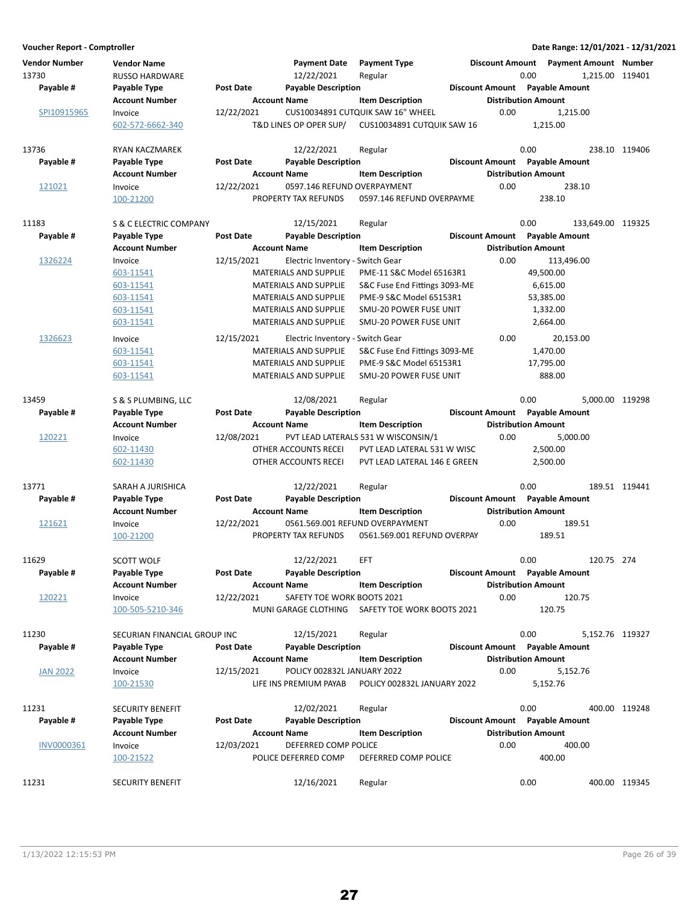**Voucher Report - Comptroller** | **Date Range: 12/01/2021 - 12/31/2021**

| Vendor Number | Vendor Name | | Payment Date | Payment Type | Discount Amount | Payment Amount | Number |
|---|---|---|---|---|---|---|---|
| Payable # | Payable Type | Post Date | Payable Description | | Discount Amount | Payable Amount | |
| | Account Number | | Account Name | Item Description | Distribution Amount | | |
| 13730 | RUSSO HARDWARE | | 12/22/2021 | Regular | 0.00 | 1,215.00 | 119401 |
| SPI10915965 | Invoice | 12/22/2021 | CUS10034891 CUTQUIK SAW 16" WHEEL | | 0.00 | 1,215.00 | |
| | 602-572-6662-340 | | T&D LINES OP OPER SUP/ | CUS10034891 CUTQUIK SAW 16 | 1,215.00 | | |
| 13736 | RYAN KACZMAREK | | 12/22/2021 | Regular | 0.00 | 238.10 | 119406 |
| 121021 | Invoice | 12/22/2021 | 0597.146 REFUND OVERPAYMENT | | 0.00 | 238.10 | |
| | 100-21200 | | PROPERTY TAX REFUNDS | 0597.146 REFUND OVERPAYME | 238.10 | | |
| 11183 | S & C ELECTRIC COMPANY | | 12/15/2021 | Regular | 0.00 | 133,649.00 | 119325 |
| 1326224 | Invoice | 12/15/2021 | Electric Inventory - Switch Gear | | 0.00 | 113,496.00 | |
| | 603-11541 | | MATERIALS AND SUPPLIE | PME-11 S&C Model 65163R1 | 49,500.00 | | |
| | 603-11541 | | MATERIALS AND SUPPLIE | S&C Fuse End Fittings 3093-ME | 6,615.00 | | |
| | 603-11541 | | MATERIALS AND SUPPLIE | PME-9 S&C Model 65153R1 | 53,385.00 | | |
| | 603-11541 | | MATERIALS AND SUPPLIE | SMU-20 POWER FUSE UNIT | 1,332.00 | | |
| | 603-11541 | | MATERIALS AND SUPPLIE | SMU-20 POWER FUSE UNIT | 2,664.00 | | |
| 1326623 | Invoice | 12/15/2021 | Electric Inventory - Switch Gear | | 0.00 | 20,153.00 | |
| | 603-11541 | | MATERIALS AND SUPPLIE | S&C Fuse End Fittings 3093-ME | 1,470.00 | | |
| | 603-11541 | | MATERIALS AND SUPPLIE | PME-9 S&C Model 65153R1 | 17,795.00 | | |
| | 603-11541 | | MATERIALS AND SUPPLIE | SMU-20 POWER FUSE UNIT | 888.00 | | |
| 13459 | S & S PLUMBING, LLC | | 12/08/2021 | Regular | 0.00 | 5,000.00 | 119298 |
| 120221 | Invoice | 12/08/2021 | PVT LEAD LATERALS 531 W WISCONSIN/1 | | 0.00 | 5,000.00 | |
| | 602-11430 | | OTHER ACCOUNTS RECEI | PVT LEAD LATERAL 531 W WISC | 2,500.00 | | |
| | 602-11430 | | OTHER ACCOUNTS RECEI | PVT LEAD LATERAL 146 E GREEN | 2,500.00 | | |
| 13771 | SARAH A JURISHICA | | 12/22/2021 | Regular | 0.00 | 189.51 | 119441 |
| 121621 | Invoice | 12/22/2021 | 0561.569.001 REFUND OVERPAYMENT | | 0.00 | 189.51 | |
| | 100-21200 | | PROPERTY TAX REFUNDS | 0561.569.001 REFUND OVERPAY | 189.51 | | |
| 11629 | SCOTT WOLF | | 12/22/2021 | EFT | 0.00 | 120.75 | 274 |
| 120221 | Invoice | 12/22/2021 | SAFETY TOE WORK BOOTS 2021 | | 0.00 | 120.75 | |
| | 100-505-5210-346 | | MUNI GARAGE CLOTHING | SAFETY TOE WORK BOOTS 2021 | 120.75 | | |
| 11230 | SECURIAN FINANCIAL GROUP INC | | 12/15/2021 | Regular | 0.00 | 5,152.76 | 119327 |
| JAN 2022 | Invoice | 12/15/2021 | POLICY 002832L JANUARY 2022 | | 0.00 | 5,152.76 | |
| | 100-21530 | | LIFE INS PREMIUM PAYAB | POLICY 002832L JANUARY 2022 | 5,152.76 | | |
| 11231 | SECURITY BENEFIT | | 12/02/2021 | Regular | 0.00 | 400.00 | 119248 |
| INV0000361 | Invoice | 12/03/2021 | DEFERRED COMP POLICE | | 0.00 | 400.00 | |
| | 100-21522 | | POLICE DEFERRED COMP | DEFERRED COMP POLICE | 400.00 | | |
| 11231 | SECURITY BENEFIT | | 12/16/2021 | Regular | 0.00 | 400.00 | 119345 |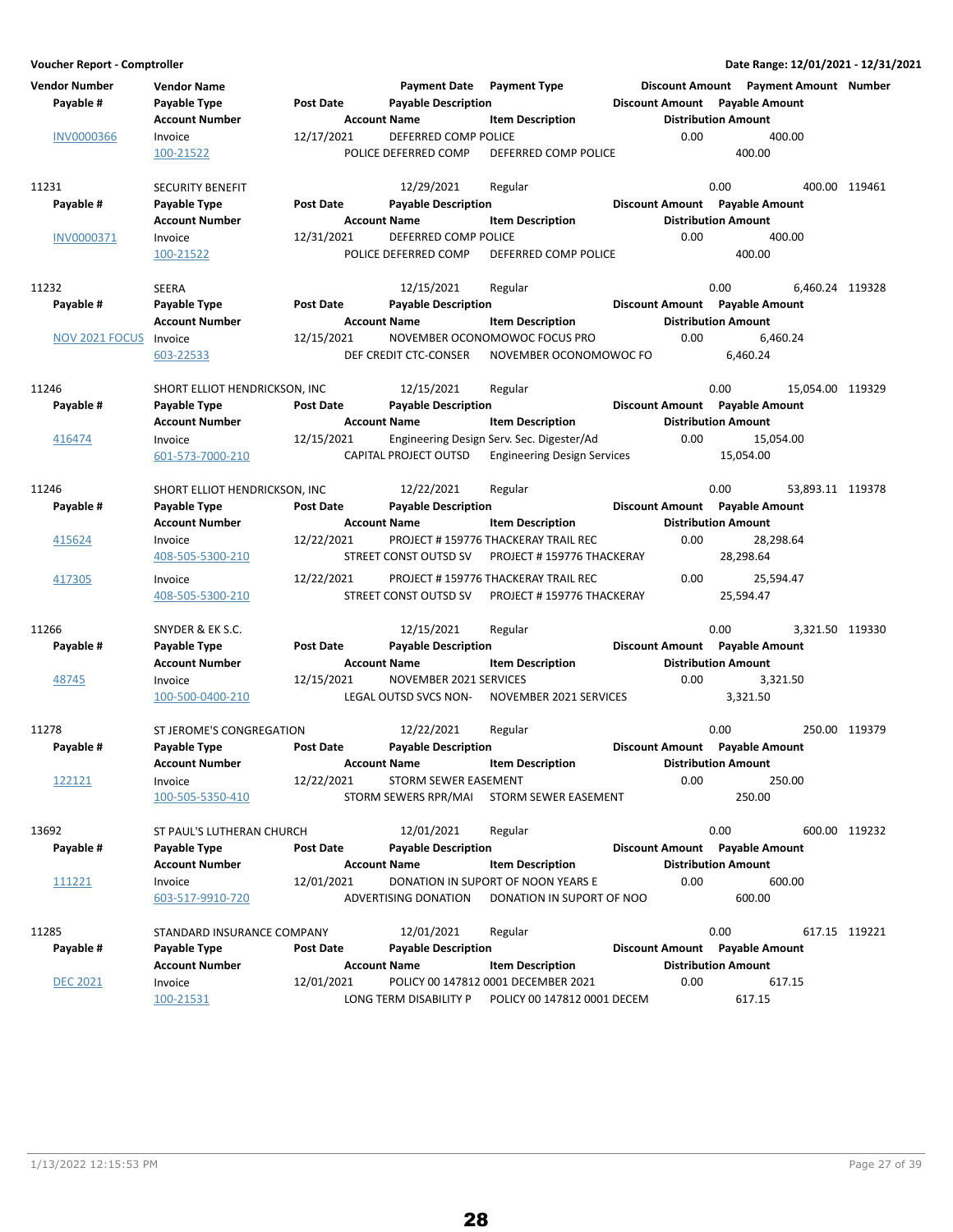**Voucher Report - Comptroller** — Date Range: 12/01/2021 - 12/31/2021

| Vendor Number / Payable # | Vendor Name / Payable Type / Account Number | Post Date | Payment Date / Payable Description / Account Name | Payment Type / Item Description | Discount Amount | Payment Amount / Payable Amount / Distribution Amount | Number |
|---|---|---|---|---|---|---|---|
| INV0000366 | Invoice | 12/17/2021 | DEFERRED COMP POLICE | | 0.00 | 400.00 | |
| | 100-21522 | | POLICE DEFERRED COMP | DEFERRED COMP POLICE | | 400.00 | |
| **11231** | **SECURITY BENEFIT** | | 12/29/2021 | Regular | 0.00 | 400.00 | 119461 |
| INV0000371 | Invoice | 12/31/2021 | DEFERRED COMP POLICE | | 0.00 | 400.00 | |
| | 100-21522 | | POLICE DEFERRED COMP | DEFERRED COMP POLICE | | 400.00 | |
| **11232** | **SEERA** | | 12/15/2021 | Regular | 0.00 | 6,460.24 | 119328 |
| NOV 2021 FOCUS | Invoice | 12/15/2021 | NOVEMBER OCONOMOWOC FOCUS PRO | | 0.00 | 6,460.24 | |
| | 603-22533 | | DEF CREDIT CTC-CONSER | NOVEMBER OCONOMOWOC FO | | 6,460.24 | |
| **11246** | **SHORT ELLIOT HENDRICKSON, INC** | | 12/15/2021 | Regular | 0.00 | 15,054.00 | 119329 |
| 416474 | Invoice | 12/15/2021 | Engineering Design Serv. Sec. Digester/Ad | | 0.00 | 15,054.00 | |
| | 601-573-7000-210 | | CAPITAL PROJECT OUTSD | Engineering Design Services | | 15,054.00 | |
| **11246** | **SHORT ELLIOT HENDRICKSON, INC** | | 12/22/2021 | Regular | 0.00 | 53,893.11 | 119378 |
| 415624 | Invoice | 12/22/2021 | PROJECT # 159776 THACKERAY TRAIL REC | | 0.00 | 28,298.64 | |
| | 408-505-5300-210 | | STREET CONST OUTSD SV | PROJECT # 159776 THACKERAY | | 28,298.64 | |
| 417305 | Invoice | 12/22/2021 | PROJECT # 159776 THACKERAY TRAIL REC | | 0.00 | 25,594.47 | |
| | 408-505-5300-210 | | STREET CONST OUTSD SV | PROJECT # 159776 THACKERAY | | 25,594.47 | |
| **11266** | **SNYDER & EK S.C.** | | 12/15/2021 | Regular | 0.00 | 3,321.50 | 119330 |
| 48745 | Invoice | 12/15/2021 | NOVEMBER 2021 SERVICES | | 0.00 | 3,321.50 | |
| | 100-500-0400-210 | | LEGAL OUTSD SVCS NON- | NOVEMBER 2021 SERVICES | | 3,321.50 | |
| **11278** | **ST JEROME'S CONGREGATION** | | 12/22/2021 | Regular | 0.00 | 250.00 | 119379 |
| 122121 | Invoice | 12/22/2021 | STORM SEWER EASEMENT | | 0.00 | 250.00 | |
| | 100-505-5350-410 | | STORM SEWERS RPR/MAI | STORM SEWER EASEMENT | | 250.00 | |
| **13692** | **ST PAUL'S LUTHERAN CHURCH** | | 12/01/2021 | Regular | 0.00 | 600.00 | 119232 |
| 111221 | Invoice | 12/01/2021 | DONATION IN SUPORT OF NOON YEARS E | | 0.00 | 600.00 | |
| | 603-517-9910-720 | | ADVERTISING DONATION | DONATION IN SUPORT OF NOO | | 600.00 | |
| **11285** | **STANDARD INSURANCE COMPANY** | | 12/01/2021 | Regular | 0.00 | 617.15 | 119221 |
| DEC 2021 | Invoice | 12/01/2021 | POLICY 00 147812 0001 DECEMBER 2021 | | 0.00 | 617.15 | |
| | 100-21531 | | LONG TERM DISABILITY P | POLICY 00 147812 0001 DECEM | | 617.15 | |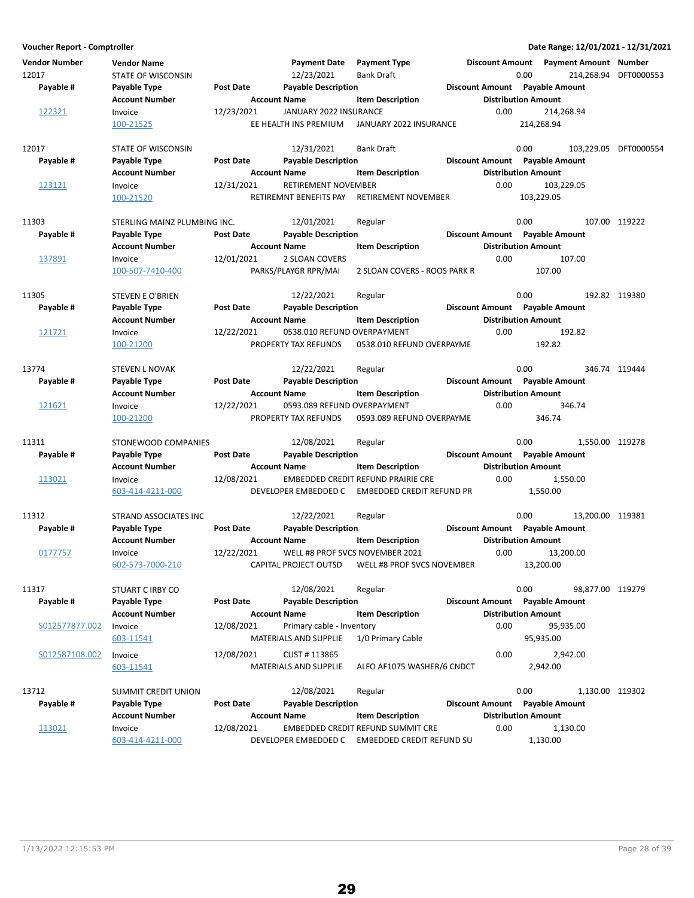**Voucher Report - Comptroller**

**Date Range: 12/01/2021 - 12/31/2021**

| Vendor Number | Vendor Name | | Payment Date | Payment Type | Discount Amount | Payment Amount | Number |
|---|---|---|---|---|---|---|---|
| **Payable #** | **Payable Type** | **Post Date** | **Payable Description** | | **Discount Amount** | **Payable Amount** | |
| | **Account Number** | | **Account Name** | **Item Description** | | **Distribution Amount** | |
| 12017 | STATE OF WISCONSIN | | 12/23/2021 | Bank Draft | 0.00 | 214,268.94 | DFT0000553 |
| 122321 | Invoice | 12/23/2021 | JANUARY 2022 INSURANCE | | 0.00 | 214,268.94 | |
| | 100-21525 | | EE HEALTH INS PREMIUM | JANUARY 2022 INSURANCE | | 214,268.94 | |
| 12017 | STATE OF WISCONSIN | | 12/31/2021 | Bank Draft | 0.00 | 103,229.05 | DFT0000554 |
| 123121 | Invoice | 12/31/2021 | RETIREMENT NOVEMBER | | 0.00 | 103,229.05 | |
| | 100-21520 | | RETIREMNT BENEFITS PAY | RETIREMENT NOVEMBER | | 103,229.05 | |
| 11303 | STERLING MAINZ PLUMBING INC. | | 12/01/2021 | Regular | 0.00 | 107.00 | 119222 |
| 137891 | Invoice | 12/01/2021 | 2 SLOAN COVERS | | 0.00 | 107.00 | |
| | 100-507-7410-400 | | PARKS/PLAYGR RPR/MAI | 2 SLOAN COVERS - ROOS PARK R | | 107.00 | |
| 11305 | STEVEN E O'BRIEN | | 12/22/2021 | Regular | 0.00 | 192.82 | 119380 |
| 121721 | Invoice | 12/22/2021 | 0538.010 REFUND OVERPAYMENT | | 0.00 | 192.82 | |
| | 100-21200 | | PROPERTY TAX REFUNDS | 0538.010 REFUND OVERPAYME | | 192.82 | |
| 13774 | STEVEN L NOVAK | | 12/22/2021 | Regular | 0.00 | 346.74 | 119444 |
| 121621 | Invoice | 12/22/2021 | 0593.089 REFUND OVERPAYMENT | | 0.00 | 346.74 | |
| | 100-21200 | | PROPERTY TAX REFUNDS | 0593.089 REFUND OVERPAYME | | 346.74 | |
| 11311 | STONEWOOD COMPANIES | | 12/08/2021 | Regular | 0.00 | 1,550.00 | 119278 |
| 113021 | Invoice | 12/08/2021 | EMBEDDED CREDIT REFUND PRAIRIE CRE | | 0.00 | 1,550.00 | |
| | 603-414-4211-000 | | DEVELOPER EMBEDDED C | EMBEDDED CREDIT REFUND PR | | 1,550.00 | |
| 11312 | STRAND ASSOCIATES INC | | 12/22/2021 | Regular | 0.00 | 13,200.00 | 119381 |
| 0177757 | Invoice | 12/22/2021 | WELL #8 PROF SVCS NOVEMBER 2021 | | 0.00 | 13,200.00 | |
| | 602-573-7000-210 | | CAPITAL PROJECT OUTSD | WELL #8 PROF SVCS NOVEMBER | | 13,200.00 | |
| 11317 | STUART C IRBY CO | | 12/08/2021 | Regular | 0.00 | 98,877.00 | 119279 |
| S012577877.002 | Invoice | 12/08/2021 | Primary cable - Inventory | | 0.00 | 95,935.00 | |
| | 603-11541 | | MATERIALS AND SUPPLIE | 1/0 Primary Cable | | 95,935.00 | |
| S012587108.002 | Invoice | 12/08/2021 | CUST # 113865 | | 0.00 | 2,942.00 | |
| | 603-11541 | | MATERIALS AND SUPPLIE | ALFO AF1075 WASHER/6 CNDCT | | 2,942.00 | |
| 13712 | SUMMIT CREDIT UNION | | 12/08/2021 | Regular | 0.00 | 1,130.00 | 119302 |
| 113021 | Invoice | 12/08/2021 | EMBEDDED CREDIT REFUND SUMMIT CRE | | 0.00 | 1,130.00 | |
| | 603-414-4211-000 | | DEVELOPER EMBEDDED C | EMBEDDED CREDIT REFUND SU | | 1,130.00 | |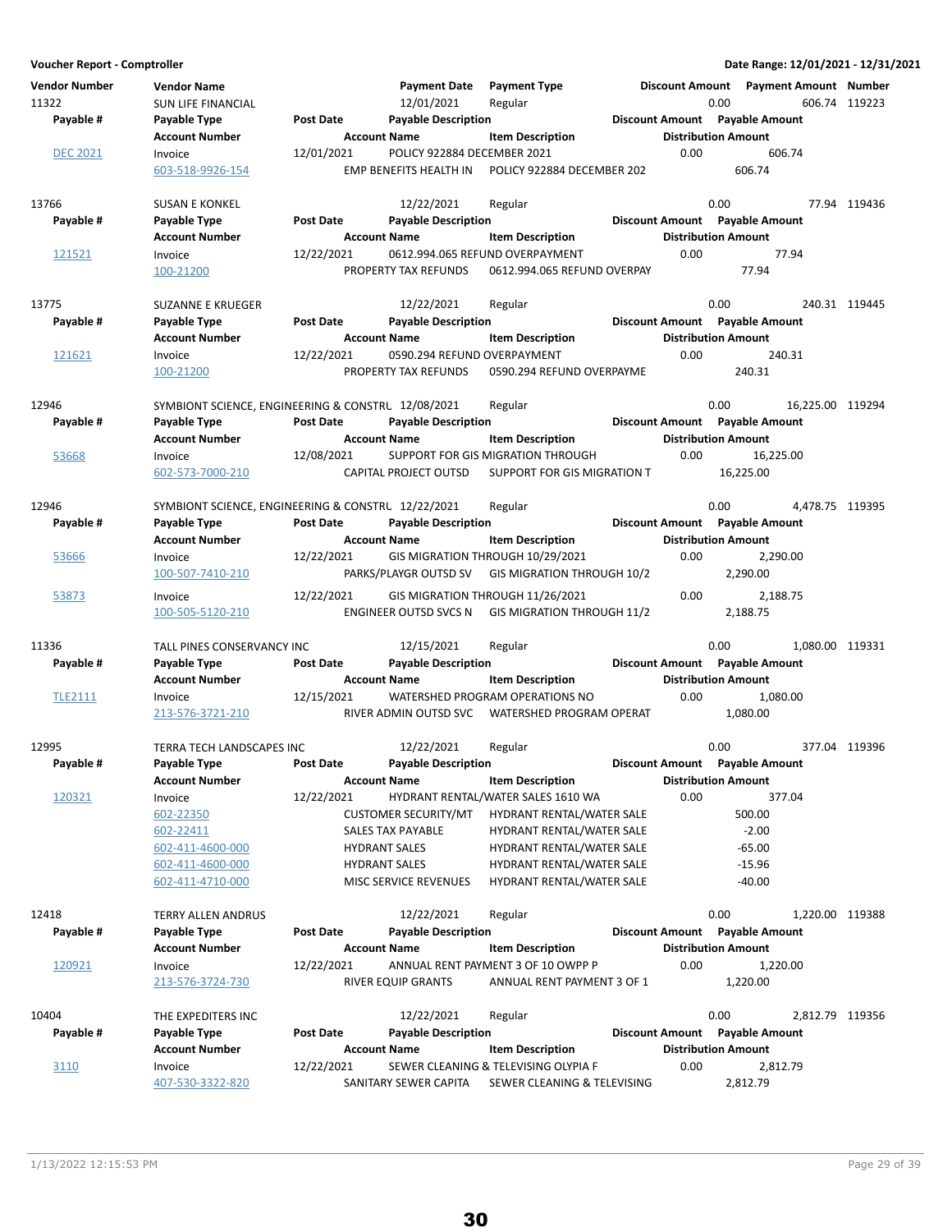**Voucher Report - Comptroller** | **Date Range: 12/01/2021 - 12/31/2021**

| Vendor Number | Vendor Name | | Payment Date | Payment Type | Discount Amount | Payment Amount | Number |
|---|---|---|---|---|---|---|---|
| **Payable #** | **Payable Type** | **Post Date** | **Payable Description** | | **Discount Amount** | **Payable Amount** | |
| | **Account Number** | | **Account Name** | **Item Description** | | **Distribution Amount** | |
| 11322 | SUN LIFE FINANCIAL | | 12/01/2021 | Regular | 0.00 | 606.74 | 119223 |
| DEC 2021 | Invoice | 12/01/2021 | POLICY 922884 DECEMBER 2021 | | 0.00 | 606.74 | |
| | 603-518-9926-154 | | EMP BENEFITS HEALTH IN | POLICY 922884 DECEMBER 202 | | 606.74 | |
| 13766 | SUSAN E KONKEL | | 12/22/2021 | Regular | 0.00 | 77.94 | 119436 |
| 121521 | Invoice | 12/22/2021 | 0612.994.065 REFUND OVERPAYMENT | | 0.00 | 77.94 | |
| | 100-21200 | | PROPERTY TAX REFUNDS | 0612.994.065 REFUND OVERPAY | | 77.94 | |
| 13775 | SUZANNE E KRUEGER | | 12/22/2021 | Regular | 0.00 | 240.31 | 119445 |
| 121621 | Invoice | 12/22/2021 | 0590.294 REFUND OVERPAYMENT | | 0.00 | 240.31 | |
| | 100-21200 | | PROPERTY TAX REFUNDS | 0590.294 REFUND OVERPAYME | | 240.31 | |
| 12946 | SYMBIONT SCIENCE, ENGINEERING & CONSTRU | | 12/08/2021 | Regular | 0.00 | 16,225.00 | 119294 |
| 53668 | Invoice | 12/08/2021 | SUPPORT FOR GIS MIGRATION THROUGH | | 0.00 | 16,225.00 | |
| | 602-573-7000-210 | | CAPITAL PROJECT OUTSD | SUPPORT FOR GIS MIGRATION T | | 16,225.00 | |
| 12946 | SYMBIONT SCIENCE, ENGINEERING & CONSTRU | | 12/22/2021 | Regular | 0.00 | 4,478.75 | 119395 |
| 53666 | Invoice | 12/22/2021 | GIS MIGRATION THROUGH 10/29/2021 | | 0.00 | 2,290.00 | |
| | 100-507-7410-210 | | PARKS/PLAYGR OUTSD SV | GIS MIGRATION THROUGH 10/2 | | 2,290.00 | |
| 53873 | Invoice | 12/22/2021 | GIS MIGRATION THROUGH 11/26/2021 | | 0.00 | 2,188.75 | |
| | 100-505-5120-210 | | ENGINEER OUTSD SVCS N | GIS MIGRATION THROUGH 11/2 | | 2,188.75 | |
| 11336 | TALL PINES CONSERVANCY INC | | 12/15/2021 | Regular | 0.00 | 1,080.00 | 119331 |
| TLE2111 | Invoice | 12/15/2021 | WATERSHED PROGRAM OPERATIONS NO | | 0.00 | 1,080.00 | |
| | 213-576-3721-210 | | RIVER ADMIN OUTSD SVC | WATERSHED PROGRAM OPERAT | | 1,080.00 | |
| 12995 | TERRA TECH LANDSCAPES INC | | 12/22/2021 | Regular | 0.00 | 377.04 | 119396 |
| 120321 | Invoice | 12/22/2021 | HYDRANT RENTAL/WATER SALES 1610 WA | | 0.00 | 377.04 | |
| | 602-22350 | | CUSTOMER SECURITY/MT | HYDRANT RENTAL/WATER SALE | | 500.00 | |
| | 602-22411 | | SALES TAX PAYABLE | HYDRANT RENTAL/WATER SALE | | -2.00 | |
| | 602-411-4600-000 | | HYDRANT SALES | HYDRANT RENTAL/WATER SALE | | -65.00 | |
| | 602-411-4600-000 | | HYDRANT SALES | HYDRANT RENTAL/WATER SALE | | -15.96 | |
| | 602-411-4710-000 | | MISC SERVICE REVENUES | HYDRANT RENTAL/WATER SALE | | -40.00 | |
| 12418 | TERRY ALLEN ANDRUS | | 12/22/2021 | Regular | 0.00 | 1,220.00 | 119388 |
| 120921 | Invoice | 12/22/2021 | ANNUAL RENT PAYMENT 3 OF 10 OWPP P | | 0.00 | 1,220.00 | |
| | 213-576-3724-730 | | RIVER EQUIP GRANTS | ANNUAL RENT PAYMENT 3 OF 1 | | 1,220.00 | |
| 10404 | THE EXPEDITERS INC | | 12/22/2021 | Regular | 0.00 | 2,812.79 | 119356 |
| 3110 | Invoice | 12/22/2021 | SEWER CLEANING & TELEVISING OLYPIA F | | 0.00 | 2,812.79 | |
| | 407-530-3322-820 | | SANITARY SEWER CAPITA | SEWER CLEANING & TELEVISING | | 2,812.79 | |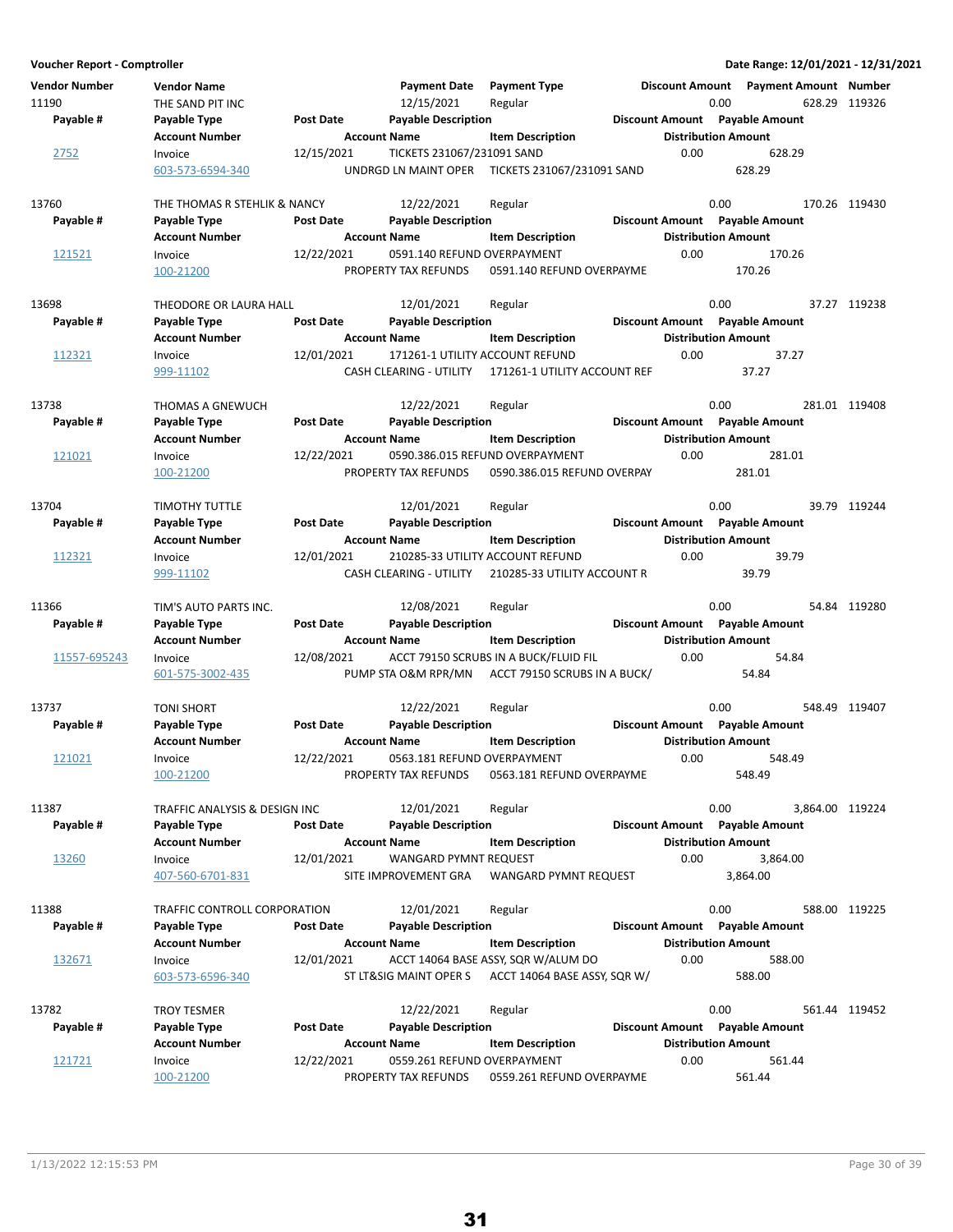**Voucher Report - Comptroller** | **Date Range: 12/01/2021 - 12/31/2021**

| Vendor Number | Vendor Name | | Payment Date | Payment Type | | Discount Amount | Payment Amount | Number |
|---|---|---|---|---|---|---|---|---|
| **Payable #** | **Payable Type** | **Post Date** | **Payable Description** | | | **Discount Amount** | **Payable Amount** | |
| | **Account Number** | | **Account Name** | **Item Description** | | **Distribution Amount** | | |
| 11190 | THE SAND PIT INC | | 12/15/2021 | Regular | | 0.00 | 628.29 | 119326 |
| 2752 | Invoice | 12/15/2021 | TICKETS 231067/231091 SAND | | | 0.00 | 628.29 | |
| | 603-573-6594-340 | | UNDRGD LN MAINT OPER | TICKETS 231067/231091 SAND | | 628.29 | | |
| 13760 | THE THOMAS R STEHLIK & NANCY | | 12/22/2021 | Regular | | 0.00 | 170.26 | 119430 |
| 121521 | Invoice | 12/22/2021 | 0591.140 REFUND OVERPAYMENT | | | 0.00 | 170.26 | |
| | 100-21200 | | PROPERTY TAX REFUNDS | 0591.140 REFUND OVERPAYME | | 170.26 | | |
| 13698 | THEODORE OR LAURA HALL | | 12/01/2021 | Regular | | 0.00 | 37.27 | 119238 |
| 112321 | Invoice | 12/01/2021 | 171261-1 UTILITY ACCOUNT REFUND | | | 0.00 | 37.27 | |
| | 999-11102 | | CASH CLEARING - UTILITY | 171261-1 UTILITY ACCOUNT REF | | 37.27 | | |
| 13738 | THOMAS A GNEWUCH | | 12/22/2021 | Regular | | 0.00 | 281.01 | 119408 |
| 121021 | Invoice | 12/22/2021 | 0590.386.015 REFUND OVERPAYMENT | | | 0.00 | 281.01 | |
| | 100-21200 | | PROPERTY TAX REFUNDS | 0590.386.015 REFUND OVERPAY | | 281.01 | | |
| 13704 | TIMOTHY TUTTLE | | 12/01/2021 | Regular | | 0.00 | 39.79 | 119244 |
| 112321 | Invoice | 12/01/2021 | 210285-33 UTILITY ACCOUNT REFUND | | | 0.00 | 39.79 | |
| | 999-11102 | | CASH CLEARING - UTILITY | 210285-33 UTILITY ACCOUNT R | | 39.79 | | |
| 11366 | TIM'S AUTO PARTS INC. | | 12/08/2021 | Regular | | 0.00 | 54.84 | 119280 |
| 11557-695243 | Invoice | 12/08/2021 | ACCT 79150 SCRUBS IN A BUCK/FLUID FIL | | | 0.00 | 54.84 | |
| | 601-575-3002-435 | | PUMP STA O&M RPR/MN | ACCT 79150 SCRUBS IN A BUCK/ | | 54.84 | | |
| 13737 | TONI SHORT | | 12/22/2021 | Regular | | 0.00 | 548.49 | 119407 |
| 121021 | Invoice | 12/22/2021 | 0563.181 REFUND OVERPAYMENT | | | 0.00 | 548.49 | |
| | 100-21200 | | PROPERTY TAX REFUNDS | 0563.181 REFUND OVERPAYME | | 548.49 | | |
| 11387 | TRAFFIC ANALYSIS & DESIGN INC | | 12/01/2021 | Regular | | 0.00 | 3,864.00 | 119224 |
| 13260 | Invoice | 12/01/2021 | WANGARD PYMNT REQUEST | | | 0.00 | 3,864.00 | |
| | 407-560-6701-831 | | SITE IMPROVEMENT GRA | WANGARD PYMNT REQUEST | | 3,864.00 | | |
| 11388 | TRAFFIC CONTROLL CORPORATION | | 12/01/2021 | Regular | | 0.00 | 588.00 | 119225 |
| 132671 | Invoice | 12/01/2021 | ACCT 14064 BASE ASSY, SQR W/ALUM DO | | | 0.00 | 588.00 | |
| | 603-573-6596-340 | | ST LT&SIG MAINT OPER S | ACCT 14064 BASE ASSY, SQR W/ | | 588.00 | | |
| 13782 | TROY TESMER | | 12/22/2021 | Regular | | 0.00 | 561.44 | 119452 |
| 121721 | Invoice | 12/22/2021 | 0559.261 REFUND OVERPAYMENT | | | 0.00 | 561.44 | |
| | 100-21200 | | PROPERTY TAX REFUNDS | 0559.261 REFUND OVERPAYME | | 561.44 | | |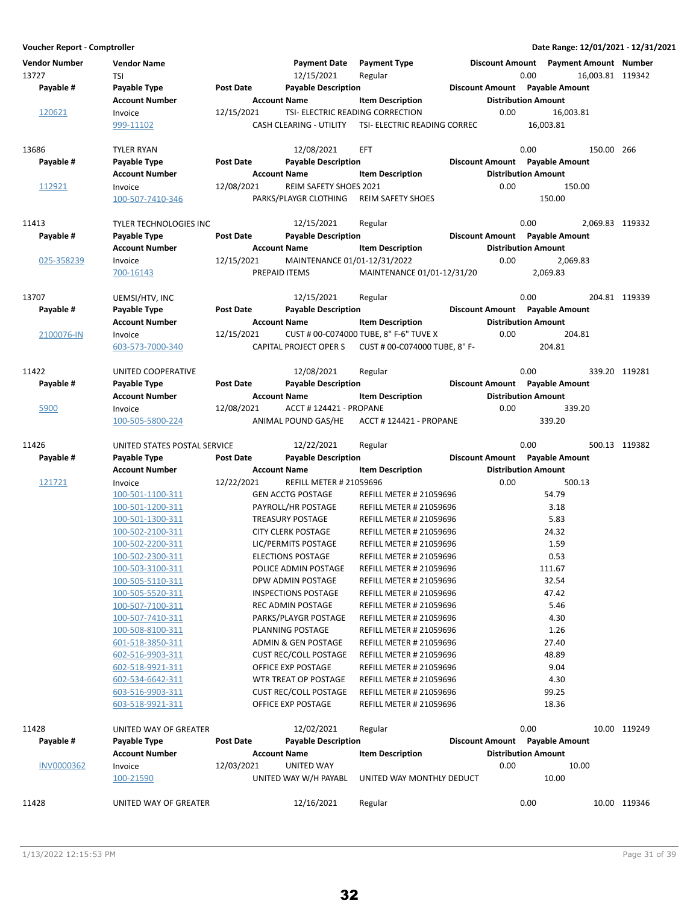**Voucher Report - Comptroller** | **Date Range: 12/01/2021 - 12/31/2021**

| Vendor Number | Vendor Name | | Payment Date | Payment Type | Discount Amount | Payment Amount | Number |
|---|---|---|---|---|---|---|---|
| **Payable #** | **Payable Type** | **Post Date** | **Payable Description** | | **Discount Amount** | **Payable Amount** | |
| | **Account Number** | | **Account Name** | **Item Description** | **Distribution Amount** | | |
| 13727 | TSI | | 12/15/2021 | Regular | 0.00 | 16,003.81 | 119342 |
| 120621 | Invoice | 12/15/2021 | TSI- ELECTRIC READING CORRECTION | | 0.00 | 16,003.81 | |
| | 999-11102 | | CASH CLEARING - UTILITY | TSI- ELECTRIC READING CORREC | 16,003.81 | | |
| 13686 | TYLER RYAN | | 12/08/2021 | EFT | 0.00 | 150.00 | 266 |
| 112921 | Invoice | 12/08/2021 | REIM SAFETY SHOES 2021 | | 0.00 | 150.00 | |
| | 100-507-7410-346 | | PARKS/PLAYGR CLOTHING | REIM SAFETY SHOES | 150.00 | | |
| 11413 | TYLER TECHNOLOGIES INC | | 12/15/2021 | Regular | 0.00 | 2,069.83 | 119332 |
| 025-358239 | Invoice | 12/15/2021 | MAINTENANCE 01/01-12/31/2022 | | 0.00 | 2,069.83 | |
| | 700-16143 | | PREPAID ITEMS | MAINTENANCE 01/01-12/31/20 | 2,069.83 | | |
| 13707 | UEMSI/HTV, INC | | 12/15/2021 | Regular | 0.00 | 204.81 | 119339 |
| 2100076-IN | Invoice | 12/15/2021 | CUST # 00-C074000 TUBE, 8" F-6" TUVE X | | 0.00 | 204.81 | |
| | 603-573-7000-340 | | CAPITAL PROJECT OPER S | CUST # 00-C074000 TUBE, 8" F- | 204.81 | | |
| 11422 | UNITED COOPERATIVE | | 12/08/2021 | Regular | 0.00 | 339.20 | 119281 |
| 5900 | Invoice | 12/08/2021 | ACCT # 124421 - PROPANE | | 0.00 | 339.20 | |
| | 100-505-5800-224 | | ANIMAL POUND GAS/HE | ACCT # 124421 - PROPANE | 339.20 | | |
| 11426 | UNITED STATES POSTAL SERVICE | | 12/22/2021 | Regular | 0.00 | 500.13 | 119382 |
| 121721 | Invoice | 12/22/2021 | REFILL METER # 21059696 | | 0.00 | 500.13 | |
| | 100-501-1100-311 | | GEN ACCTG POSTAGE | REFILL METER # 21059696 | 54.79 | | |
| | 100-501-1200-311 | | PAYROLL/HR POSTAGE | REFILL METER # 21059696 | 3.18 | | |
| | 100-501-1300-311 | | TREASURY POSTAGE | REFILL METER # 21059696 | 5.83 | | |
| | 100-502-2100-311 | | CITY CLERK POSTAGE | REFILL METER # 21059696 | 24.32 | | |
| | 100-502-2200-311 | | LIC/PERMITS POSTAGE | REFILL METER # 21059696 | 1.59 | | |
| | 100-502-2300-311 | | ELECTIONS POSTAGE | REFILL METER # 21059696 | 0.53 | | |
| | 100-503-3100-311 | | POLICE ADMIN POSTAGE | REFILL METER # 21059696 | 111.67 | | |
| | 100-505-5110-311 | | DPW ADMIN POSTAGE | REFILL METER # 21059696 | 32.54 | | |
| | 100-505-5520-311 | | INSPECTIONS POSTAGE | REFILL METER # 21059696 | 47.42 | | |
| | 100-507-7100-311 | | REC ADMIN POSTAGE | REFILL METER # 21059696 | 5.46 | | |
| | 100-507-7410-311 | | PARKS/PLAYGR POSTAGE | REFILL METER # 21059696 | 4.30 | | |
| | 100-508-8100-311 | | PLANNING POSTAGE | REFILL METER # 21059696 | 1.26 | | |
| | 601-518-3850-311 | | ADMIN & GEN POSTAGE | REFILL METER # 21059696 | 27.40 | | |
| | 602-516-9903-311 | | CUST REC/COLL POSTAGE | REFILL METER # 21059696 | 48.89 | | |
| | 602-518-9921-311 | | OFFICE EXP POSTAGE | REFILL METER # 21059696 | 9.04 | | |
| | 602-534-6642-311 | | WTR TREAT OP POSTAGE | REFILL METER # 21059696 | 4.30 | | |
| | 603-516-9903-311 | | CUST REC/COLL POSTAGE | REFILL METER # 21059696 | 99.25 | | |
| | 603-518-9921-311 | | OFFICE EXP POSTAGE | REFILL METER # 21059696 | 18.36 | | |
| 11428 | UNITED WAY OF GREATER | | 12/02/2021 | Regular | 0.00 | 10.00 | 119249 |
| INV0000362 | Invoice | 12/03/2021 | UNITED WAY | | 0.00 | 10.00 | |
| | 100-21590 | | UNITED WAY W/H PAYABL | UNITED WAY MONTHLY DEDUCT | 10.00 | | |
| 11428 | UNITED WAY OF GREATER | | 12/16/2021 | Regular | 0.00 | 10.00 | 119346 |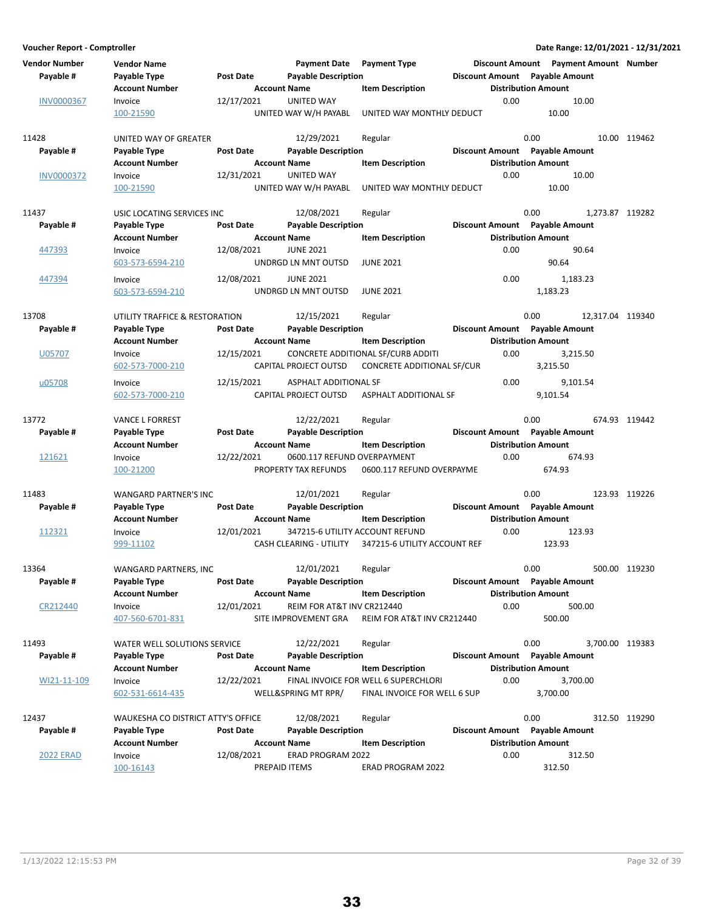**Voucher Report - Comptroller** **Date Range: 12/01/2021 - 12/31/2021**

| Vendor Number | Vendor Name | | Payment Date | Payment Type | Discount Amount | Payment Amount | Number |
|---|---|---|---|---|---|---|---|
| **Payable #** | **Payable Type** | **Post Date** | **Payable Description** | | **Discount Amount** | **Payable Amount** | |
| | **Account Number** | | **Account Name** | **Item Description** | **Distribution Amount** | | |
| INV0000367 | Invoice | 12/17/2021 | UNITED WAY | | 0.00 | 10.00 | |
| | 100-21590 | | UNITED WAY W/H PAYABL | UNITED WAY MONTHLY DEDUCT | 10.00 | | |
| 11428 | UNITED WAY OF GREATER | | 12/29/2021 | Regular | 0.00 | 10.00 | 119462 |
| **Payable #** | **Payable Type** | **Post Date** | **Payable Description** | | **Discount Amount** | **Payable Amount** | |
| | **Account Number** | | **Account Name** | **Item Description** | **Distribution Amount** | | |
| INV0000372 | Invoice | 12/31/2021 | UNITED WAY | | 0.00 | 10.00 | |
| | 100-21590 | | UNITED WAY W/H PAYABL | UNITED WAY MONTHLY DEDUCT | 10.00 | | |
| 11437 | USIC LOCATING SERVICES INC | | 12/08/2021 | Regular | 0.00 | 1,273.87 | 119282 |
| **Payable #** | **Payable Type** | **Post Date** | **Payable Description** | | **Discount Amount** | **Payable Amount** | |
| | **Account Number** | | **Account Name** | **Item Description** | **Distribution Amount** | | |
| 447393 | Invoice | 12/08/2021 | JUNE 2021 | | 0.00 | 90.64 | |
| | 603-573-6594-210 | | UNDRGD LN MNT OUTSD | JUNE 2021 | 90.64 | | |
| 447394 | Invoice | 12/08/2021 | JUNE 2021 | | 0.00 | 1,183.23 | |
| | 603-573-6594-210 | | UNDRGD LN MNT OUTSD | JUNE 2021 | 1,183.23 | | |
| 13708 | UTILITY TRAFFICE & RESTORATION | | 12/15/2021 | Regular | 0.00 | 12,317.04 | 119340 |
| **Payable #** | **Payable Type** | **Post Date** | **Payable Description** | | **Discount Amount** | **Payable Amount** | |
| | **Account Number** | | **Account Name** | **Item Description** | **Distribution Amount** | | |
| U05707 | Invoice | 12/15/2021 | CONCRETE ADDITIONAL SF/CURB ADDITI | | 0.00 | 3,215.50 | |
| | 602-573-7000-210 | | CAPITAL PROJECT OUTSD | CONCRETE ADDITIONAL SF/CUR | 3,215.50 | | |
| u05708 | Invoice | 12/15/2021 | ASPHALT ADDITIONAL SF | | 0.00 | 9,101.54 | |
| | 602-573-7000-210 | | CAPITAL PROJECT OUTSD | ASPHALT ADDITIONAL SF | 9,101.54 | | |
| 13772 | VANCE L FORREST | | 12/22/2021 | Regular | 0.00 | 674.93 | 119442 |
| **Payable #** | **Payable Type** | **Post Date** | **Payable Description** | | **Discount Amount** | **Payable Amount** | |
| | **Account Number** | | **Account Name** | **Item Description** | **Distribution Amount** | | |
| 121621 | Invoice | 12/22/2021 | 0600.117 REFUND OVERPAYMENT | | 0.00 | 674.93 | |
| | 100-21200 | | PROPERTY TAX REFUNDS | 0600.117 REFUND OVERPAYME | 674.93 | | |
| 11483 | WANGARD PARTNER'S INC | | 12/01/2021 | Regular | 0.00 | 123.93 | 119226 |
| **Payable #** | **Payable Type** | **Post Date** | **Payable Description** | | **Discount Amount** | **Payable Amount** | |
| | **Account Number** | | **Account Name** | **Item Description** | **Distribution Amount** | | |
| 112321 | Invoice | 12/01/2021 | 347215-6 UTILITY ACCOUNT REFUND | | 0.00 | 123.93 | |
| | 999-11102 | | CASH CLEARING - UTILITY | 347215-6 UTILITY ACCOUNT REF | 123.93 | | |
| 13364 | WANGARD PARTNERS, INC | | 12/01/2021 | Regular | 0.00 | 500.00 | 119230 |
| **Payable #** | **Payable Type** | **Post Date** | **Payable Description** | | **Discount Amount** | **Payable Amount** | |
| | **Account Number** | | **Account Name** | **Item Description** | **Distribution Amount** | | |
| CR212440 | Invoice | 12/01/2021 | REIM FOR AT&T INV CR212440 | | 0.00 | 500.00 | |
| | 407-560-6701-831 | | SITE IMPROVEMENT GRA | REIM FOR AT&T INV CR212440 | 500.00 | | |
| 11493 | WATER WELL SOLUTIONS SERVICE | | 12/22/2021 | Regular | 0.00 | 3,700.00 | 119383 |
| **Payable #** | **Payable Type** | **Post Date** | **Payable Description** | | **Discount Amount** | **Payable Amount** | |
| | **Account Number** | | **Account Name** | **Item Description** | **Distribution Amount** | | |
| WI21-11-109 | Invoice | 12/22/2021 | FINAL INVOICE FOR WELL 6 SUPERCHLORI | | 0.00 | 3,700.00 | |
| | 602-531-6614-435 | | WELL&SPRING MT RPR/ | FINAL INVOICE FOR WELL 6 SUP | 3,700.00 | | |
| 12437 | WAUKESHA CO DISTRICT ATTY'S OFFICE | | 12/08/2021 | Regular | 0.00 | 312.50 | 119290 |
| **Payable #** | **Payable Type** | **Post Date** | **Payable Description** | | **Discount Amount** | **Payable Amount** | |
| | **Account Number** | | **Account Name** | **Item Description** | **Distribution Amount** | | |
| 2022 ERAD | Invoice | 12/08/2021 | ERAD PROGRAM 2022 | | 0.00 | 312.50 | |
| | 100-16143 | | PREPAID ITEMS | ERAD PROGRAM 2022 | 312.50 | | |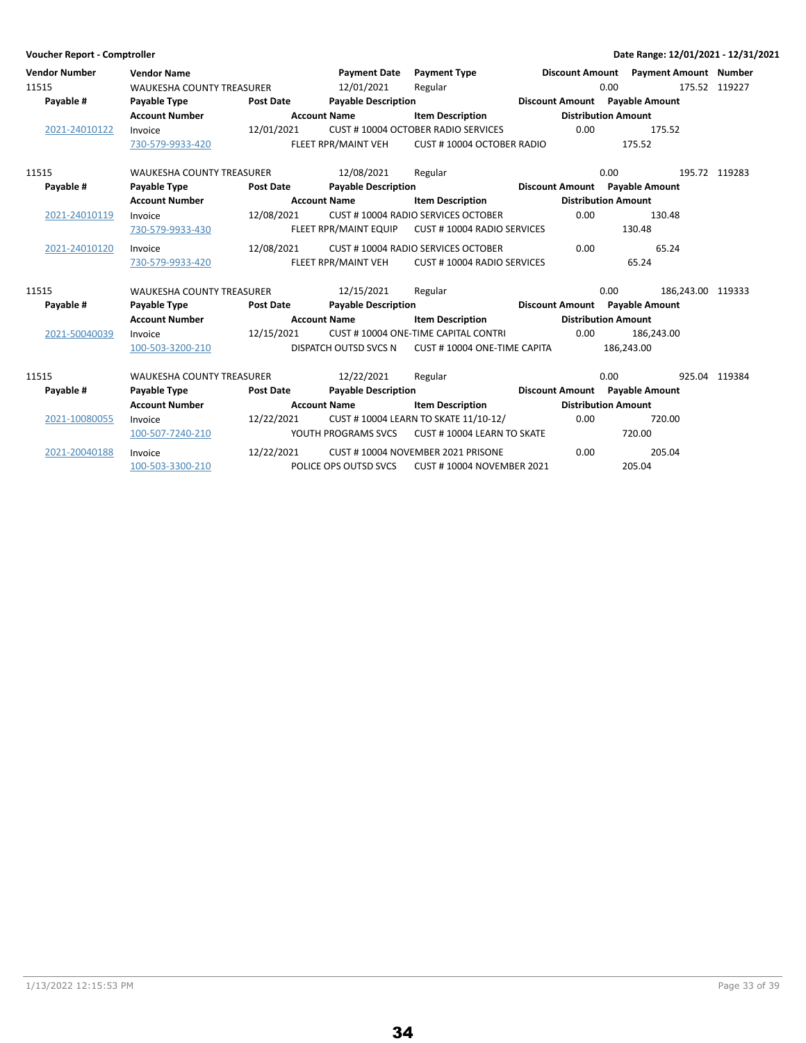**Voucher Report - Comptroller** — Date Range: 12/01/2021 - 12/31/2021

| Vendor Number | Vendor Name | | Payment Date | Payment Type | | Discount Amount | Payment Amount | Number |
|---|---|---|---|---|---|---|---|---|
| **Payable #** | **Payable Type** | **Post Date** | **Payable Description** | | **Discount Amount** | **Payable Amount** | | |
| | **Account Number** | | **Account Name** | **Item Description** | **Distribution Amount** | | | |
| 11515 | WAUKESHA COUNTY TREASURER | | 12/01/2021 | Regular | | 0.00 | 175.52 | 119227 |
| 2021-24010122 | Invoice | 12/01/2021 | CUST # 10004 OCTOBER RADIO SERVICES | | 0.00 | 175.52 | | |
| | 730-579-9933-420 | | FLEET RPR/MAINT VEH | CUST # 10004 OCTOBER RADIO | 175.52 | | | |
| 11515 | WAUKESHA COUNTY TREASURER | | 12/08/2021 | Regular | | 0.00 | 195.72 | 119283 |
| 2021-24010119 | Invoice | 12/08/2021 | CUST # 10004 RADIO SERVICES OCTOBER | | 0.00 | 130.48 | | |
| | 730-579-9933-430 | | FLEET RPR/MAINT EQUIP | CUST # 10004 RADIO SERVICES | 130.48 | | | |
| 2021-24010120 | Invoice | 12/08/2021 | CUST # 10004 RADIO SERVICES OCTOBER | | 0.00 | 65.24 | | |
| | 730-579-9933-420 | | FLEET RPR/MAINT VEH | CUST # 10004 RADIO SERVICES | 65.24 | | | |
| 11515 | WAUKESHA COUNTY TREASURER | | 12/15/2021 | Regular | | 0.00 | 186,243.00 | 119333 |
| 2021-50040039 | Invoice | 12/15/2021 | CUST # 10004 ONE-TIME CAPITAL CONTRI | | 0.00 | 186,243.00 | | |
| | 100-503-3200-210 | | DISPATCH OUTSD SVCS N | CUST # 10004 ONE-TIME CAPITA | 186,243.00 | | | |
| 11515 | WAUKESHA COUNTY TREASURER | | 12/22/2021 | Regular | | 0.00 | 925.04 | 119384 |
| 2021-10080055 | Invoice | 12/22/2021 | CUST # 10004 LEARN TO SKATE 11/10-12/ | | 0.00 | 720.00 | | |
| | 100-507-7240-210 | | YOUTH PROGRAMS SVCS | CUST # 10004 LEARN TO SKATE | 720.00 | | | |
| 2021-20040188 | Invoice | 12/22/2021 | CUST # 10004 NOVEMBER 2021 PRISONE | | 0.00 | 205.04 | | |
| | 100-503-3300-210 | | POLICE OPS OUTSD SVCS | CUST # 10004 NOVEMBER 2021 | 205.04 | | | |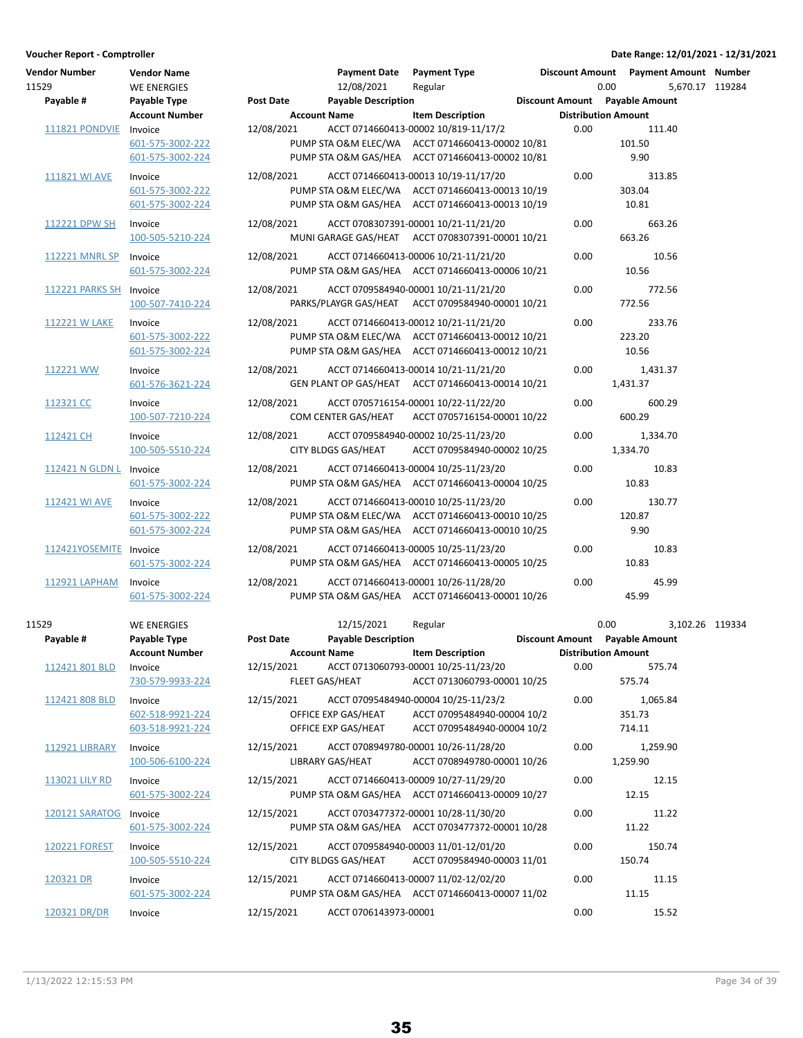**Voucher Report - Comptroller**

**Date Range: 12/01/2021 - 12/31/2021**

| Vendor Number | Vendor Name | | Payment Date | Payment Type | Discount Amount | Payment Amount | Number |
|---|---|---|---|---|---|---|---|
| 11529 | WE ENERGIES | | 12/08/2021 | Regular | 0.00 | 5,670.17 | 119284 |

| Payable # | Payable Type / Account Number | Post Date | Payable Description / Account Name | Item Description | Discount Amount | Payable Amount / Distribution Amount |
|---|---|---|---|---|---|---|
| 111821 PONDVIE | Invoice | 12/08/2021 | ACCT 0714660413-00002 10/819-11/17/2 | | 0.00 | 111.40 |
| | 601-575-3002-222 | | PUMP STA O&M ELEC/WA | ACCT 0714660413-00002 10/81 | | 101.50 |
| | 601-575-3002-224 | | PUMP STA O&M GAS/HEA | ACCT 0714660413-00002 10/81 | | 9.90 |
| 111821 WI AVE | Invoice | 12/08/2021 | ACCT 0714660413-00013 10/19-11/17/20 | | 0.00 | 313.85 |
| | 601-575-3002-222 | | PUMP STA O&M ELEC/WA | ACCT 0714660413-00013 10/19 | | 303.04 |
| | 601-575-3002-224 | | PUMP STA O&M GAS/HEA | ACCT 0714660413-00013 10/19 | | 10.81 |
| 112221 DPW SH | Invoice | 12/08/2021 | ACCT 0708307391-00001 10/21-11/21/20 | | 0.00 | 663.26 |
| | 100-505-5210-224 | | MUNI GARAGE GAS/HEAT | ACCT 0708307391-00001 10/21 | | 663.26 |
| 112221 MNRL SP | Invoice | 12/08/2021 | ACCT 0714660413-00006 10/21-11/21/20 | | 0.00 | 10.56 |
| | 601-575-3002-224 | | PUMP STA O&M GAS/HEA | ACCT 0714660413-00006 10/21 | | 10.56 |
| 112221 PARKS SH | Invoice | 12/08/2021 | ACCT 0709584940-00001 10/21-11/21/20 | | 0.00 | 772.56 |
| | 100-507-7410-224 | | PARKS/PLAYGR GAS/HEAT | ACCT 0709584940-00001 10/21 | | 772.56 |
| 112221 W LAKE | Invoice | 12/08/2021 | ACCT 0714660413-00012 10/21-11/21/20 | | 0.00 | 233.76 |
| | 601-575-3002-222 | | PUMP STA O&M ELEC/WA | ACCT 0714660413-00012 10/21 | | 223.20 |
| | 601-575-3002-224 | | PUMP STA O&M GAS/HEA | ACCT 0714660413-00012 10/21 | | 10.56 |
| 112221 WW | Invoice | 12/08/2021 | ACCT 0714660413-00014 10/21-11/21/20 | | 0.00 | 1,431.37 |
| | 601-576-3621-224 | | GEN PLANT OP GAS/HEAT | ACCT 0714660413-00014 10/21 | | 1,431.37 |
| 112321 CC | Invoice | 12/08/2021 | ACCT 0705716154-00001 10/22-11/22/20 | | 0.00 | 600.29 |
| | 100-507-7210-224 | | COM CENTER GAS/HEAT | ACCT 0705716154-00001 10/22 | | 600.29 |
| 112421 CH | Invoice | 12/08/2021 | ACCT 0709584940-00002 10/25-11/23/20 | | 0.00 | 1,334.70 |
| | 100-505-5510-224 | | CITY BLDGS GAS/HEAT | ACCT 0709584940-00002 10/25 | | 1,334.70 |
| 112421 N GLDN L | Invoice | 12/08/2021 | ACCT 0714660413-00004 10/25-11/23/20 | | 0.00 | 10.83 |
| | 601-575-3002-224 | | PUMP STA O&M GAS/HEA | ACCT 0714660413-00004 10/25 | | 10.83 |
| 112421 WI AVE | Invoice | 12/08/2021 | ACCT 0714660413-00010 10/25-11/23/20 | | 0.00 | 130.77 |
| | 601-575-3002-222 | | PUMP STA O&M ELEC/WA | ACCT 0714660413-00010 10/25 | | 120.87 |
| | 601-575-3002-224 | | PUMP STA O&M GAS/HEA | ACCT 0714660413-00010 10/25 | | 9.90 |
| 112421YOSEMITE | Invoice | 12/08/2021 | ACCT 0714660413-00005 10/25-11/23/20 | | 0.00 | 10.83 |
| | 601-575-3002-224 | | PUMP STA O&M GAS/HEA | ACCT 0714660413-00005 10/25 | | 10.83 |
| 112921 LAPHAM | Invoice | 12/08/2021 | ACCT 0714660413-00001 10/26-11/28/20 | | 0.00 | 45.99 |
| | 601-575-3002-224 | | PUMP STA O&M GAS/HEA | ACCT 0714660413-00001 10/26 | | 45.99 |

| Vendor Number | Vendor Name | | Payment Date | Payment Type | Discount Amount | Payment Amount | Number |
|---|---|---|---|---|---|---|---|
| 11529 | WE ENERGIES | | 12/15/2021 | Regular | 0.00 | 3,102.26 | 119334 |

| Payable # | Payable Type / Account Number | Post Date | Payable Description / Account Name | Item Description | Discount Amount | Payable Amount / Distribution Amount |
|---|---|---|---|---|---|---|
| 112421 801 BLD | Invoice | 12/15/2021 | ACCT 0713060793-00001 10/25-11/23/20 | | 0.00 | 575.74 |
| | 730-579-9933-224 | | FLEET GAS/HEAT | ACCT 0713060793-00001 10/25 | | 575.74 |
| 112421 808 BLD | Invoice | 12/15/2021 | ACCT 07095484940-00004 10/25-11/23/2 | | 0.00 | 1,065.84 |
| | 602-518-9921-224 | | OFFICE EXP GAS/HEAT | ACCT 07095484940-00004 10/2 | | 351.73 |
| | 603-518-9921-224 | | OFFICE EXP GAS/HEAT | ACCT 07095484940-00004 10/2 | | 714.11 |
| 112921 LIBRARY | Invoice | 12/15/2021 | ACCT 0708949780-00001 10/26-11/28/20 | | 0.00 | 1,259.90 |
| | 100-506-6100-224 | | LIBRARY GAS/HEAT | ACCT 0708949780-00001 10/26 | | 1,259.90 |
| 113021 LILY RD | Invoice | 12/15/2021 | ACCT 0714660413-00009 10/27-11/29/20 | | 0.00 | 12.15 |
| | 601-575-3002-224 | | PUMP STA O&M GAS/HEA | ACCT 0714660413-00009 10/27 | | 12.15 |
| 120121 SARATOG | Invoice | 12/15/2021 | ACCT 0703477372-00001 10/28-11/30/20 | | 0.00 | 11.22 |
| | 601-575-3002-224 | | PUMP STA O&M GAS/HEA | ACCT 0703477372-00001 10/28 | | 11.22 |
| 120221 FOREST | Invoice | 12/15/2021 | ACCT 0709584940-00003 11/01-12/01/20 | | 0.00 | 150.74 |
| | 100-505-5510-224 | | CITY BLDGS GAS/HEAT | ACCT 0709584940-00003 11/01 | | 150.74 |
| 120321 DR | Invoice | 12/15/2021 | ACCT 0714660413-00007 11/02-12/02/20 | | 0.00 | 11.15 |
| | 601-575-3002-224 | | PUMP STA O&M GAS/HEA | ACCT 0714660413-00007 11/02 | | 11.15 |
| 120321 DR/DR | Invoice | 12/15/2021 | ACCT 0706143973-00001 | | 0.00 | 15.52 |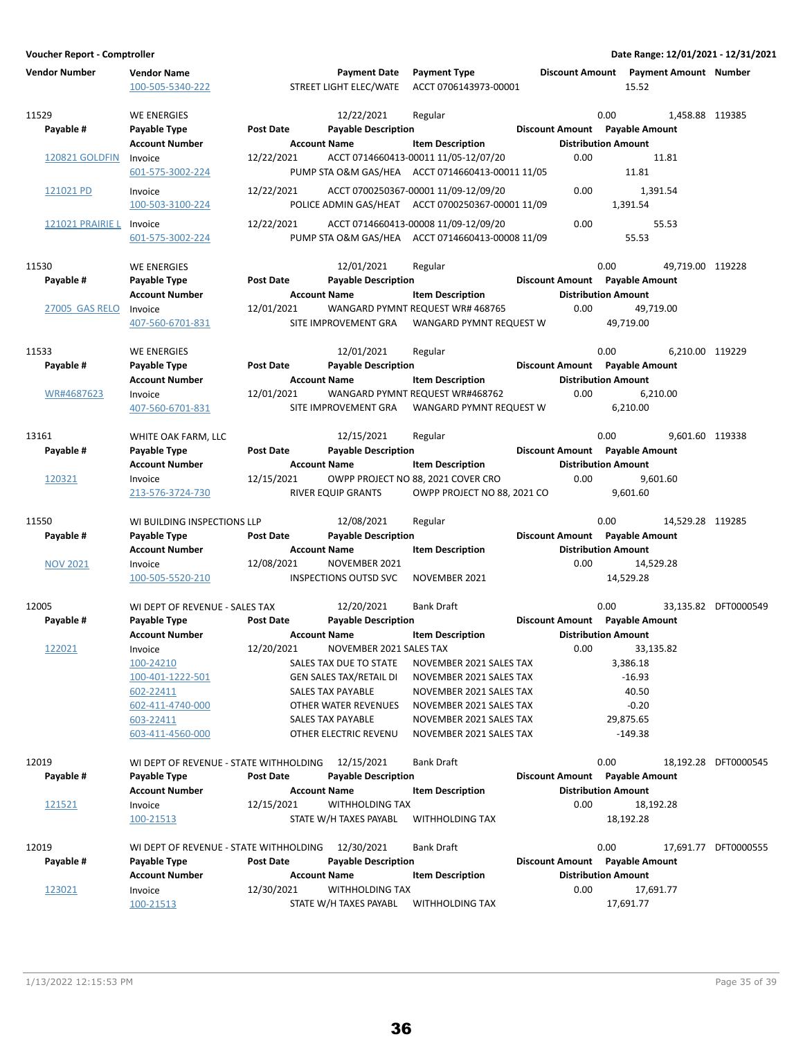**Voucher Report - Comptroller** | **Date Range: 12/01/2021 - 12/31/2021**

| Vendor Number | Vendor Name | | Payment Date | Payment Type | Discount Amount | Payment Amount | Number |
|---|---|---|---|---|---|---|---|
| | 100-505-5340-222 | | STREET LIGHT ELEC/WATE | ACCT 0706143973-00001 | | 15.52 | |
| 11529 | WE ENERGIES | | 12/22/2021 | Regular | 0.00 | 1,458.88 | 119385 |
| **Payable #** | **Payable Type** | **Post Date** | **Payable Description** | | **Discount Amount** | **Payable Amount** | |
| | **Account Number** | | **Account Name** | **Item Description** | | **Distribution Amount** | |
| 120821 GOLDFIN | Invoice | 12/22/2021 | ACCT 0714660413-00011 11/05-12/07/20 | | 0.00 | 11.81 | |
| | 601-575-3002-224 | | PUMP STA O&M GAS/HEA | ACCT 0714660413-00011 11/05 | | 11.81 | |
| 121021 PD | Invoice | 12/22/2021 | ACCT 0700250367-00001 11/09-12/09/20 | | 0.00 | 1,391.54 | |
| | 100-503-3100-224 | | POLICE ADMIN GAS/HEAT | ACCT 0700250367-00001 11/09 | | 1,391.54 | |
| 121021 PRAIRIE L | Invoice | 12/22/2021 | ACCT 0714660413-00008 11/09-12/09/20 | | 0.00 | 55.53 | |
| | 601-575-3002-224 | | PUMP STA O&M GAS/HEA | ACCT 0714660413-00008 11/09 | | 55.53 | |
| 11530 | WE ENERGIES | | 12/01/2021 | Regular | 0.00 | 49,719.00 | 119228 |
| **Payable #** | **Payable Type** | **Post Date** | **Payable Description** | | **Discount Amount** | **Payable Amount** | |
| | **Account Number** | | **Account Name** | **Item Description** | | **Distribution Amount** | |
| 27005 GAS RELO | Invoice | 12/01/2021 | WANGARD PYMNT REQUEST WR# 468765 | | 0.00 | 49,719.00 | |
| | 407-560-6701-831 | | SITE IMPROVEMENT GRA | WANGARD PYMNT REQUEST W | | 49,719.00 | |
| 11533 | WE ENERGIES | | 12/01/2021 | Regular | 0.00 | 6,210.00 | 119229 |
| **Payable #** | **Payable Type** | **Post Date** | **Payable Description** | | **Discount Amount** | **Payable Amount** | |
| | **Account Number** | | **Account Name** | **Item Description** | | **Distribution Amount** | |
| WR#4687623 | Invoice | 12/01/2021 | WANGARD PYMNT REQUEST WR#468762 | | 0.00 | 6,210.00 | |
| | 407-560-6701-831 | | SITE IMPROVEMENT GRA | WANGARD PYMNT REQUEST W | | 6,210.00 | |
| 13161 | WHITE OAK FARM, LLC | | 12/15/2021 | Regular | 0.00 | 9,601.60 | 119338 |
| **Payable #** | **Payable Type** | **Post Date** | **Payable Description** | | **Discount Amount** | **Payable Amount** | |
| | **Account Number** | | **Account Name** | **Item Description** | | **Distribution Amount** | |
| 120321 | Invoice | 12/15/2021 | OWPP PROJECT NO 88, 2021 COVER CRO | | 0.00 | 9,601.60 | |
| | 213-576-3724-730 | | RIVER EQUIP GRANTS | OWPP PROJECT NO 88, 2021 CO | | 9,601.60 | |
| 11550 | WI BUILDING INSPECTIONS LLP | | 12/08/2021 | Regular | 0.00 | 14,529.28 | 119285 |
| **Payable #** | **Payable Type** | **Post Date** | **Payable Description** | | **Discount Amount** | **Payable Amount** | |
| | **Account Number** | | **Account Name** | **Item Description** | | **Distribution Amount** | |
| NOV 2021 | Invoice | 12/08/2021 | NOVEMBER 2021 | | 0.00 | 14,529.28 | |
| | 100-505-5520-210 | | INSPECTIONS OUTSD SVC | NOVEMBER 2021 | | 14,529.28 | |
| 12005 | WI DEPT OF REVENUE - SALES TAX | | 12/20/2021 | Bank Draft | 0.00 | 33,135.82 | DFT0000549 |
| **Payable #** | **Payable Type** | **Post Date** | **Payable Description** | | **Discount Amount** | **Payable Amount** | |
| | **Account Number** | | **Account Name** | **Item Description** | | **Distribution Amount** | |
| 122021 | Invoice | 12/20/2021 | NOVEMBER 2021 SALES TAX | | 0.00 | 33,135.82 | |
| | 100-24210 | | SALES TAX DUE TO STATE | NOVEMBER 2021 SALES TAX | | 3,386.18 | |
| | 100-401-1222-501 | | GEN SALES TAX/RETAIL DI | NOVEMBER 2021 SALES TAX | | -16.93 | |
| | 602-22411 | | SALES TAX PAYABLE | NOVEMBER 2021 SALES TAX | | 40.50 | |
| | 602-411-4740-000 | | OTHER WATER REVENUES | NOVEMBER 2021 SALES TAX | | -0.20 | |
| | 603-22411 | | SALES TAX PAYABLE | NOVEMBER 2021 SALES TAX | | 29,875.65 | |
| | 603-411-4560-000 | | OTHER ELECTRIC REVENU | NOVEMBER 2021 SALES TAX | | -149.38 | |
| 12019 | WI DEPT OF REVENUE - STATE WITHHOLDING | | 12/15/2021 | Bank Draft | 0.00 | 18,192.28 | DFT0000545 |
| **Payable #** | **Payable Type** | **Post Date** | **Payable Description** | | **Discount Amount** | **Payable Amount** | |
| | **Account Number** | | **Account Name** | **Item Description** | | **Distribution Amount** | |
| 121521 | Invoice | 12/15/2021 | WITHHOLDING TAX | | 0.00 | 18,192.28 | |
| | 100-21513 | | STATE W/H TAXES PAYABL | WITHHOLDING TAX | | 18,192.28 | |
| 12019 | WI DEPT OF REVENUE - STATE WITHHOLDING | | 12/30/2021 | Bank Draft | 0.00 | 17,691.77 | DFT0000555 |
| **Payable #** | **Payable Type** | **Post Date** | **Payable Description** | | **Discount Amount** | **Payable Amount** | |
| | **Account Number** | | **Account Name** | **Item Description** | | **Distribution Amount** | |
| 123021 | Invoice | 12/30/2021 | WITHHOLDING TAX | | 0.00 | 17,691.77 | |
| | 100-21513 | | STATE W/H TAXES PAYABL | WITHHOLDING TAX | | 17,691.77 | |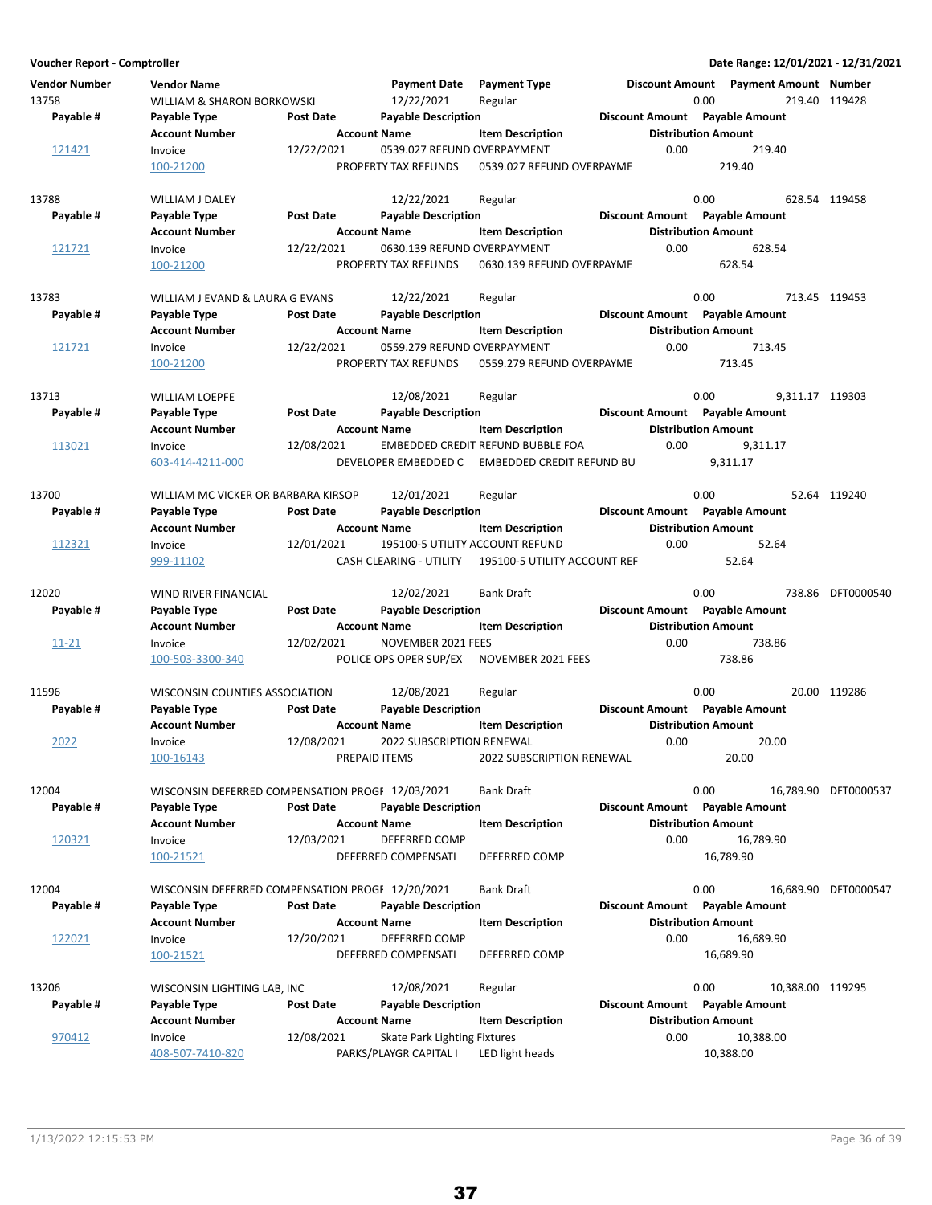**Voucher Report - Comptroller** — Date Range: 12/01/2021 - 12/31/2021

| Vendor Number | Vendor Name | Payment Date | Payment Type | Discount Amount | Payment Amount | Number |
|---|---|---|---|---|---|---|
| **Payable #** | **Payable Type** | **Post Date** | **Payable Description** | **Discount Amount** | **Payable Amount** | |
| | **Account Number** | **Account Name** | **Item Description** | **Distribution Amount** | | |
| 13758 | WILLIAM & SHARON BORKOWSKI | 12/22/2021 | Regular | 0.00 | 219.40 | 119428 |
| 121421 | Invoice | 12/22/2021 | 0539.027 REFUND OVERPAYMENT | 0.00 | 219.40 | |
| | 100-21200 | PROPERTY TAX REFUNDS | 0539.027 REFUND OVERPAYME | 219.40 | | |
| 13788 | WILLIAM J DALEY | 12/22/2021 | Regular | 0.00 | 628.54 | 119458 |
| 121721 | Invoice | 12/22/2021 | 0630.139 REFUND OVERPAYMENT | 0.00 | 628.54 | |
| | 100-21200 | PROPERTY TAX REFUNDS | 0630.139 REFUND OVERPAYME | 628.54 | | |
| 13783 | WILLIAM J EVAND & LAURA G EVANS | 12/22/2021 | Regular | 0.00 | 713.45 | 119453 |
| 121721 | Invoice | 12/22/2021 | 0559.279 REFUND OVERPAYMENT | 0.00 | 713.45 | |
| | 100-21200 | PROPERTY TAX REFUNDS | 0559.279 REFUND OVERPAYME | 713.45 | | |
| 13713 | WILLIAM LOEPFE | 12/08/2021 | Regular | 0.00 | 9,311.17 | 119303 |
| 113021 | Invoice | 12/08/2021 | EMBEDDED CREDIT REFUND BUBBLE FOA | 0.00 | 9,311.17 | |
| | 603-414-4211-000 | DEVELOPER EMBEDDED C | EMBEDDED CREDIT REFUND BU | 9,311.17 | | |
| 13700 | WILLIAM MC VICKER OR BARBARA KIRSOP | 12/01/2021 | Regular | 0.00 | 52.64 | 119240 |
| 112321 | Invoice | 12/01/2021 | 195100-5 UTILITY ACCOUNT REFUND | 0.00 | 52.64 | |
| | 999-11102 | CASH CLEARING - UTILITY | 195100-5 UTILITY ACCOUNT REF | 52.64 | | |
| 12020 | WIND RIVER FINANCIAL | 12/02/2021 | Bank Draft | 0.00 | 738.86 | DFT0000540 |
| 11-21 | Invoice | 12/02/2021 | NOVEMBER 2021 FEES | 0.00 | 738.86 | |
| | 100-503-3300-340 | POLICE OPS OPER SUP/EX | NOVEMBER 2021 FEES | 738.86 | | |
| 11596 | WISCONSIN COUNTIES ASSOCIATION | 12/08/2021 | Regular | 0.00 | 20.00 | 119286 |
| 2022 | Invoice | 12/08/2021 | 2022 SUBSCRIPTION RENEWAL | 0.00 | 20.00 | |
| | 100-16143 | PREPAID ITEMS | 2022 SUBSCRIPTION RENEWAL | 20.00 | | |
| 12004 | WISCONSIN DEFERRED COMPENSATION PROGF | 12/03/2021 | Bank Draft | 0.00 | 16,789.90 | DFT0000537 |
| 120321 | Invoice | 12/03/2021 | DEFERRED COMP | 0.00 | 16,789.90 | |
| | 100-21521 | DEFERRED COMPENSATI | DEFERRED COMP | 16,789.90 | | |
| 12004 | WISCONSIN DEFERRED COMPENSATION PROGF | 12/20/2021 | Bank Draft | 0.00 | 16,689.90 | DFT0000547 |
| 122021 | Invoice | 12/20/2021 | DEFERRED COMP | 0.00 | 16,689.90 | |
| | 100-21521 | DEFERRED COMPENSATI | DEFERRED COMP | 16,689.90 | | |
| 13206 | WISCONSIN LIGHTING LAB, INC | 12/08/2021 | Regular | 0.00 | 10,388.00 | 119295 |
| 970412 | Invoice | 12/08/2021 | Skate Park Lighting Fixtures | 0.00 | 10,388.00 | |
| | 408-507-7410-820 | PARKS/PLAYGR CAPITAL I | LED light heads | 10,388.00 | | |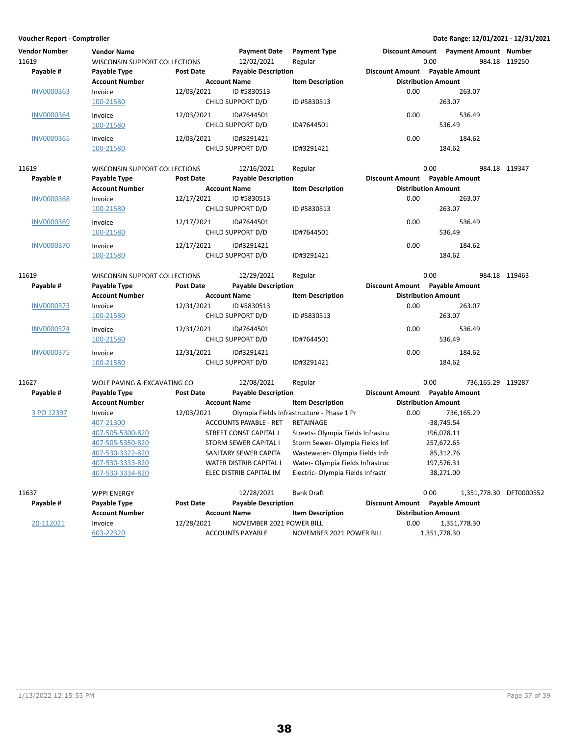**Voucher Report - Comptroller** | **Date Range: 12/01/2021 - 12/31/2021**

| Vendor Number | Vendor Name | | Payment Date | Payment Type | Discount Amount | Payment Amount | Number |
|---|---|---|---|---|---|---|---|
| 11619 | WISCONSIN SUPPORT COLLECTIONS | | 12/02/2021 | Regular | 0.00 | 984.18 | 119250 |
| **Payable #** | **Payable Type** | **Post Date** | **Payable Description** | | **Discount Amount** | **Payable Amount** | |
| | **Account Number** | | **Account Name** | **Item Description** | **Distribution Amount** | | |
| INV0000363 | Invoice | 12/03/2021 | ID #5830513 | | 0.00 | 263.07 | |
| | 100-21580 | | CHILD SUPPORT D/D | ID #5830513 | 263.07 | | |
| INV0000364 | Invoice | 12/03/2021 | ID#7644501 | | 0.00 | 536.49 | |
| | 100-21580 | | CHILD SUPPORT D/D | ID#7644501 | 536.49 | | |
| INV0000365 | Invoice | 12/03/2021 | ID#3291421 | | 0.00 | 184.62 | |
| | 100-21580 | | CHILD SUPPORT D/D | ID#3291421 | 184.62 | | |
| 11619 | WISCONSIN SUPPORT COLLECTIONS | | 12/16/2021 | Regular | 0.00 | 984.18 | 119347 |
| **Payable #** | **Payable Type** | **Post Date** | **Payable Description** | | **Discount Amount** | **Payable Amount** | |
| | **Account Number** | | **Account Name** | **Item Description** | **Distribution Amount** | | |
| INV0000368 | Invoice | 12/17/2021 | ID #5830513 | | 0.00 | 263.07 | |
| | 100-21580 | | CHILD SUPPORT D/D | ID #5830513 | 263.07 | | |
| INV0000369 | Invoice | 12/17/2021 | ID#7644501 | | 0.00 | 536.49 | |
| | 100-21580 | | CHILD SUPPORT D/D | ID#7644501 | 536.49 | | |
| INV0000370 | Invoice | 12/17/2021 | ID#3291421 | | 0.00 | 184.62 | |
| | 100-21580 | | CHILD SUPPORT D/D | ID#3291421 | 184.62 | | |
| 11619 | WISCONSIN SUPPORT COLLECTIONS | | 12/29/2021 | Regular | 0.00 | 984.18 | 119463 |
| **Payable #** | **Payable Type** | **Post Date** | **Payable Description** | | **Discount Amount** | **Payable Amount** | |
| | **Account Number** | | **Account Name** | **Item Description** | **Distribution Amount** | | |
| INV0000373 | Invoice | 12/31/2021 | ID #5830513 | | 0.00 | 263.07 | |
| | 100-21580 | | CHILD SUPPORT D/D | ID #5830513 | 263.07 | | |
| INV0000374 | Invoice | 12/31/2021 | ID#7644501 | | 0.00 | 536.49 | |
| | 100-21580 | | CHILD SUPPORT D/D | ID#7644501 | 536.49 | | |
| INV0000375 | Invoice | 12/31/2021 | ID#3291421 | | 0.00 | 184.62 | |
| | 100-21580 | | CHILD SUPPORT D/D | ID#3291421 | 184.62 | | |
| 11627 | WOLF PAVING & EXCAVATING CO | | 12/08/2021 | Regular | 0.00 | 736,165.29 | 119287 |
| **Payable #** | **Payable Type** | **Post Date** | **Payable Description** | | **Discount Amount** | **Payable Amount** | |
| | **Account Number** | | **Account Name** | **Item Description** | **Distribution Amount** | | |
| 3 PO 12397 | Invoice | 12/03/2021 | Olympia Fields Infrastructure - Phase 1 Pr | | 0.00 | 736,165.29 | |
| | 407-21300 | | ACCOUNTS PAYABLE - RET | RETAINAGE | -38,745.54 | | |
| | 407-505-5300-820 | | STREET CONST CAPITAL I | Streets- Olympia Fields Infrastru | 196,078.11 | | |
| | 407-505-5350-820 | | STORM SEWER CAPITAL I | Storm Sewer- Olympia Fields Inf | 257,672.65 | | |
| | 407-530-3322-820 | | SANITARY SEWER CAPITA | Wastewater- Olympia Fields Infr | 85,312.76 | | |
| | 407-530-3333-820 | | WATER DISTRIB CAPITAL I | Water- Olympia Fields Infrastruc | 197,576.31 | | |
| | 407-530-3334-820 | | ELEC DISTRIB CAPITAL IM | Electric- Olympia Fields Infrastr | 38,271.00 | | |
| 11637 | WPPI ENERGY | | 12/28/2021 | Bank Draft | 0.00 | 1,351,778.30 | DFT0000552 |
| **Payable #** | **Payable Type** | **Post Date** | **Payable Description** | | **Discount Amount** | **Payable Amount** | |
| | **Account Number** | | **Account Name** | **Item Description** | **Distribution Amount** | | |
| 20-112021 | Invoice | 12/28/2021 | NOVEMBER 2021 POWER BILL | | 0.00 | 1,351,778.30 | |
| | 603-22320 | | ACCOUNTS PAYABLE | NOVEMBER 2021 POWER BILL | 1,351,778.30 | | |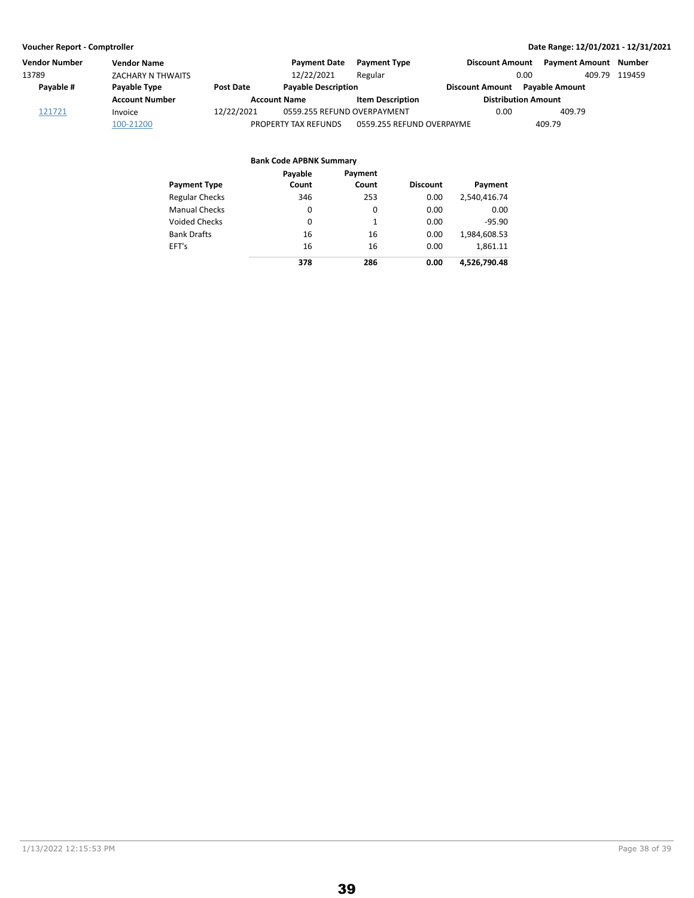| Vendor Number | Vendor Name | | Payment Date | Payment Type | Discount Amount | Payment Amount | Number |
|---|---|---|---|---|---|---|---|
| 13789 | ZACHARY N THWAITS | | 12/22/2021 | Regular | 0.00 | 409.79 | 119459 |
| **Payable #** | **Payable Type** | **Post Date** | **Payable Description** | | **Discount Amount** | **Payable Amount** | |
| | **Account Number** | | **Account Name** | **Item Description** | **Distribution Amount** | | |
| 121721 | Invoice | 12/22/2021 | 0559.255 REFUND OVERPAYMENT | | 0.00 | 409.79 | |
| | 100-21200 | | PROPERTY TAX REFUNDS | 0559.255 REFUND OVERPAYME | 409.79 | | |

**Bank Code APBNK Summary**

| Payment Type | Payable Count | Payment Count | Discount | Payment |
|---|---|---|---|---|
| Regular Checks | 346 | 253 | 0.00 | 2,540,416.74 |
| Manual Checks | 0 | 0 | 0.00 | 0.00 |
| Voided Checks | 0 | 1 | 0.00 | -95.90 |
| Bank Drafts | 16 | 16 | 0.00 | 1,984,608.53 |
| EFT's | 16 | 16 | 0.00 | 1,861.11 |
| | **378** | **286** | **0.00** | **4,526,790.48** |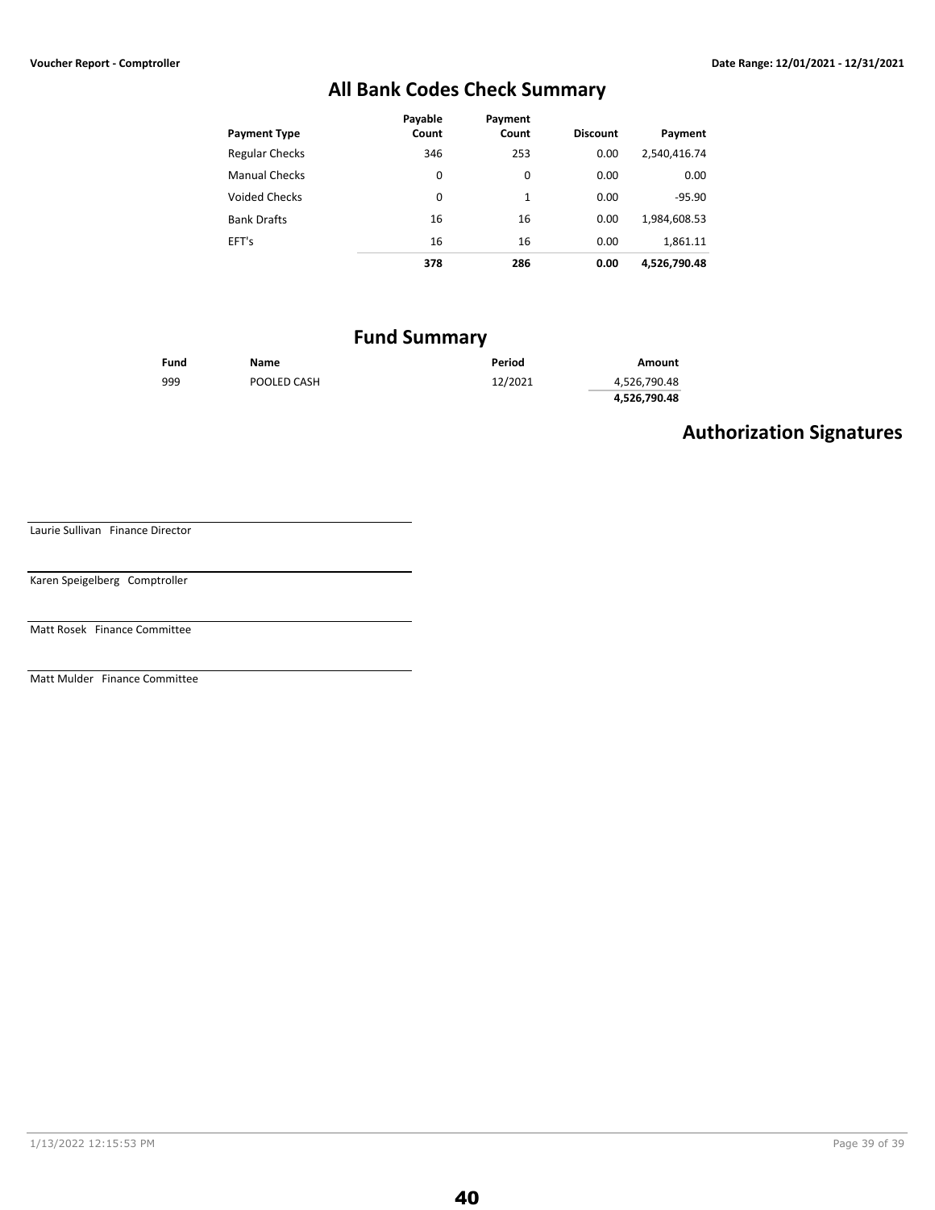## All Bank Codes Check Summary

| Payment Type | Payable Count | Payment Count | Discount | Payment |
|---|---|---|---|---|
| Regular Checks | 346 | 253 | 0.00 | 2,540,416.74 |
| Manual Checks | 0 | 0 | 0.00 | 0.00 |
| Voided Checks | 0 | 1 | 0.00 | -95.90 |
| Bank Drafts | 16 | 16 | 0.00 | 1,984,608.53 |
| EFT's | 16 | 16 | 0.00 | 1,861.11 |
| | **378** | **286** | **0.00** | **4,526,790.48** |

## Fund Summary

| Fund | Name | Period | Amount |
|---|---|---|---|
| 999 | POOLED CASH | 12/2021 | 4,526,790.48 |
| | | | **4,526,790.48** |

## Authorization Signatures

Laurie Sullivan Finance Director

Karen Speigelberg Comptroller

Matt Rosek Finance Committee

Matt Mulder Finance Committee